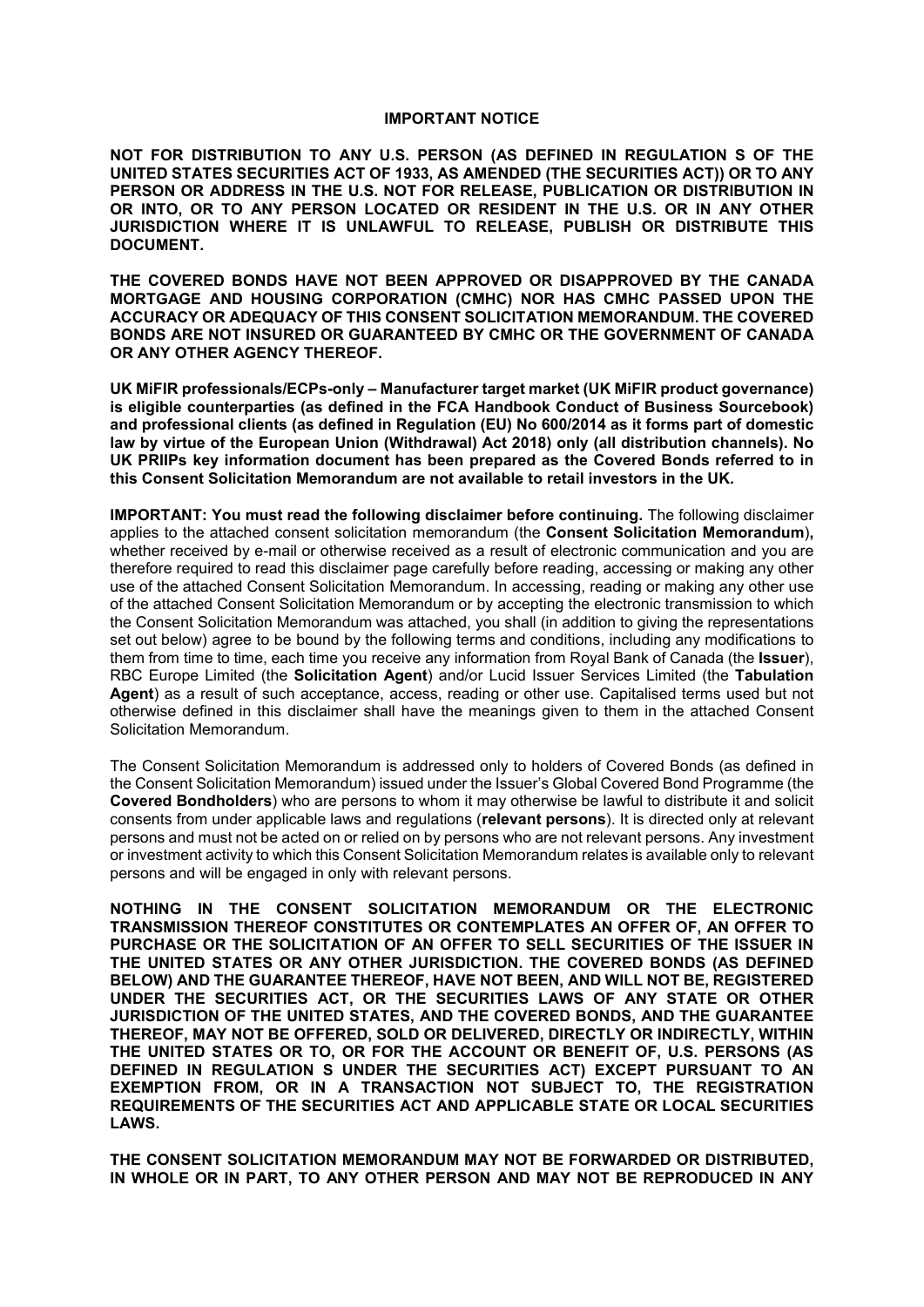# IMPORTANT NOTICE

**NOT FOR DISTRIBUTION TO ANY U.S. PERSON (AS DEFINED IN REGULATION S OF THE UNITED STATES SECURITIES ACT OF 1933, AS AMENDED (THE SECURITIES ACT)) OR TO ANY PERSON OR ADDRESS IN THE U.S. NOT FOR RELEASE, PUBLICATION OR DISTRIBUTION IN OR INTO, OR TO ANY PERSON LOCATED OR RESIDENT IN THE U.S. OR IN ANY OTHER JURISDICTION WHERE IT IS UNLAWFUL TO RELEASE, PUBLISH OR DISTRIBUTE THIS DOCUMENT.**

**THE COVERED BONDS HAVE NOT BEEN APPROVED OR DISAPPROVED BY THE CANADA MORTGAGE AND HOUSING CORPORATION (CMHC) NOR HAS CMHC PASSED UPON THE ACCURACY OR ADEQUACY OF THIS CONSENT SOLICITATION MEMORANDUM. THE COVERED BONDS ARE NOT INSURED OR GUARANTEED BY CMHC OR THE GOVERNMENT OF CANADA OR ANY OTHER AGENCY THEREOF.**

**UK MiFIR professionals/ECPs-only – Manufacturer target market (UK MiFIR product governance) is eligible counterparties (as defined in the FCA Handbook Conduct of Business Sourcebook) and professional clients (as defined in Regulation (EU) No 600/2014 as it forms part of domestic law by virtue of the European Union (Withdrawal) Act 2018) only (all distribution channels). No UK PRIIPs key information document has been prepared as the Covered Bonds referred to in this Consent Solicitation Memorandum are not available to retail investors in the UK.**

**IMPORTANT: You must read the following disclaimer before continuing.** The following disclaimer applies to the attached consent solicitation memorandum (the **Consent Solicitation Memorandum**), whether received by e-mail or otherwise received as a result of electronic communication and you are therefore required to read this disclaimer page carefully before reading, accessing or making any other use of the attached Consent Solicitation Memorandum. In accessing, reading or making any other use of the attached Consent Solicitation Memorandum or by accepting the electronic transmission to which the Consent Solicitation Memorandum was attached, you shall (in addition to giving the representations set out below) agree to be bound by the following terms and conditions, including any modifications to them from time to time, each time you receive any information from Royal Bank of Canada (the **Issuer**), RBC Europe Limited (the **Solicitation Agent**) and/or Lucid Issuer Services Limited (the **Tabulation Agent**) as a result of such acceptance, access, reading or other use. Capitalised terms used but not otherwise defined in this disclaimer shall have the meanings given to them in the attached Consent Solicitation Memorandum.

The Consent Solicitation Memorandum is addressed only to holders of Covered Bonds (as defined in the Consent Solicitation Memorandum) issued under the Issuer's Global Covered Bond Programme (the **Covered Bondholders**) who are persons to whom it may otherwise be lawful to distribute it and solicit consents from under applicable laws and regulations (**relevant persons**). It is directed only at relevant persons and must not be acted on or relied on by persons who are not relevant persons. Any investment or investment activity to which this Consent Solicitation Memorandum relates is available only to relevant persons and will be engaged in only with relevant persons.

**NOTHING IN THE CONSENT SOLICITATION MEMORANDUM OR THE ELECTRONIC TRANSMISSION THEREOF CONSTITUTES OR CONTEMPLATES AN OFFER OF, AN OFFER TO PURCHASE OR THE SOLICITATION OF AN OFFER TO SELL SECURITIES OF THE ISSUER IN THE UNITED STATES OR ANY OTHER JURISDICTION. THE COVERED BONDS (AS DEFINED BELOW) AND THE GUARANTEE THEREOF, HAVE NOT BEEN, AND WILL NOT BE, REGISTERED UNDER THE SECURITIES ACT, OR THE SECURITIES LAWS OF ANY STATE OR OTHER JURISDICTION OF THE UNITED STATES, AND THE COVERED BONDS, AND THE GUARANTEE THEREOF, MAY NOT BE OFFERED, SOLD OR DELIVERED, DIRECTLY OR INDIRECTLY, WITHIN THE UNITED STATES OR TO, OR FOR THE ACCOUNT OR BENEFIT OF, U.S. PERSONS (AS DEFINED IN REGULATION S UNDER THE SECURITIES ACT) EXCEPT PURSUANT TO AN EXEMPTION FROM, OR IN A TRANSACTION NOT SUBJECT TO, THE REGISTRATION REQUIREMENTS OF THE SECURITIES ACT AND APPLICABLE STATE OR LOCAL SECURITIES LAWS.**

**THE CONSENT SOLICITATION MEMORANDUM MAY NOT BE FORWARDED OR DISTRIBUTED, IN WHOLE OR IN PART, TO ANY OTHER PERSON AND MAY NOT BE REPRODUCED IN ANY**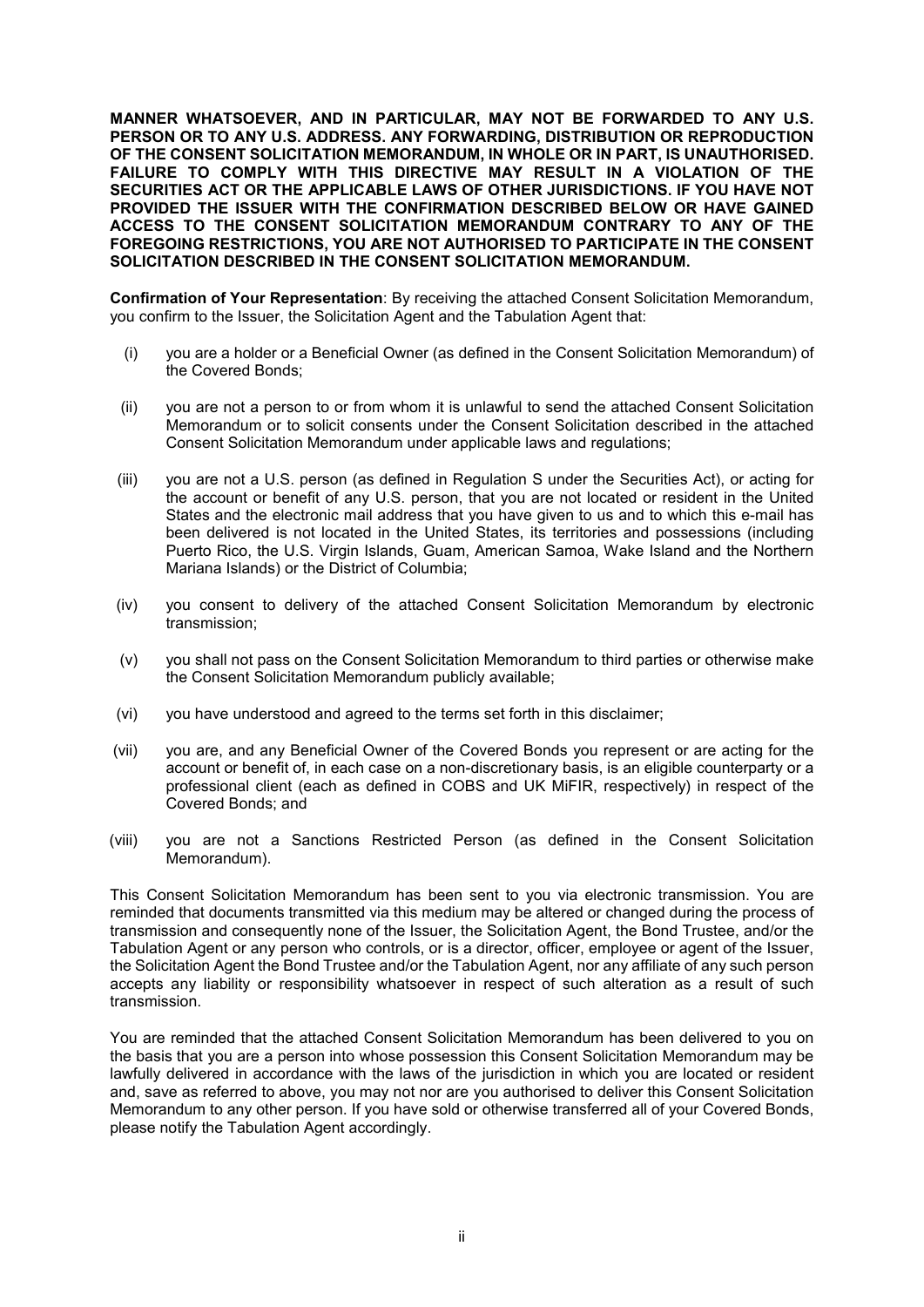**MANNER WHATSOEVER, AND IN PARTICULAR, MAY NOT BE FORWARDED TO ANY U.S. PERSON OR TO ANY U.S. ADDRESS. ANY FORWARDING, DISTRIBUTION OR REPRODUCTION OF THE CONSENT SOLICITATION MEMORANDUM, IN WHOLE OR IN PART, IS UNAUTHORISED. FAILURE TO COMPLY WITH THIS DIRECTIVE MAY RESULT IN A VIOLATION OF THE SECURITIES ACT OR THE APPLICABLE LAWS OF OTHER JURISDICTIONS. IF YOU HAVE NOT PROVIDED THE ISSUER WITH THE CONFIRMATION DESCRIBED BELOW OR HAVE GAINED ACCESS TO THE CONSENT SOLICITATION MEMORANDUM CONTRARY TO ANY OF THE FOREGOING RESTRICTIONS, YOU ARE NOT AUTHORISED TO PARTICIPATE IN THE CONSENT SOLICITATION DESCRIBED IN THE CONSENT SOLICITATION MEMORANDUM.**

**Confirmation of Your Representation**: By receiving the attached Consent Solicitation Memorandum, you confirm to the Issuer, the Solicitation Agent and the Tabulation Agent that:

(i) you are a holder or a Beneficial Owner (as defined in the Consent Solicitation Memorandum) of the Covered Bonds;

(ii) you are not a person to or from whom it is unlawful to send the attached Consent Solicitation Memorandum or to solicit consents under the Consent Solicitation described in the attached Consent Solicitation Memorandum under applicable laws and regulations;

(iii) you are not a U.S. person (as defined in Regulation S under the Securities Act), or acting for the account or benefit of any U.S. person, that you are not located or resident in the United States and the electronic mail address that you have given to us and to which this e-mail has been delivered is not located in the United States, its territories and possessions (including Puerto Rico, the U.S. Virgin Islands, Guam, American Samoa, Wake Island and the Northern Mariana Islands) or the District of Columbia;

(iv) you consent to delivery of the attached Consent Solicitation Memorandum by electronic transmission;

(v) you shall not pass on the Consent Solicitation Memorandum to third parties or otherwise make the Consent Solicitation Memorandum publicly available;

(vi) you have understood and agreed to the terms set forth in this disclaimer;

(vii) you are, and any Beneficial Owner of the Covered Bonds you represent or are acting for the account or benefit of, in each case on a non-discretionary basis, is an eligible counterparty or a professional client (each as defined in COBS and UK MiFIR, respectively) in respect of the Covered Bonds; and

(viii) you are not a Sanctions Restricted Person (as defined in the Consent Solicitation Memorandum).

This Consent Solicitation Memorandum has been sent to you via electronic transmission. You are reminded that documents transmitted via this medium may be altered or changed during the process of transmission and consequently none of the Issuer, the Solicitation Agent, the Bond Trustee, and/or the Tabulation Agent or any person who controls, or is a director, officer, employee or agent of the Issuer, the Solicitation Agent the Bond Trustee and/or the Tabulation Agent, nor any affiliate of any such person accepts any liability or responsibility whatsoever in respect of such alteration as a result of such transmission.

You are reminded that the attached Consent Solicitation Memorandum has been delivered to you on the basis that you are a person into whose possession this Consent Solicitation Memorandum may be lawfully delivered in accordance with the laws of the jurisdiction in which you are located or resident and, save as referred to above, you may not nor are you authorised to deliver this Consent Solicitation Memorandum to any other person. If you have sold or otherwise transferred all of your Covered Bonds, please notify the Tabulation Agent accordingly.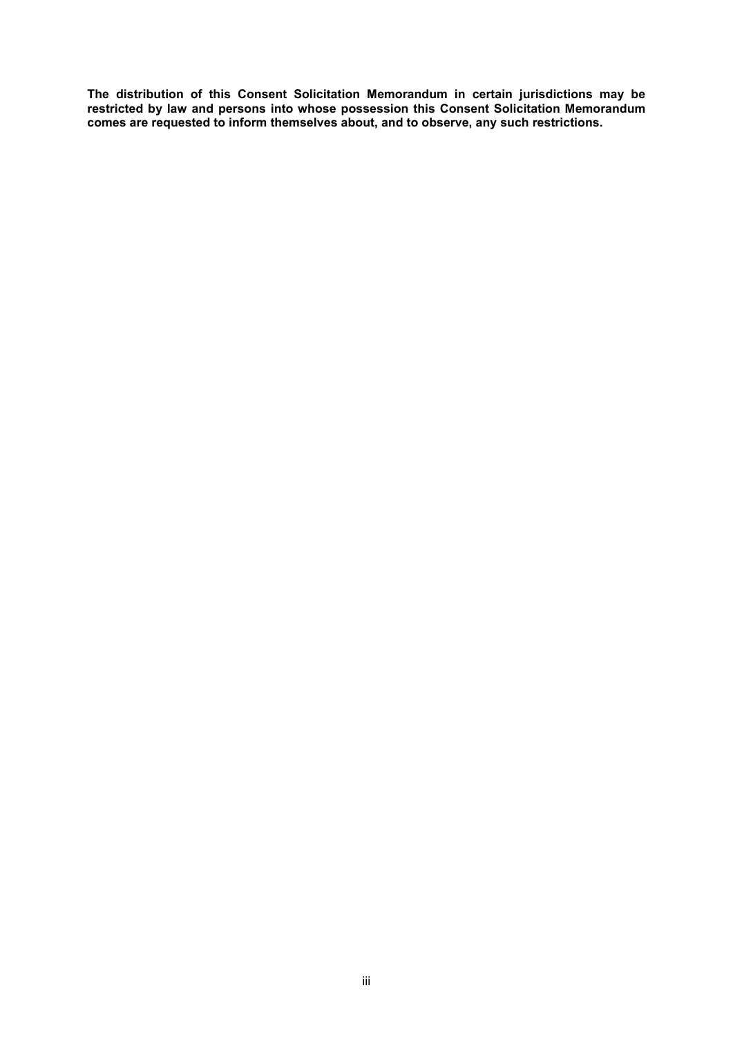**The distribution of this Consent Solicitation Memorandum in certain jurisdictions may be restricted by law and persons into whose possession this Consent Solicitation Memorandum comes are requested to inform themselves about, and to observe, any such restrictions.**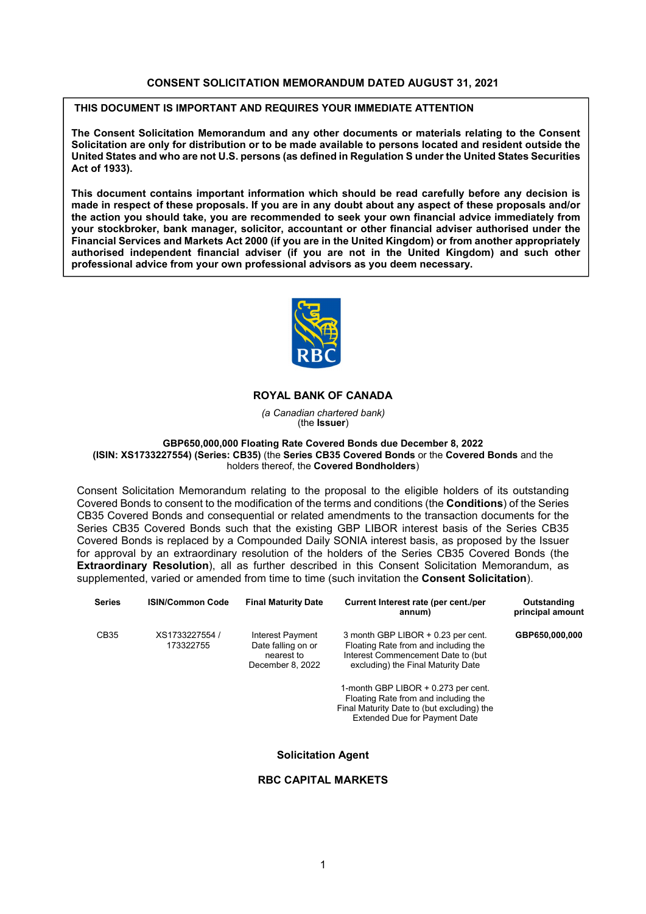**CONSENT SOLICITATION MEMORANDUM DATED AUGUST 31, 2021**

**THIS DOCUMENT IS IMPORTANT AND REQUIRES YOUR IMMEDIATE ATTENTION**

**The Consent Solicitation Memorandum and any other documents or materials relating to the Consent Solicitation are only for distribution or to be made available to persons located and resident outside the United States and who are not U.S. persons (as defined in Regulation S under the United States Securities Act of 1933).**

**This document contains important information which should be read carefully before any decision is made in respect of these proposals. If you are in any doubt about any aspect of these proposals and/or the action you should take, you are recommended to seek your own financial advice immediately from your stockbroker, bank manager, solicitor, accountant or other financial adviser authorised under the Financial Services and Markets Act 2000 (if you are in the United Kingdom) or from another appropriately authorised independent financial adviser (if you are not in the United Kingdom) and such other professional advice from your own professional advisors as you deem necessary.**

RBC

**ROYAL BANK OF CANADA**

*(a Canadian chartered bank)*
(the **Issuer**)

**GBP650,000,000 Floating Rate Covered Bonds due December 8, 2022**
**(ISIN: XS1733227554) (Series: CB35)** (the **Series CB35 Covered Bonds** or the **Covered Bonds** and the holders thereof, the **Covered Bondholders**)

Consent Solicitation Memorandum relating to the proposal to the eligible holders of its outstanding Covered Bonds to consent to the modification of the terms and conditions (the **Conditions**) of the Series CB35 Covered Bonds and consequential or related amendments to the transaction documents for the Series CB35 Covered Bonds such that the existing GBP LIBOR interest basis of the Series CB35 Covered Bonds is replaced by a Compounded Daily SONIA interest basis, as proposed by the Issuer for approval by an extraordinary resolution of the holders of the Series CB35 Covered Bonds (the **Extraordinary Resolution**), all as further described in this Consent Solicitation Memorandum, as supplemented, varied or amended from time to time (such invitation the **Consent Solicitation**).

| Series | ISIN/Common Code | Final Maturity Date | Current Interest rate (per cent./per annum) | Outstanding principal amount |
|---|---|---|---|---|
| CB35 | XS1733227554 / 173322755 | Interest Payment Date falling on or nearest to December 8, 2022 | 3 month GBP LIBOR + 0.23 per cent. Floating Rate from and including the Interest Commencement Date to (but excluding) the Final Maturity Date<br><br>1-month GBP LIBOR + 0.273 per cent. Floating Rate from and including the Final Maturity Date to (but excluding) the Extended Due for Payment Date | **GBP650,000,000** |

**Solicitation Agent**

**RBC CAPITAL MARKETS**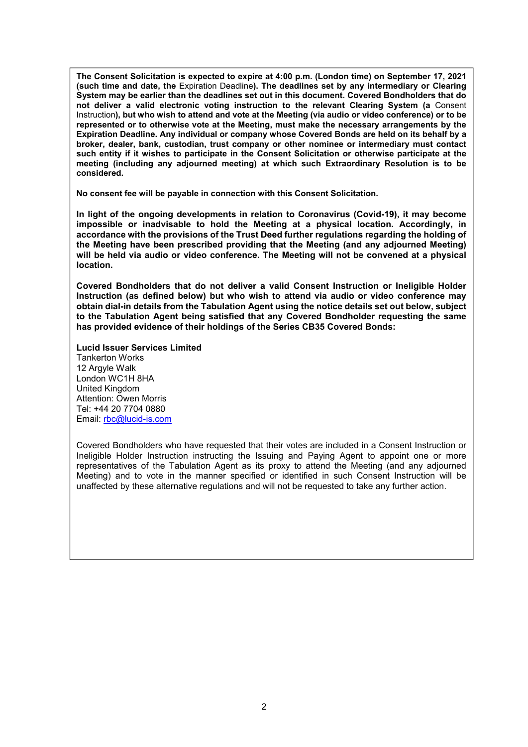**The Consent Solicitation is expected to expire at 4:00 p.m. (London time) on September 17, 2021 (such time and date, the** Expiration Deadline**). The deadlines set by any intermediary or Clearing System may be earlier than the deadlines set out in this document. Covered Bondholders that do not deliver a valid electronic voting instruction to the relevant Clearing System (a** Consent Instruction**), but who wish to attend and vote at the Meeting (via audio or video conference) or to be represented or to otherwise vote at the Meeting, must make the necessary arrangements by the Expiration Deadline. Any individual or company whose Covered Bonds are held on its behalf by a broker, dealer, bank, custodian, trust company or other nominee or intermediary must contact such entity if it wishes to participate in the Consent Solicitation or otherwise participate at the meeting (including any adjourned meeting) at which such Extraordinary Resolution is to be considered.**

**No consent fee will be payable in connection with this Consent Solicitation.**

**In light of the ongoing developments in relation to Coronavirus (Covid-19), it may become impossible or inadvisable to hold the Meeting at a physical location. Accordingly, in accordance with the provisions of the Trust Deed further regulations regarding the holding of the Meeting have been prescribed providing that the Meeting (and any adjourned Meeting) will be held via audio or video conference. The Meeting will not be convened at a physical location.**

**Covered Bondholders that do not deliver a valid Consent Instruction or Ineligible Holder Instruction (as defined below) but who wish to attend via audio or video conference may obtain dial-in details from the Tabulation Agent using the notice details set out below, subject to the Tabulation Agent being satisfied that any Covered Bondholder requesting the same has provided evidence of their holdings of the Series CB35 Covered Bonds:**

**Lucid Issuer Services Limited**
Tankerton Works
12 Argyle Walk
London WC1H 8HA
United Kingdom
Attention: Owen Morris
Tel: +44 20 7704 0880
Email: rbc@lucid-is.com

Covered Bondholders who have requested that their votes are included in a Consent Instruction or Ineligible Holder Instruction instructing the Issuing and Paying Agent to appoint one or more representatives of the Tabulation Agent as its proxy to attend the Meeting (and any adjourned Meeting) and to vote in the manner specified or identified in such Consent Instruction will be unaffected by these alternative regulations and will not be requested to take any further action.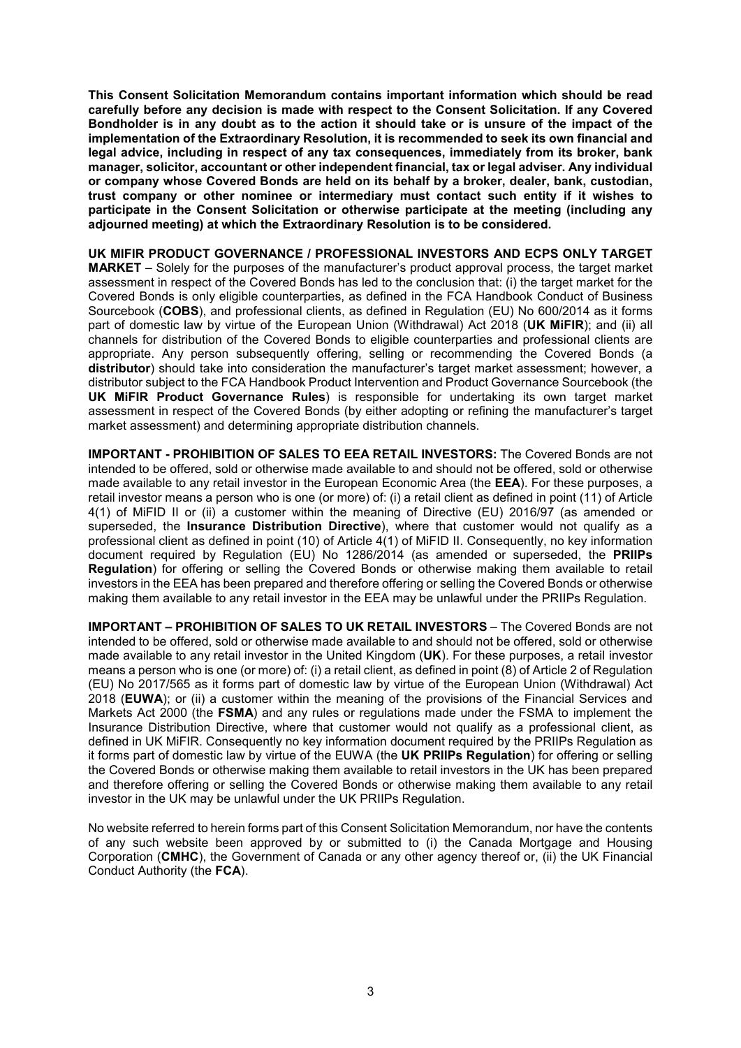**This Consent Solicitation Memorandum contains important information which should be read carefully before any decision is made with respect to the Consent Solicitation. If any Covered Bondholder is in any doubt as to the action it should take or is unsure of the impact of the implementation of the Extraordinary Resolution, it is recommended to seek its own financial and legal advice, including in respect of any tax consequences, immediately from its broker, bank manager, solicitor, accountant or other independent financial, tax or legal adviser. Any individual or company whose Covered Bonds are held on its behalf by a broker, dealer, bank, custodian, trust company or other nominee or intermediary must contact such entity if it wishes to participate in the Consent Solicitation or otherwise participate at the meeting (including any adjourned meeting) at which the Extraordinary Resolution is to be considered.**

**UK MIFIR PRODUCT GOVERNANCE / PROFESSIONAL INVESTORS AND ECPS ONLY TARGET MARKET** – Solely for the purposes of the manufacturer's product approval process, the target market assessment in respect of the Covered Bonds has led to the conclusion that: (i) the target market for the Covered Bonds is only eligible counterparties, as defined in the FCA Handbook Conduct of Business Sourcebook (**COBS**), and professional clients, as defined in Regulation (EU) No 600/2014 as it forms part of domestic law by virtue of the European Union (Withdrawal) Act 2018 (**UK MiFIR**); and (ii) all channels for distribution of the Covered Bonds to eligible counterparties and professional clients are appropriate. Any person subsequently offering, selling or recommending the Covered Bonds (a **distributor**) should take into consideration the manufacturer's target market assessment; however, a distributor subject to the FCA Handbook Product Intervention and Product Governance Sourcebook (the **UK MiFIR Product Governance Rules**) is responsible for undertaking its own target market assessment in respect of the Covered Bonds (by either adopting or refining the manufacturer's target market assessment) and determining appropriate distribution channels.

**IMPORTANT - PROHIBITION OF SALES TO EEA RETAIL INVESTORS:** The Covered Bonds are not intended to be offered, sold or otherwise made available to and should not be offered, sold or otherwise made available to any retail investor in the European Economic Area (the **EEA**). For these purposes, a retail investor means a person who is one (or more) of: (i) a retail client as defined in point (11) of Article 4(1) of MiFID II or (ii) a customer within the meaning of Directive (EU) 2016/97 (as amended or superseded, the **Insurance Distribution Directive**), where that customer would not qualify as a professional client as defined in point (10) of Article 4(1) of MiFID II. Consequently, no key information document required by Regulation (EU) No 1286/2014 (as amended or superseded, the **PRIIPs Regulation**) for offering or selling the Covered Bonds or otherwise making them available to retail investors in the EEA has been prepared and therefore offering or selling the Covered Bonds or otherwise making them available to any retail investor in the EEA may be unlawful under the PRIIPs Regulation.

**IMPORTANT – PROHIBITION OF SALES TO UK RETAIL INVESTORS** – The Covered Bonds are not intended to be offered, sold or otherwise made available to and should not be offered, sold or otherwise made available to any retail investor in the United Kingdom (**UK**). For these purposes, a retail investor means a person who is one (or more) of: (i) a retail client, as defined in point (8) of Article 2 of Regulation (EU) No 2017/565 as it forms part of domestic law by virtue of the European Union (Withdrawal) Act 2018 (**EUWA**); or (ii) a customer within the meaning of the provisions of the Financial Services and Markets Act 2000 (the **FSMA**) and any rules or regulations made under the FSMA to implement the Insurance Distribution Directive, where that customer would not qualify as a professional client, as defined in UK MiFIR. Consequently no key information document required by the PRIIPs Regulation as it forms part of domestic law by virtue of the EUWA (the **UK PRIIPs Regulation**) for offering or selling the Covered Bonds or otherwise making them available to retail investors in the UK has been prepared and therefore offering or selling the Covered Bonds or otherwise making them available to any retail investor in the UK may be unlawful under the UK PRIIPs Regulation.

No website referred to herein forms part of this Consent Solicitation Memorandum, nor have the contents of any such website been approved by or submitted to (i) the Canada Mortgage and Housing Corporation (**CMHC**), the Government of Canada or any other agency thereof or, (ii) the UK Financial Conduct Authority (the **FCA**).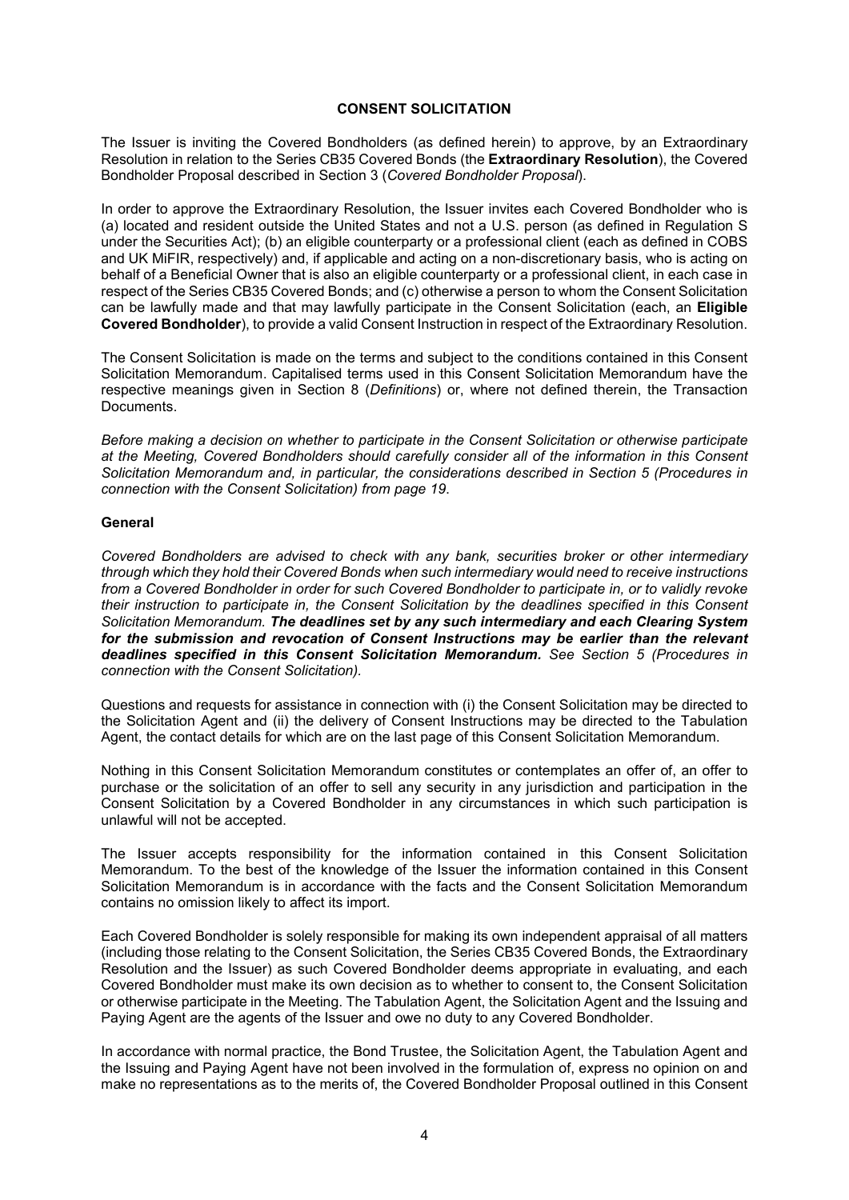## CONSENT SOLICITATION

The Issuer is inviting the Covered Bondholders (as defined herein) to approve, by an Extraordinary Resolution in relation to the Series CB35 Covered Bonds (the **Extraordinary Resolution**), the Covered Bondholder Proposal described in Section 3 (*Covered Bondholder Proposal*).

In order to approve the Extraordinary Resolution, the Issuer invites each Covered Bondholder who is (a) located and resident outside the United States and not a U.S. person (as defined in Regulation S under the Securities Act); (b) an eligible counterparty or a professional client (each as defined in COBS and UK MiFIR, respectively) and, if applicable and acting on a non-discretionary basis, who is acting on behalf of a Beneficial Owner that is also an eligible counterparty or a professional client, in each case in respect of the Series CB35 Covered Bonds; and (c) otherwise a person to whom the Consent Solicitation can be lawfully made and that may lawfully participate in the Consent Solicitation (each, an **Eligible Covered Bondholder**), to provide a valid Consent Instruction in respect of the Extraordinary Resolution.

The Consent Solicitation is made on the terms and subject to the conditions contained in this Consent Solicitation Memorandum. Capitalised terms used in this Consent Solicitation Memorandum have the respective meanings given in Section 8 (*Definitions*) or, where not defined therein, the Transaction Documents.

*Before making a decision on whether to participate in the Consent Solicitation or otherwise participate at the Meeting, Covered Bondholders should carefully consider all of the information in this Consent Solicitation Memorandum and, in particular, the considerations described in Section 5 (Procedures in connection with the Consent Solicitation) from page 19.*

### General

*Covered Bondholders are advised to check with any bank, securities broker or other intermediary through which they hold their Covered Bonds when such intermediary would need to receive instructions from a Covered Bondholder in order for such Covered Bondholder to participate in, or to validly revoke their instruction to participate in, the Consent Solicitation by the deadlines specified in this Consent Solicitation Memorandum.* ***The deadlines set by any such intermediary and each Clearing System for the submission and revocation of Consent Instructions may be earlier than the relevant deadlines specified in this Consent Solicitation Memorandum.*** *See Section 5 (Procedures in connection with the Consent Solicitation).*

Questions and requests for assistance in connection with (i) the Consent Solicitation may be directed to the Solicitation Agent and (ii) the delivery of Consent Instructions may be directed to the Tabulation Agent, the contact details for which are on the last page of this Consent Solicitation Memorandum.

Nothing in this Consent Solicitation Memorandum constitutes or contemplates an offer of, an offer to purchase or the solicitation of an offer to sell any security in any jurisdiction and participation in the Consent Solicitation by a Covered Bondholder in any circumstances in which such participation is unlawful will not be accepted.

The Issuer accepts responsibility for the information contained in this Consent Solicitation Memorandum. To the best of the knowledge of the Issuer the information contained in this Consent Solicitation Memorandum is in accordance with the facts and the Consent Solicitation Memorandum contains no omission likely to affect its import.

Each Covered Bondholder is solely responsible for making its own independent appraisal of all matters (including those relating to the Consent Solicitation, the Series CB35 Covered Bonds, the Extraordinary Resolution and the Issuer) as such Covered Bondholder deems appropriate in evaluating, and each Covered Bondholder must make its own decision as to whether to consent to, the Consent Solicitation or otherwise participate in the Meeting. The Tabulation Agent, the Solicitation Agent and the Issuing and Paying Agent are the agents of the Issuer and owe no duty to any Covered Bondholder.

In accordance with normal practice, the Bond Trustee, the Solicitation Agent, the Tabulation Agent and the Issuing and Paying Agent have not been involved in the formulation of, express no opinion on and make no representations as to the merits of, the Covered Bondholder Proposal outlined in this Consent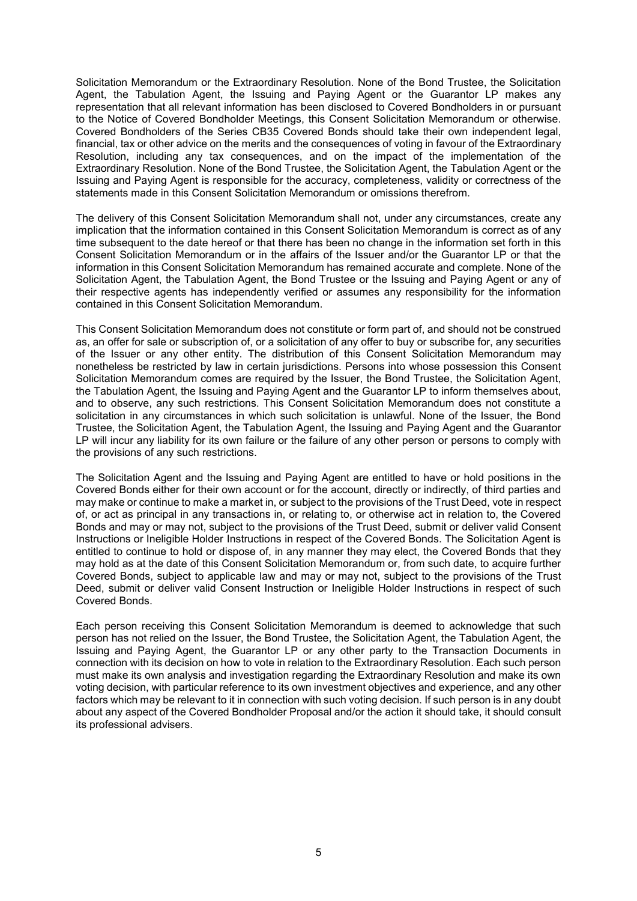Solicitation Memorandum or the Extraordinary Resolution. None of the Bond Trustee, the Solicitation Agent, the Tabulation Agent, the Issuing and Paying Agent or the Guarantor LP makes any representation that all relevant information has been disclosed to Covered Bondholders in or pursuant to the Notice of Covered Bondholder Meetings, this Consent Solicitation Memorandum or otherwise. Covered Bondholders of the Series CB35 Covered Bonds should take their own independent legal, financial, tax or other advice on the merits and the consequences of voting in favour of the Extraordinary Resolution, including any tax consequences, and on the impact of the implementation of the Extraordinary Resolution. None of the Bond Trustee, the Solicitation Agent, the Tabulation Agent or the Issuing and Paying Agent is responsible for the accuracy, completeness, validity or correctness of the statements made in this Consent Solicitation Memorandum or omissions therefrom.

The delivery of this Consent Solicitation Memorandum shall not, under any circumstances, create any implication that the information contained in this Consent Solicitation Memorandum is correct as of any time subsequent to the date hereof or that there has been no change in the information set forth in this Consent Solicitation Memorandum or in the affairs of the Issuer and/or the Guarantor LP or that the information in this Consent Solicitation Memorandum has remained accurate and complete. None of the Solicitation Agent, the Tabulation Agent, the Bond Trustee or the Issuing and Paying Agent or any of their respective agents has independently verified or assumes any responsibility for the information contained in this Consent Solicitation Memorandum.

This Consent Solicitation Memorandum does not constitute or form part of, and should not be construed as, an offer for sale or subscription of, or a solicitation of any offer to buy or subscribe for, any securities of the Issuer or any other entity. The distribution of this Consent Solicitation Memorandum may nonetheless be restricted by law in certain jurisdictions. Persons into whose possession this Consent Solicitation Memorandum comes are required by the Issuer, the Bond Trustee, the Solicitation Agent, the Tabulation Agent, the Issuing and Paying Agent and the Guarantor LP to inform themselves about, and to observe, any such restrictions. This Consent Solicitation Memorandum does not constitute a solicitation in any circumstances in which such solicitation is unlawful. None of the Issuer, the Bond Trustee, the Solicitation Agent, the Tabulation Agent, the Issuing and Paying Agent and the Guarantor LP will incur any liability for its own failure or the failure of any other person or persons to comply with the provisions of any such restrictions.

The Solicitation Agent and the Issuing and Paying Agent are entitled to have or hold positions in the Covered Bonds either for their own account or for the account, directly or indirectly, of third parties and may make or continue to make a market in, or subject to the provisions of the Trust Deed, vote in respect of, or act as principal in any transactions in, or relating to, or otherwise act in relation to, the Covered Bonds and may or may not, subject to the provisions of the Trust Deed, submit or deliver valid Consent Instructions or Ineligible Holder Instructions in respect of the Covered Bonds. The Solicitation Agent is entitled to continue to hold or dispose of, in any manner they may elect, the Covered Bonds that they may hold as at the date of this Consent Solicitation Memorandum or, from such date, to acquire further Covered Bonds, subject to applicable law and may or may not, subject to the provisions of the Trust Deed, submit or deliver valid Consent Instruction or Ineligible Holder Instructions in respect of such Covered Bonds.

Each person receiving this Consent Solicitation Memorandum is deemed to acknowledge that such person has not relied on the Issuer, the Bond Trustee, the Solicitation Agent, the Tabulation Agent, the Issuing and Paying Agent, the Guarantor LP or any other party to the Transaction Documents in connection with its decision on how to vote in relation to the Extraordinary Resolution. Each such person must make its own analysis and investigation regarding the Extraordinary Resolution and make its own voting decision, with particular reference to its own investment objectives and experience, and any other factors which may be relevant to it in connection with such voting decision. If such person is in any doubt about any aspect of the Covered Bondholder Proposal and/or the action it should take, it should consult its professional advisers.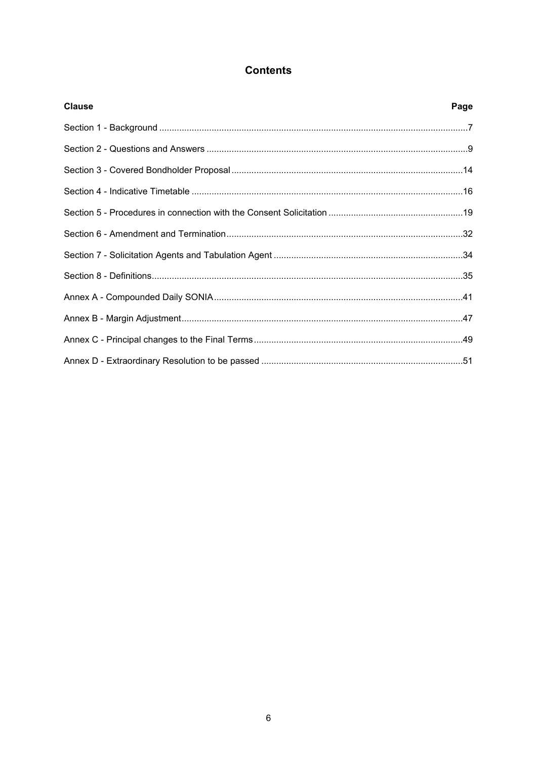# Contents

| Clause | Page |
| --- | --- |
| Section 1 - Background | 7 |
| Section 2 - Questions and Answers | 9 |
| Section 3 - Covered Bondholder Proposal | 14 |
| Section 4 - Indicative Timetable | 16 |
| Section 5 - Procedures in connection with the Consent Solicitation | 19 |
| Section 6 - Amendment and Termination | 32 |
| Section 7 - Solicitation Agents and Tabulation Agent | 34 |
| Section 8 - Definitions | 35 |
| Annex A - Compounded Daily SONIA | 41 |
| Annex B - Margin Adjustment | 47 |
| Annex C - Principal changes to the Final Terms | 49 |
| Annex D - Extraordinary Resolution to be passed | 51 |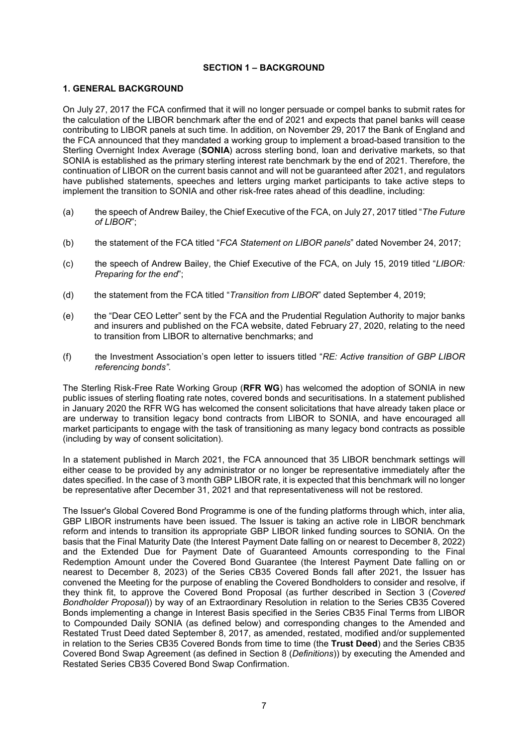## SECTION 1 – BACKGROUND

### 1. GENERAL BACKGROUND

On July 27, 2017 the FCA confirmed that it will no longer persuade or compel banks to submit rates for the calculation of the LIBOR benchmark after the end of 2021 and expects that panel banks will cease contributing to LIBOR panels at such time. In addition, on November 29, 2017 the Bank of England and the FCA announced that they mandated a working group to implement a broad-based transition to the Sterling Overnight Index Average (**SONIA**) across sterling bond, loan and derivative markets, so that SONIA is established as the primary sterling interest rate benchmark by the end of 2021. Therefore, the continuation of LIBOR on the current basis cannot and will not be guaranteed after 2021, and regulators have published statements, speeches and letters urging market participants to take active steps to implement the transition to SONIA and other risk-free rates ahead of this deadline, including:

(a) the speech of Andrew Bailey, the Chief Executive of the FCA, on July 27, 2017 titled "*The Future of LIBOR*";

(b) the statement of the FCA titled "*FCA Statement on LIBOR panels*" dated November 24, 2017;

(c) the speech of Andrew Bailey, the Chief Executive of the FCA, on July 15, 2019 titled "*LIBOR: Preparing for the end*";

(d) the statement from the FCA titled "*Transition from LIBOR*" dated September 4, 2019;

(e) the "Dear CEO Letter" sent by the FCA and the Prudential Regulation Authority to major banks and insurers and published on the FCA website, dated February 27, 2020, relating to the need to transition from LIBOR to alternative benchmarks; and

(f) the Investment Association's open letter to issuers titled "*RE: Active transition of GBP LIBOR referencing bonds".*

The Sterling Risk-Free Rate Working Group (**RFR WG**) has welcomed the adoption of SONIA in new public issues of sterling floating rate notes, covered bonds and securitisations. In a statement published in January 2020 the RFR WG has welcomed the consent solicitations that have already taken place or are underway to transition legacy bond contracts from LIBOR to SONIA, and have encouraged all market participants to engage with the task of transitioning as many legacy bond contracts as possible (including by way of consent solicitation).

In a statement published in March 2021, the FCA announced that 35 LIBOR benchmark settings will either cease to be provided by any administrator or no longer be representative immediately after the dates specified. In the case of 3 month GBP LIBOR rate, it is expected that this benchmark will no longer be representative after December 31, 2021 and that representativeness will not be restored.

The Issuer's Global Covered Bond Programme is one of the funding platforms through which, inter alia, GBP LIBOR instruments have been issued. The Issuer is taking an active role in LIBOR benchmark reform and intends to transition its appropriate GBP LIBOR linked funding sources to SONIA. On the basis that the Final Maturity Date (the Interest Payment Date falling on or nearest to December 8, 2022) and the Extended Due for Payment Date of Guaranteed Amounts corresponding to the Final Redemption Amount under the Covered Bond Guarantee (the Interest Payment Date falling on or nearest to December 8, 2023) of the Series CB35 Covered Bonds fall after 2021, the Issuer has convened the Meeting for the purpose of enabling the Covered Bondholders to consider and resolve, if they think fit, to approve the Covered Bond Proposal (as further described in Section 3 (*Covered Bondholder Proposal*)) by way of an Extraordinary Resolution in relation to the Series CB35 Covered Bonds implementing a change in Interest Basis specified in the Series CB35 Final Terms from LIBOR to Compounded Daily SONIA (as defined below) and corresponding changes to the Amended and Restated Trust Deed dated September 8, 2017, as amended, restated, modified and/or supplemented in relation to the Series CB35 Covered Bonds from time to time (the **Trust Deed**) and the Series CB35 Covered Bond Swap Agreement (as defined in Section 8 (*Definitions*)) by executing the Amended and Restated Series CB35 Covered Bond Swap Confirmation.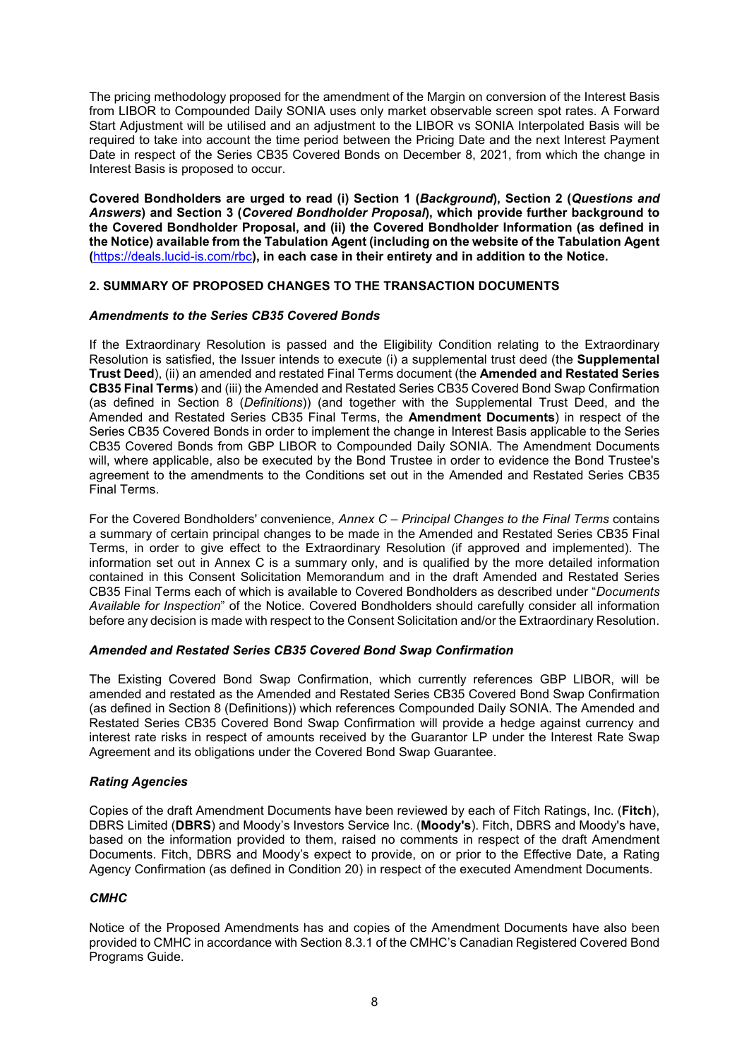The pricing methodology proposed for the amendment of the Margin on conversion of the Interest Basis from LIBOR to Compounded Daily SONIA uses only market observable screen spot rates. A Forward Start Adjustment will be utilised and an adjustment to the LIBOR vs SONIA Interpolated Basis will be required to take into account the time period between the Pricing Date and the next Interest Payment Date in respect of the Series CB35 Covered Bonds on December 8, 2021, from which the change in Interest Basis is proposed to occur.

**Covered Bondholders are urged to read (i) Section 1 (*Background*), Section 2 (*Questions and Answers*) and Section 3 (*Covered Bondholder Proposal*), which provide further background to the Covered Bondholder Proposal, and (ii) the Covered Bondholder Information (as defined in the Notice) available from the Tabulation Agent (including on the website of the Tabulation Agent (**https://deals.lucid-is.com/rbc**), in each case in their entirety and in addition to the Notice.**

## 2. SUMMARY OF PROPOSED CHANGES TO THE TRANSACTION DOCUMENTS

### *Amendments to the Series CB35 Covered Bonds*

If the Extraordinary Resolution is passed and the Eligibility Condition relating to the Extraordinary Resolution is satisfied, the Issuer intends to execute (i) a supplemental trust deed (the **Supplemental Trust Deed**), (ii) an amended and restated Final Terms document (the **Amended and Restated Series CB35 Final Terms**) and (iii) the Amended and Restated Series CB35 Covered Bond Swap Confirmation (as defined in Section 8 (*Definitions*)) (and together with the Supplemental Trust Deed, and the Amended and Restated Series CB35 Final Terms, the **Amendment Documents**) in respect of the Series CB35 Covered Bonds in order to implement the change in Interest Basis applicable to the Series CB35 Covered Bonds from GBP LIBOR to Compounded Daily SONIA. The Amendment Documents will, where applicable, also be executed by the Bond Trustee in order to evidence the Bond Trustee's agreement to the amendments to the Conditions set out in the Amended and Restated Series CB35 Final Terms.

For the Covered Bondholders' convenience, *Annex C – Principal Changes to the Final Terms* contains a summary of certain principal changes to be made in the Amended and Restated Series CB35 Final Terms, in order to give effect to the Extraordinary Resolution (if approved and implemented). The information set out in Annex C is a summary only, and is qualified by the more detailed information contained in this Consent Solicitation Memorandum and in the draft Amended and Restated Series CB35 Final Terms each of which is available to Covered Bondholders as described under "*Documents Available for Inspection*" of the Notice. Covered Bondholders should carefully consider all information before any decision is made with respect to the Consent Solicitation and/or the Extraordinary Resolution.

### *Amended and Restated Series CB35 Covered Bond Swap Confirmation*

The Existing Covered Bond Swap Confirmation, which currently references GBP LIBOR, will be amended and restated as the Amended and Restated Series CB35 Covered Bond Swap Confirmation (as defined in Section 8 (Definitions)) which references Compounded Daily SONIA. The Amended and Restated Series CB35 Covered Bond Swap Confirmation will provide a hedge against currency and interest rate risks in respect of amounts received by the Guarantor LP under the Interest Rate Swap Agreement and its obligations under the Covered Bond Swap Guarantee.

### *Rating Agencies*

Copies of the draft Amendment Documents have been reviewed by each of Fitch Ratings, Inc. (**Fitch**), DBRS Limited (**DBRS**) and Moody's Investors Service Inc. (**Moody's**). Fitch, DBRS and Moody's have, based on the information provided to them, raised no comments in respect of the draft Amendment Documents. Fitch, DBRS and Moody's expect to provide, on or prior to the Effective Date, a Rating Agency Confirmation (as defined in Condition 20) in respect of the executed Amendment Documents.

### *CMHC*

Notice of the Proposed Amendments has and copies of the Amendment Documents have also been provided to CMHC in accordance with Section 8.3.1 of the CMHC's Canadian Registered Covered Bond Programs Guide.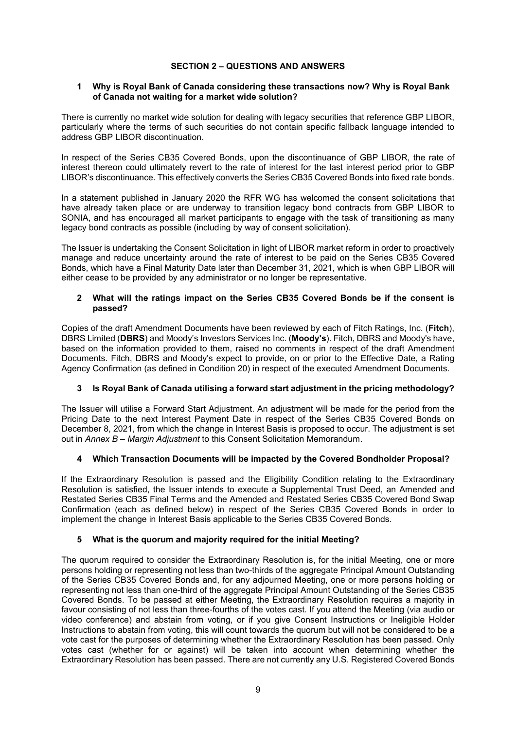## SECTION 2 – QUESTIONS AND ANSWERS

### 1 Why is Royal Bank of Canada considering these transactions now? Why is Royal Bank of Canada not waiting for a market wide solution?

There is currently no market wide solution for dealing with legacy securities that reference GBP LIBOR, particularly where the terms of such securities do not contain specific fallback language intended to address GBP LIBOR discontinuation.

In respect of the Series CB35 Covered Bonds, upon the discontinuance of GBP LIBOR, the rate of interest thereon could ultimately revert to the rate of interest for the last interest period prior to GBP LIBOR's discontinuance. This effectively converts the Series CB35 Covered Bonds into fixed rate bonds.

In a statement published in January 2020 the RFR WG has welcomed the consent solicitations that have already taken place or are underway to transition legacy bond contracts from GBP LIBOR to SONIA, and has encouraged all market participants to engage with the task of transitioning as many legacy bond contracts as possible (including by way of consent solicitation).

The Issuer is undertaking the Consent Solicitation in light of LIBOR market reform in order to proactively manage and reduce uncertainty around the rate of interest to be paid on the Series CB35 Covered Bonds, which have a Final Maturity Date later than December 31, 2021, which is when GBP LIBOR will either cease to be provided by any administrator or no longer be representative.

### 2 What will the ratings impact on the Series CB35 Covered Bonds be if the consent is passed?

Copies of the draft Amendment Documents have been reviewed by each of Fitch Ratings, Inc. (**Fitch**), DBRS Limited (**DBRS**) and Moody's Investors Services Inc. (**Moody's**). Fitch, DBRS and Moody's have, based on the information provided to them, raised no comments in respect of the draft Amendment Documents. Fitch, DBRS and Moody's expect to provide, on or prior to the Effective Date, a Rating Agency Confirmation (as defined in Condition 20) in respect of the executed Amendment Documents.

### 3 Is Royal Bank of Canada utilising a forward start adjustment in the pricing methodology?

The Issuer will utilise a Forward Start Adjustment. An adjustment will be made for the period from the Pricing Date to the next Interest Payment Date in respect of the Series CB35 Covered Bonds on December 8, 2021, from which the change in Interest Basis is proposed to occur. The adjustment is set out in *Annex B – Margin Adjustment* to this Consent Solicitation Memorandum.

### 4 Which Transaction Documents will be impacted by the Covered Bondholder Proposal?

If the Extraordinary Resolution is passed and the Eligibility Condition relating to the Extraordinary Resolution is satisfied, the Issuer intends to execute a Supplemental Trust Deed, an Amended and Restated Series CB35 Final Terms and the Amended and Restated Series CB35 Covered Bond Swap Confirmation (each as defined below) in respect of the Series CB35 Covered Bonds in order to implement the change in Interest Basis applicable to the Series CB35 Covered Bonds.

### 5 What is the quorum and majority required for the initial Meeting?

The quorum required to consider the Extraordinary Resolution is, for the initial Meeting, one or more persons holding or representing not less than two-thirds of the aggregate Principal Amount Outstanding of the Series CB35 Covered Bonds and, for any adjourned Meeting, one or more persons holding or representing not less than one-third of the aggregate Principal Amount Outstanding of the Series CB35 Covered Bonds. To be passed at either Meeting, the Extraordinary Resolution requires a majority in favour consisting of not less than three-fourths of the votes cast. If you attend the Meeting (via audio or video conference) and abstain from voting, or if you give Consent Instructions or Ineligible Holder Instructions to abstain from voting, this will count towards the quorum but will not be considered to be a vote cast for the purposes of determining whether the Extraordinary Resolution has been passed. Only votes cast (whether for or against) will be taken into account when determining whether the Extraordinary Resolution has been passed. There are not currently any U.S. Registered Covered Bonds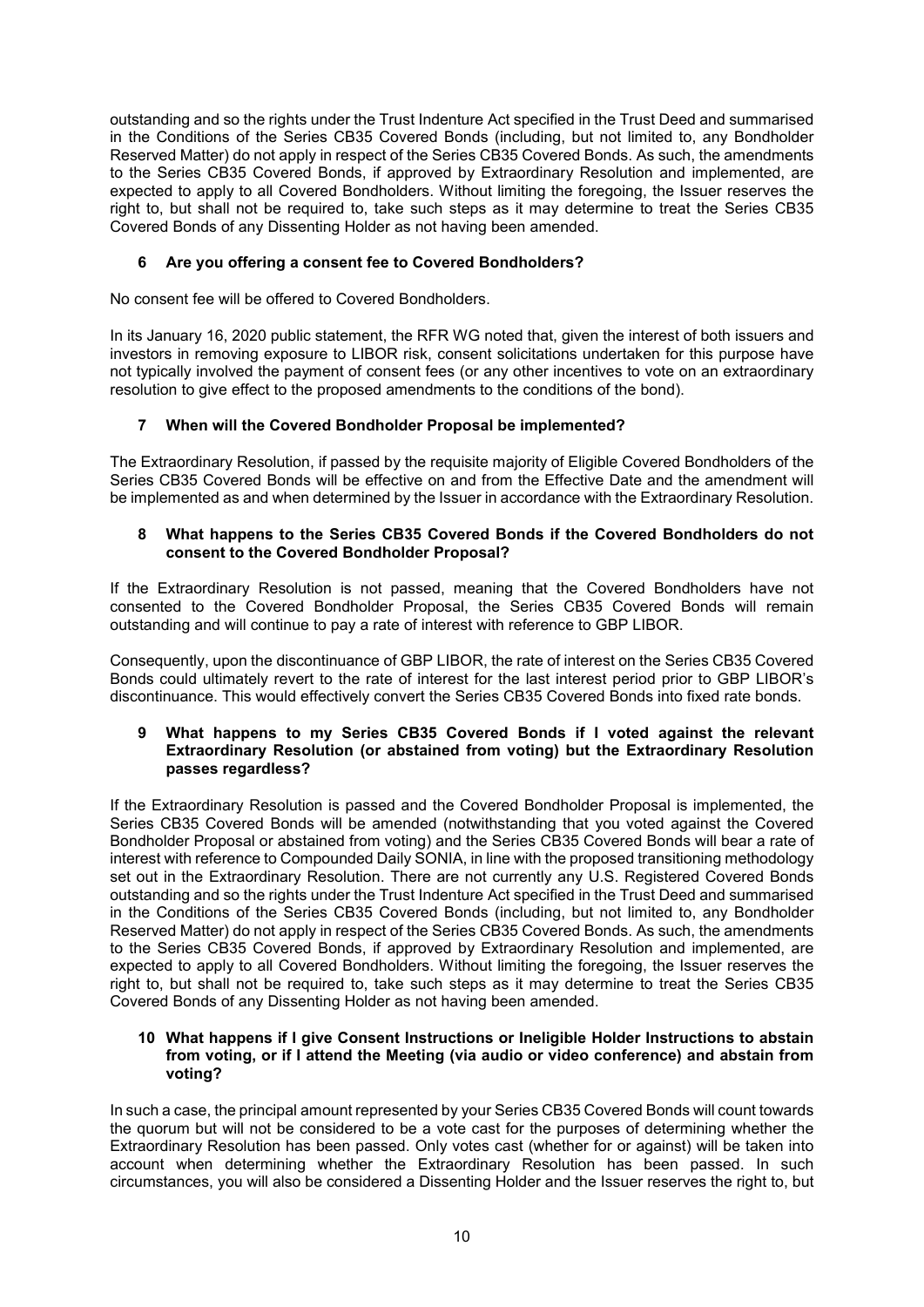outstanding and so the rights under the Trust Indenture Act specified in the Trust Deed and summarised in the Conditions of the Series CB35 Covered Bonds (including, but not limited to, any Bondholder Reserved Matter) do not apply in respect of the Series CB35 Covered Bonds. As such, the amendments to the Series CB35 Covered Bonds, if approved by Extraordinary Resolution and implemented, are expected to apply to all Covered Bondholders. Without limiting the foregoing, the Issuer reserves the right to, but shall not be required to, take such steps as it may determine to treat the Series CB35 Covered Bonds of any Dissenting Holder as not having been amended.

### 6 Are you offering a consent fee to Covered Bondholders?

No consent fee will be offered to Covered Bondholders.

In its January 16, 2020 public statement, the RFR WG noted that, given the interest of both issuers and investors in removing exposure to LIBOR risk, consent solicitations undertaken for this purpose have not typically involved the payment of consent fees (or any other incentives to vote on an extraordinary resolution to give effect to the proposed amendments to the conditions of the bond).

### 7 When will the Covered Bondholder Proposal be implemented?

The Extraordinary Resolution, if passed by the requisite majority of Eligible Covered Bondholders of the Series CB35 Covered Bonds will be effective on and from the Effective Date and the amendment will be implemented as and when determined by the Issuer in accordance with the Extraordinary Resolution.

### 8 What happens to the Series CB35 Covered Bonds if the Covered Bondholders do not consent to the Covered Bondholder Proposal?

If the Extraordinary Resolution is not passed, meaning that the Covered Bondholders have not consented to the Covered Bondholder Proposal, the Series CB35 Covered Bonds will remain outstanding and will continue to pay a rate of interest with reference to GBP LIBOR.

Consequently, upon the discontinuance of GBP LIBOR, the rate of interest on the Series CB35 Covered Bonds could ultimately revert to the rate of interest for the last interest period prior to GBP LIBOR's discontinuance. This would effectively convert the Series CB35 Covered Bonds into fixed rate bonds.

### 9 What happens to my Series CB35 Covered Bonds if I voted against the relevant Extraordinary Resolution (or abstained from voting) but the Extraordinary Resolution passes regardless?

If the Extraordinary Resolution is passed and the Covered Bondholder Proposal is implemented, the Series CB35 Covered Bonds will be amended (notwithstanding that you voted against the Covered Bondholder Proposal or abstained from voting) and the Series CB35 Covered Bonds will bear a rate of interest with reference to Compounded Daily SONIA, in line with the proposed transitioning methodology set out in the Extraordinary Resolution. There are not currently any U.S. Registered Covered Bonds outstanding and so the rights under the Trust Indenture Act specified in the Trust Deed and summarised in the Conditions of the Series CB35 Covered Bonds (including, but not limited to, any Bondholder Reserved Matter) do not apply in respect of the Series CB35 Covered Bonds. As such, the amendments to the Series CB35 Covered Bonds, if approved by Extraordinary Resolution and implemented, are expected to apply to all Covered Bondholders. Without limiting the foregoing, the Issuer reserves the right to, but shall not be required to, take such steps as it may determine to treat the Series CB35 Covered Bonds of any Dissenting Holder as not having been amended.

### 10 What happens if I give Consent Instructions or Ineligible Holder Instructions to abstain from voting, or if I attend the Meeting (via audio or video conference) and abstain from voting?

In such a case, the principal amount represented by your Series CB35 Covered Bonds will count towards the quorum but will not be considered to be a vote cast for the purposes of determining whether the Extraordinary Resolution has been passed. Only votes cast (whether for or against) will be taken into account when determining whether the Extraordinary Resolution has been passed. In such circumstances, you will also be considered a Dissenting Holder and the Issuer reserves the right to, but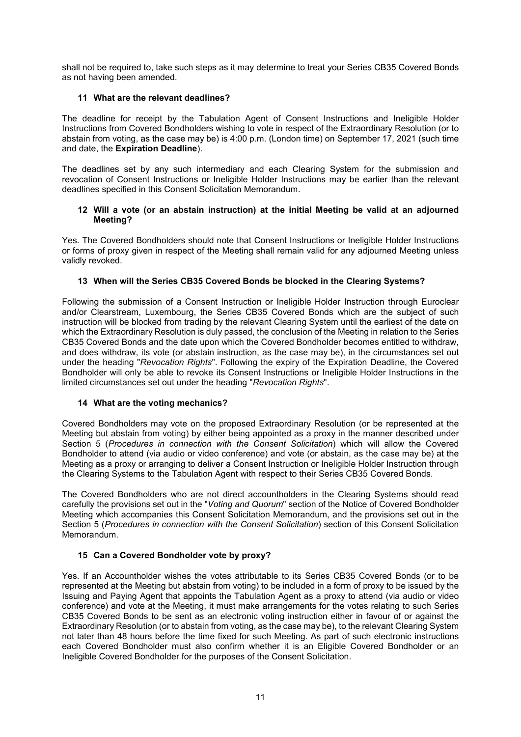shall not be required to, take such steps as it may determine to treat your Series CB35 Covered Bonds as not having been amended.

### 11 What are the relevant deadlines?

The deadline for receipt by the Tabulation Agent of Consent Instructions and Ineligible Holder Instructions from Covered Bondholders wishing to vote in respect of the Extraordinary Resolution (or to abstain from voting, as the case may be) is 4:00 p.m. (London time) on September 17, 2021 (such time and date, the **Expiration Deadline**).

The deadlines set by any such intermediary and each Clearing System for the submission and revocation of Consent Instructions or Ineligible Holder Instructions may be earlier than the relevant deadlines specified in this Consent Solicitation Memorandum.

### 12 Will a vote (or an abstain instruction) at the initial Meeting be valid at an adjourned Meeting?

Yes. The Covered Bondholders should note that Consent Instructions or Ineligible Holder Instructions or forms of proxy given in respect of the Meeting shall remain valid for any adjourned Meeting unless validly revoked.

### 13 When will the Series CB35 Covered Bonds be blocked in the Clearing Systems?

Following the submission of a Consent Instruction or Ineligible Holder Instruction through Euroclear and/or Clearstream, Luxembourg, the Series CB35 Covered Bonds which are the subject of such instruction will be blocked from trading by the relevant Clearing System until the earliest of the date on which the Extraordinary Resolution is duly passed, the conclusion of the Meeting in relation to the Series CB35 Covered Bonds and the date upon which the Covered Bondholder becomes entitled to withdraw, and does withdraw, its vote (or abstain instruction, as the case may be), in the circumstances set out under the heading "*Revocation Rights*". Following the expiry of the Expiration Deadline, the Covered Bondholder will only be able to revoke its Consent Instructions or Ineligible Holder Instructions in the limited circumstances set out under the heading "*Revocation Rights*".

### 14 What are the voting mechanics?

Covered Bondholders may vote on the proposed Extraordinary Resolution (or be represented at the Meeting but abstain from voting) by either being appointed as a proxy in the manner described under Section 5 (*Procedures in connection with the Consent Solicitation*) which will allow the Covered Bondholder to attend (via audio or video conference) and vote (or abstain, as the case may be) at the Meeting as a proxy or arranging to deliver a Consent Instruction or Ineligible Holder Instruction through the Clearing Systems to the Tabulation Agent with respect to their Series CB35 Covered Bonds.

The Covered Bondholders who are not direct accountholders in the Clearing Systems should read carefully the provisions set out in the "*Voting and Quorum*" section of the Notice of Covered Bondholder Meeting which accompanies this Consent Solicitation Memorandum, and the provisions set out in the Section 5 (*Procedures in connection with the Consent Solicitation*) section of this Consent Solicitation Memorandum.

### 15 Can a Covered Bondholder vote by proxy?

Yes. If an Accountholder wishes the votes attributable to its Series CB35 Covered Bonds (or to be represented at the Meeting but abstain from voting) to be included in a form of proxy to be issued by the Issuing and Paying Agent that appoints the Tabulation Agent as a proxy to attend (via audio or video conference) and vote at the Meeting, it must make arrangements for the votes relating to such Series CB35 Covered Bonds to be sent as an electronic voting instruction either in favour of or against the Extraordinary Resolution (or to abstain from voting, as the case may be), to the relevant Clearing System not later than 48 hours before the time fixed for such Meeting. As part of such electronic instructions each Covered Bondholder must also confirm whether it is an Eligible Covered Bondholder or an Ineligible Covered Bondholder for the purposes of the Consent Solicitation.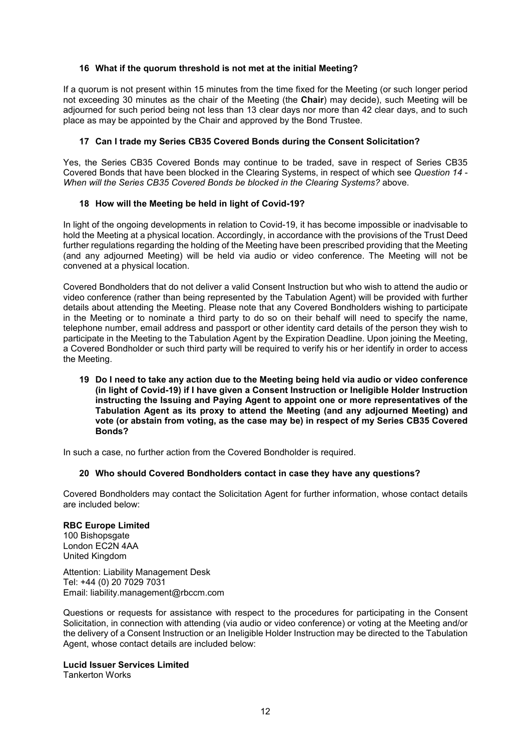### 16 What if the quorum threshold is not met at the initial Meeting?

If a quorum is not present within 15 minutes from the time fixed for the Meeting (or such longer period not exceeding 30 minutes as the chair of the Meeting (the **Chair**) may decide), such Meeting will be adjourned for such period being not less than 13 clear days nor more than 42 clear days, and to such place as may be appointed by the Chair and approved by the Bond Trustee.

### 17 Can I trade my Series CB35 Covered Bonds during the Consent Solicitation?

Yes, the Series CB35 Covered Bonds may continue to be traded, save in respect of Series CB35 Covered Bonds that have been blocked in the Clearing Systems, in respect of which see *Question 14 - When will the Series CB35 Covered Bonds be blocked in the Clearing Systems?* above.

### 18 How will the Meeting be held in light of Covid-19?

In light of the ongoing developments in relation to Covid-19, it has become impossible or inadvisable to hold the Meeting at a physical location. Accordingly, in accordance with the provisions of the Trust Deed further regulations regarding the holding of the Meeting have been prescribed providing that the Meeting (and any adjourned Meeting) will be held via audio or video conference. The Meeting will not be convened at a physical location.

Covered Bondholders that do not deliver a valid Consent Instruction but who wish to attend the audio or video conference (rather than being represented by the Tabulation Agent) will be provided with further details about attending the Meeting. Please note that any Covered Bondholders wishing to participate in the Meeting or to nominate a third party to do so on their behalf will need to specify the name, telephone number, email address and passport or other identity card details of the person they wish to participate in the Meeting to the Tabulation Agent by the Expiration Deadline. Upon joining the Meeting, a Covered Bondholder or such third party will be required to verify his or her identify in order to access the Meeting.

### 19 Do I need to take any action due to the Meeting being held via audio or video conference (in light of Covid-19) if I have given a Consent Instruction or Ineligible Holder Instruction instructing the Issuing and Paying Agent to appoint one or more representatives of the Tabulation Agent as its proxy to attend the Meeting (and any adjourned Meeting) and vote (or abstain from voting, as the case may be) in respect of my Series CB35 Covered Bonds?

In such a case, no further action from the Covered Bondholder is required.

### 20 Who should Covered Bondholders contact in case they have any questions?

Covered Bondholders may contact the Solicitation Agent for further information, whose contact details are included below:

**RBC Europe Limited**
100 Bishopsgate
London EC2N 4AA
United Kingdom

Attention: Liability Management Desk
Tel: +44 (0) 20 7029 7031
Email: liability.management@rbccm.com

Questions or requests for assistance with respect to the procedures for participating in the Consent Solicitation, in connection with attending (via audio or video conference) or voting at the Meeting and/or the delivery of a Consent Instruction or an Ineligible Holder Instruction may be directed to the Tabulation Agent, whose contact details are included below:

**Lucid Issuer Services Limited**
Tankerton Works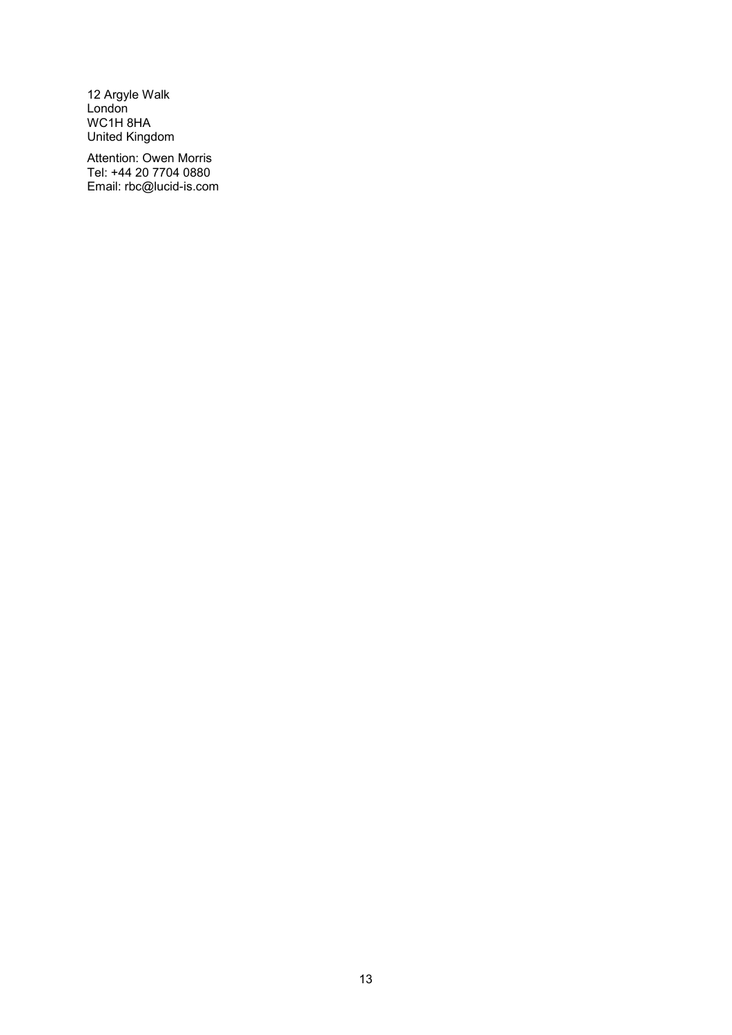12 Argyle Walk
London
WC1H 8HA
United Kingdom

Attention: Owen Morris
Tel: +44 20 7704 0880
Email: rbc@lucid-is.com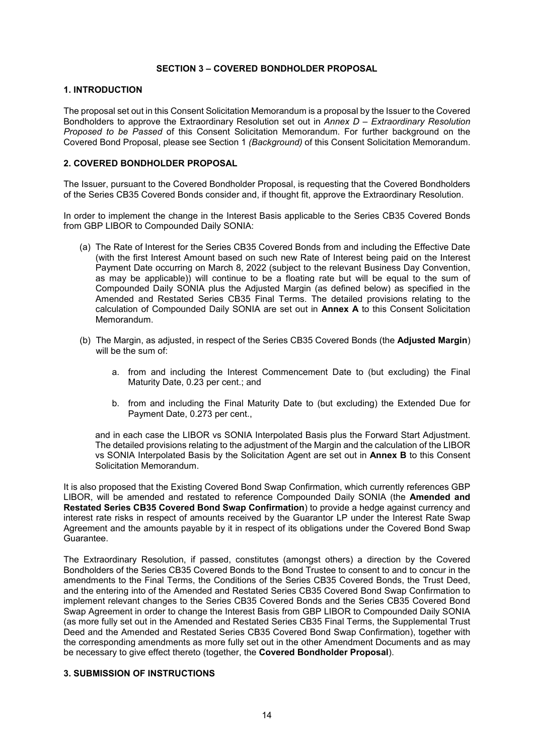## SECTION 3 – COVERED BONDHOLDER PROPOSAL

### 1. INTRODUCTION

The proposal set out in this Consent Solicitation Memorandum is a proposal by the Issuer to the Covered Bondholders to approve the Extraordinary Resolution set out in *Annex D – Extraordinary Resolution Proposed to be Passed* of this Consent Solicitation Memorandum. For further background on the Covered Bond Proposal, please see Section 1 *(Background)* of this Consent Solicitation Memorandum.

### 2. COVERED BONDHOLDER PROPOSAL

The Issuer, pursuant to the Covered Bondholder Proposal, is requesting that the Covered Bondholders of the Series CB35 Covered Bonds consider and, if thought fit, approve the Extraordinary Resolution.

In order to implement the change in the Interest Basis applicable to the Series CB35 Covered Bonds from GBP LIBOR to Compounded Daily SONIA:

(a) The Rate of Interest for the Series CB35 Covered Bonds from and including the Effective Date (with the first Interest Amount based on such new Rate of Interest being paid on the Interest Payment Date occurring on March 8, 2022 (subject to the relevant Business Day Convention, as may be applicable)) will continue to be a floating rate but will be equal to the sum of Compounded Daily SONIA plus the Adjusted Margin (as defined below) as specified in the Amended and Restated Series CB35 Final Terms. The detailed provisions relating to the calculation of Compounded Daily SONIA are set out in **Annex A** to this Consent Solicitation Memorandum.

(b) The Margin, as adjusted, in respect of the Series CB35 Covered Bonds (the **Adjusted Margin**) will be the sum of:

   a. from and including the Interest Commencement Date to (but excluding) the Final Maturity Date, 0.23 per cent.; and

   b. from and including the Final Maturity Date to (but excluding) the Extended Due for Payment Date, 0.273 per cent.,

   and in each case the LIBOR vs SONIA Interpolated Basis plus the Forward Start Adjustment. The detailed provisions relating to the adjustment of the Margin and the calculation of the LIBOR vs SONIA Interpolated Basis by the Solicitation Agent are set out in **Annex B** to this Consent Solicitation Memorandum.

It is also proposed that the Existing Covered Bond Swap Confirmation, which currently references GBP LIBOR, will be amended and restated to reference Compounded Daily SONIA (the **Amended and Restated Series CB35 Covered Bond Swap Confirmation**) to provide a hedge against currency and interest rate risks in respect of amounts received by the Guarantor LP under the Interest Rate Swap Agreement and the amounts payable by it in respect of its obligations under the Covered Bond Swap Guarantee.

The Extraordinary Resolution, if passed, constitutes (amongst others) a direction by the Covered Bondholders of the Series CB35 Covered Bonds to the Bond Trustee to consent to and to concur in the amendments to the Final Terms, the Conditions of the Series CB35 Covered Bonds, the Trust Deed, and the entering into of the Amended and Restated Series CB35 Covered Bond Swap Confirmation to implement relevant changes to the Series CB35 Covered Bonds and the Series CB35 Covered Bond Swap Agreement in order to change the Interest Basis from GBP LIBOR to Compounded Daily SONIA (as more fully set out in the Amended and Restated Series CB35 Final Terms, the Supplemental Trust Deed and the Amended and Restated Series CB35 Covered Bond Swap Confirmation), together with the corresponding amendments as more fully set out in the other Amendment Documents and as may be necessary to give effect thereto (together, the **Covered Bondholder Proposal**).

### 3. SUBMISSION OF INSTRUCTIONS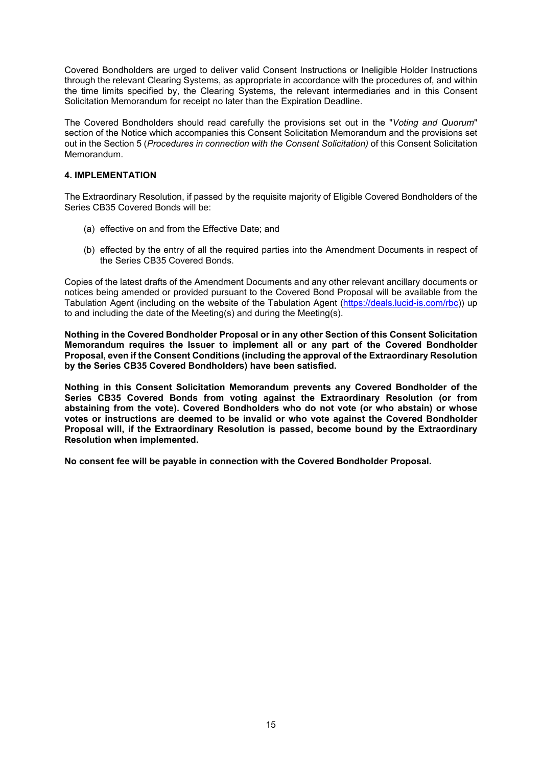Covered Bondholders are urged to deliver valid Consent Instructions or Ineligible Holder Instructions through the relevant Clearing Systems, as appropriate in accordance with the procedures of, and within the time limits specified by, the Clearing Systems, the relevant intermediaries and in this Consent Solicitation Memorandum for receipt no later than the Expiration Deadline.

The Covered Bondholders should read carefully the provisions set out in the "*Voting and Quorum*" section of the Notice which accompanies this Consent Solicitation Memorandum and the provisions set out in the Section 5 (*Procedures in connection with the Consent Solicitation)* of this Consent Solicitation Memorandum.

### 4. IMPLEMENTATION

The Extraordinary Resolution, if passed by the requisite majority of Eligible Covered Bondholders of the Series CB35 Covered Bonds will be:

(a) effective on and from the Effective Date; and

(b) effected by the entry of all the required parties into the Amendment Documents in respect of the Series CB35 Covered Bonds.

Copies of the latest drafts of the Amendment Documents and any other relevant ancillary documents or notices being amended or provided pursuant to the Covered Bond Proposal will be available from the Tabulation Agent (including on the website of the Tabulation Agent (https://deals.lucid-is.com/rbc)) up to and including the date of the Meeting(s) and during the Meeting(s).

**Nothing in the Covered Bondholder Proposal or in any other Section of this Consent Solicitation Memorandum requires the Issuer to implement all or any part of the Covered Bondholder Proposal, even if the Consent Conditions (including the approval of the Extraordinary Resolution by the Series CB35 Covered Bondholders) have been satisfied.**

**Nothing in this Consent Solicitation Memorandum prevents any Covered Bondholder of the Series CB35 Covered Bonds from voting against the Extraordinary Resolution (or from abstaining from the vote). Covered Bondholders who do not vote (or who abstain) or whose votes or instructions are deemed to be invalid or who vote against the Covered Bondholder Proposal will, if the Extraordinary Resolution is passed, become bound by the Extraordinary Resolution when implemented.**

**No consent fee will be payable in connection with the Covered Bondholder Proposal.**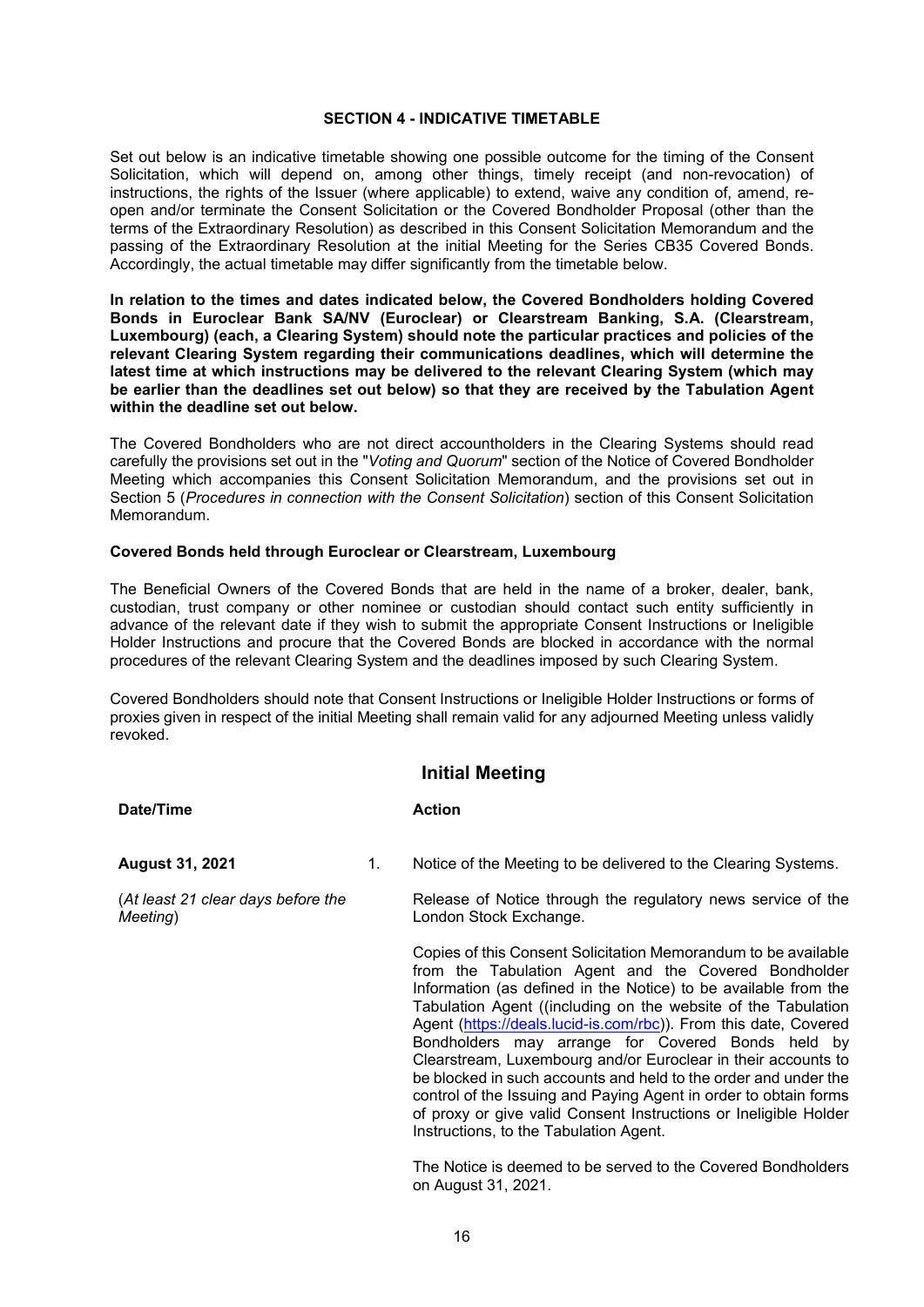## SECTION 4 - INDICATIVE TIMETABLE

Set out below is an indicative timetable showing one possible outcome for the timing of the Consent Solicitation, which will depend on, among other things, timely receipt (and non-revocation) of instructions, the rights of the Issuer (where applicable) to extend, waive any condition of, amend, re-open and/or terminate the Consent Solicitation or the Covered Bondholder Proposal (other than the terms of the Extraordinary Resolution) as described in this Consent Solicitation Memorandum and the passing of the Extraordinary Resolution at the initial Meeting for the Series CB35 Covered Bonds. Accordingly, the actual timetable may differ significantly from the timetable below.

**In relation to the times and dates indicated below, the Covered Bondholders holding Covered Bonds in Euroclear Bank SA/NV (Euroclear) or Clearstream Banking, S.A. (Clearstream, Luxembourg) (each, a Clearing System) should note the particular practices and policies of the relevant Clearing System regarding their communications deadlines, which will determine the latest time at which instructions may be delivered to the relevant Clearing System (which may be earlier than the deadlines set out below) so that they are received by the Tabulation Agent within the deadline set out below.**

The Covered Bondholders who are not direct accountholders in the Clearing Systems should read carefully the provisions set out in the "*Voting and Quorum*" section of the Notice of Covered Bondholder Meeting which accompanies this Consent Solicitation Memorandum, and the provisions set out in Section 5 (*Procedures in connection with the Consent Solicitation*) section of this Consent Solicitation Memorandum.

**Covered Bonds held through Euroclear or Clearstream, Luxembourg**

The Beneficial Owners of the Covered Bonds that are held in the name of a broker, dealer, bank, custodian, trust company or other nominee or custodian should contact such entity sufficiently in advance of the relevant date if they wish to submit the appropriate Consent Instructions or Ineligible Holder Instructions and procure that the Covered Bonds are blocked in accordance with the normal procedures of the relevant Clearing System and the deadlines imposed by such Clearing System.

Covered Bondholders should note that Consent Instructions or Ineligible Holder Instructions or forms of proxies given in respect of the initial Meeting shall remain valid for any adjourned Meeting unless validly revoked.

### Initial Meeting

| Date/Time | | Action |
|---|---|---|
| **August 31, 2021**<br><br>(*At least 21 clear days before the Meeting*) | 1. | Notice of the Meeting to be delivered to the Clearing Systems.<br><br>Release of Notice through the regulatory news service of the London Stock Exchange.<br><br>Copies of this Consent Solicitation Memorandum to be available from the Tabulation Agent and the Covered Bondholder Information (as defined in the Notice) to be available from the Tabulation Agent ((including on the website of the Tabulation Agent (https://deals.lucid-is.com/rbc)). From this date, Covered Bondholders may arrange for Covered Bonds held by Clearstream, Luxembourg and/or Euroclear in their accounts to be blocked in such accounts and held to the order and under the control of the Issuing and Paying Agent in order to obtain forms of proxy or give valid Consent Instructions or Ineligible Holder Instructions, to the Tabulation Agent.<br><br>The Notice is deemed to be served to the Covered Bondholders on August 31, 2021. |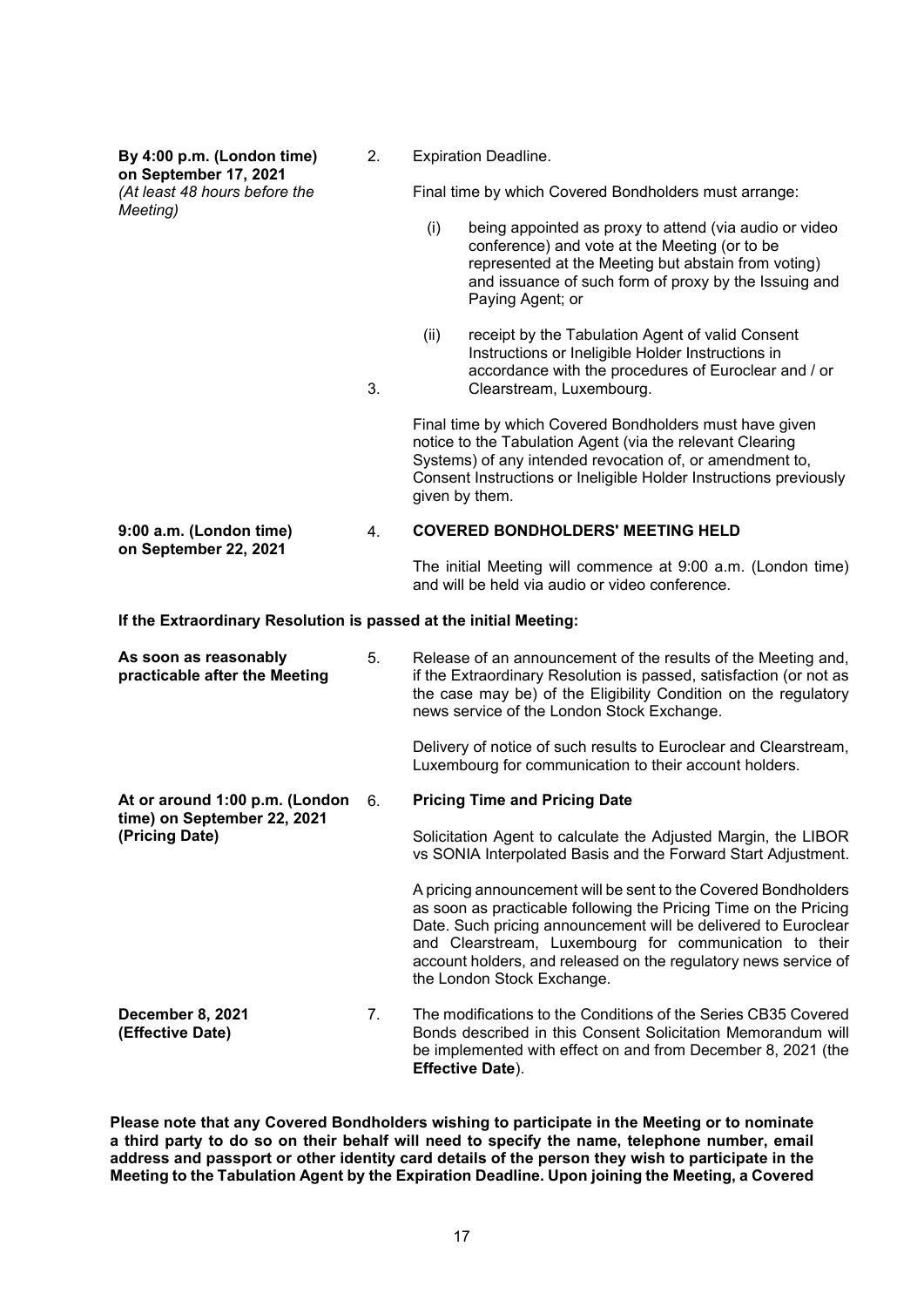| | | |
|---|---|---|
| **By 4:00 p.m. (London time) on September 17, 2021** *(At least 48 hours before the Meeting)* | 2. | Expiration Deadline.<br><br>Final time by which Covered Bondholders must arrange:<br><br>(i) being appointed as proxy to attend (via audio or video conference) and vote at the Meeting (or to be represented at the Meeting but abstain from voting) and issuance of such form of proxy by the Issuing and Paying Agent; or<br><br>(ii) receipt by the Tabulation Agent of valid Consent Instructions or Ineligible Holder Instructions in accordance with the procedures of Euroclear and / or Clearstream, Luxembourg. |
| | 3. | Final time by which Covered Bondholders must have given notice to the Tabulation Agent (via the relevant Clearing Systems) of any intended revocation of, or amendment to, Consent Instructions or Ineligible Holder Instructions previously given by them. |
| **9:00 a.m. (London time) on September 22, 2021** | 4. | **COVERED BONDHOLDERS' MEETING HELD**<br><br>The initial Meeting will commence at 9:00 a.m. (London time) and will be held via audio or video conference. |

**If the Extraordinary Resolution is passed at the initial Meeting:**

| | | |
|---|---|---|
| **As soon as reasonably practicable after the Meeting** | 5. | Release of an announcement of the results of the Meeting and, if the Extraordinary Resolution is passed, satisfaction (or not as the case may be) of the Eligibility Condition on the regulatory news service of the London Stock Exchange.<br><br>Delivery of notice of such results to Euroclear and Clearstream, Luxembourg for communication to their account holders. |
| **At or around 1:00 p.m. (London time) on September 22, 2021 (Pricing Date)** | 6. | **Pricing Time and Pricing Date**<br><br>Solicitation Agent to calculate the Adjusted Margin, the LIBOR vs SONIA Interpolated Basis and the Forward Start Adjustment.<br><br>A pricing announcement will be sent to the Covered Bondholders as soon as practicable following the Pricing Time on the Pricing Date. Such pricing announcement will be delivered to Euroclear and Clearstream, Luxembourg for communication to their account holders, and released on the regulatory news service of the London Stock Exchange. |
| **December 8, 2021 (Effective Date)** | 7. | The modifications to the Conditions of the Series CB35 Covered Bonds described in this Consent Solicitation Memorandum will be implemented with effect on and from December 8, 2021 (the **Effective Date**). |

**Please note that any Covered Bondholders wishing to participate in the Meeting or to nominate a third party to do so on their behalf will need to specify the name, telephone number, email address and passport or other identity card details of the person they wish to participate in the Meeting to the Tabulation Agent by the Expiration Deadline. Upon joining the Meeting, a Covered**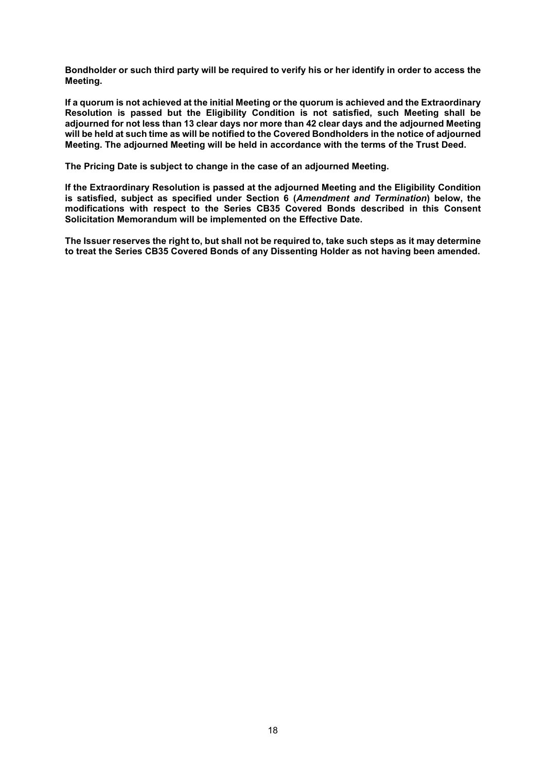**Bondholder or such third party will be required to verify his or her identify in order to access the Meeting.**

**If a quorum is not achieved at the initial Meeting or the quorum is achieved and the Extraordinary Resolution is passed but the Eligibility Condition is not satisfied, such Meeting shall be adjourned for not less than 13 clear days nor more than 42 clear days and the adjourned Meeting will be held at such time as will be notified to the Covered Bondholders in the notice of adjourned Meeting. The adjourned Meeting will be held in accordance with the terms of the Trust Deed.**

**The Pricing Date is subject to change in the case of an adjourned Meeting.**

**If the Extraordinary Resolution is passed at the adjourned Meeting and the Eligibility Condition is satisfied, subject as specified under Section 6 (*Amendment and Termination*) below, the modifications with respect to the Series CB35 Covered Bonds described in this Consent Solicitation Memorandum will be implemented on the Effective Date.**

**The Issuer reserves the right to, but shall not be required to, take such steps as it may determine to treat the Series CB35 Covered Bonds of any Dissenting Holder as not having been amended.**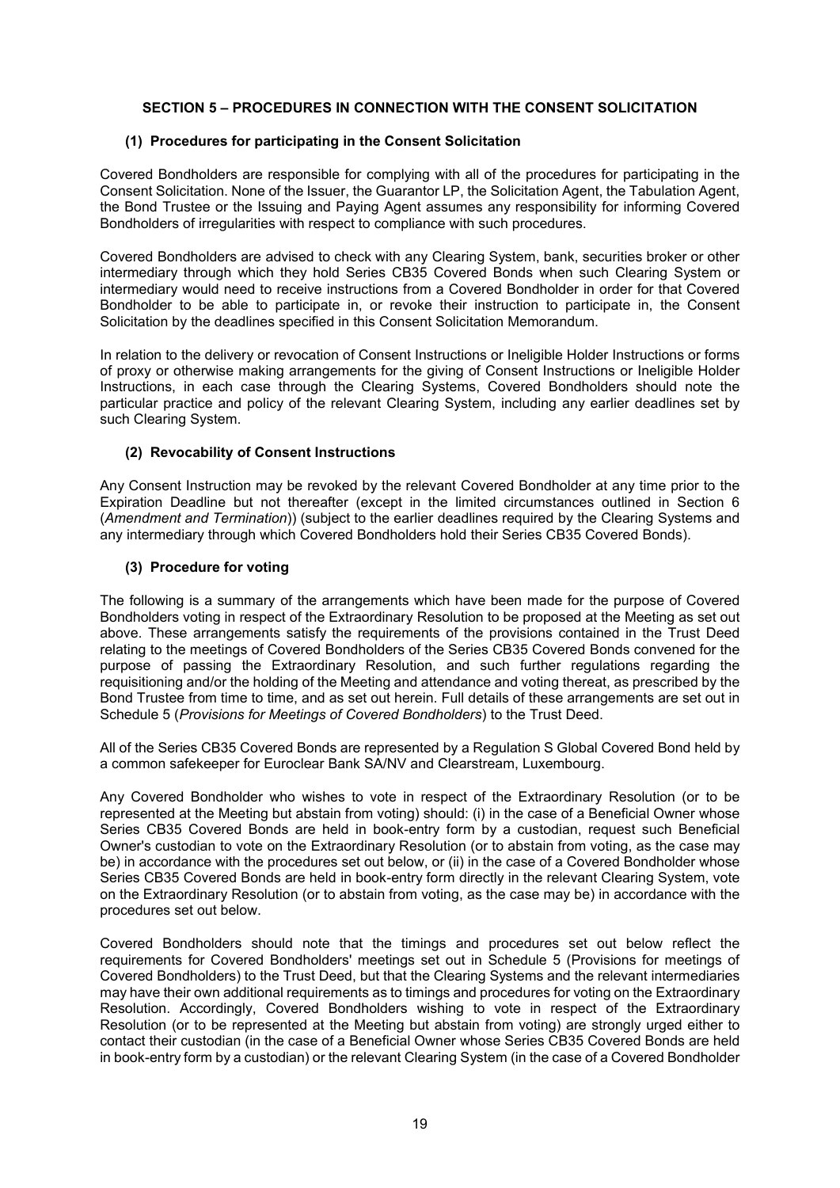## SECTION 5 – PROCEDURES IN CONNECTION WITH THE CONSENT SOLICITATION

### (1) Procedures for participating in the Consent Solicitation

Covered Bondholders are responsible for complying with all of the procedures for participating in the Consent Solicitation. None of the Issuer, the Guarantor LP, the Solicitation Agent, the Tabulation Agent, the Bond Trustee or the Issuing and Paying Agent assumes any responsibility for informing Covered Bondholders of irregularities with respect to compliance with such procedures.

Covered Bondholders are advised to check with any Clearing System, bank, securities broker or other intermediary through which they hold Series CB35 Covered Bonds when such Clearing System or intermediary would need to receive instructions from a Covered Bondholder in order for that Covered Bondholder to be able to participate in, or revoke their instruction to participate in, the Consent Solicitation by the deadlines specified in this Consent Solicitation Memorandum.

In relation to the delivery or revocation of Consent Instructions or Ineligible Holder Instructions or forms of proxy or otherwise making arrangements for the giving of Consent Instructions or Ineligible Holder Instructions, in each case through the Clearing Systems, Covered Bondholders should note the particular practice and policy of the relevant Clearing System, including any earlier deadlines set by such Clearing System.

### (2) Revocability of Consent Instructions

Any Consent Instruction may be revoked by the relevant Covered Bondholder at any time prior to the Expiration Deadline but not thereafter (except in the limited circumstances outlined in Section 6 (*Amendment and Termination*)) (subject to the earlier deadlines required by the Clearing Systems and any intermediary through which Covered Bondholders hold their Series CB35 Covered Bonds).

### (3) Procedure for voting

The following is a summary of the arrangements which have been made for the purpose of Covered Bondholders voting in respect of the Extraordinary Resolution to be proposed at the Meeting as set out above. These arrangements satisfy the requirements of the provisions contained in the Trust Deed relating to the meetings of Covered Bondholders of the Series CB35 Covered Bonds convened for the purpose of passing the Extraordinary Resolution, and such further regulations regarding the requisitioning and/or the holding of the Meeting and attendance and voting thereat, as prescribed by the Bond Trustee from time to time, and as set out herein. Full details of these arrangements are set out in Schedule 5 (*Provisions for Meetings of Covered Bondholders*) to the Trust Deed.

All of the Series CB35 Covered Bonds are represented by a Regulation S Global Covered Bond held by a common safekeeper for Euroclear Bank SA/NV and Clearstream, Luxembourg.

Any Covered Bondholder who wishes to vote in respect of the Extraordinary Resolution (or to be represented at the Meeting but abstain from voting) should: (i) in the case of a Beneficial Owner whose Series CB35 Covered Bonds are held in book-entry form by a custodian, request such Beneficial Owner's custodian to vote on the Extraordinary Resolution (or to abstain from voting, as the case may be) in accordance with the procedures set out below, or (ii) in the case of a Covered Bondholder whose Series CB35 Covered Bonds are held in book-entry form directly in the relevant Clearing System, vote on the Extraordinary Resolution (or to abstain from voting, as the case may be) in accordance with the procedures set out below.

Covered Bondholders should note that the timings and procedures set out below reflect the requirements for Covered Bondholders' meetings set out in Schedule 5 (Provisions for meetings of Covered Bondholders) to the Trust Deed, but that the Clearing Systems and the relevant intermediaries may have their own additional requirements as to timings and procedures for voting on the Extraordinary Resolution. Accordingly, Covered Bondholders wishing to vote in respect of the Extraordinary Resolution (or to be represented at the Meeting but abstain from voting) are strongly urged either to contact their custodian (in the case of a Beneficial Owner whose Series CB35 Covered Bonds are held in book-entry form by a custodian) or the relevant Clearing System (in the case of a Covered Bondholder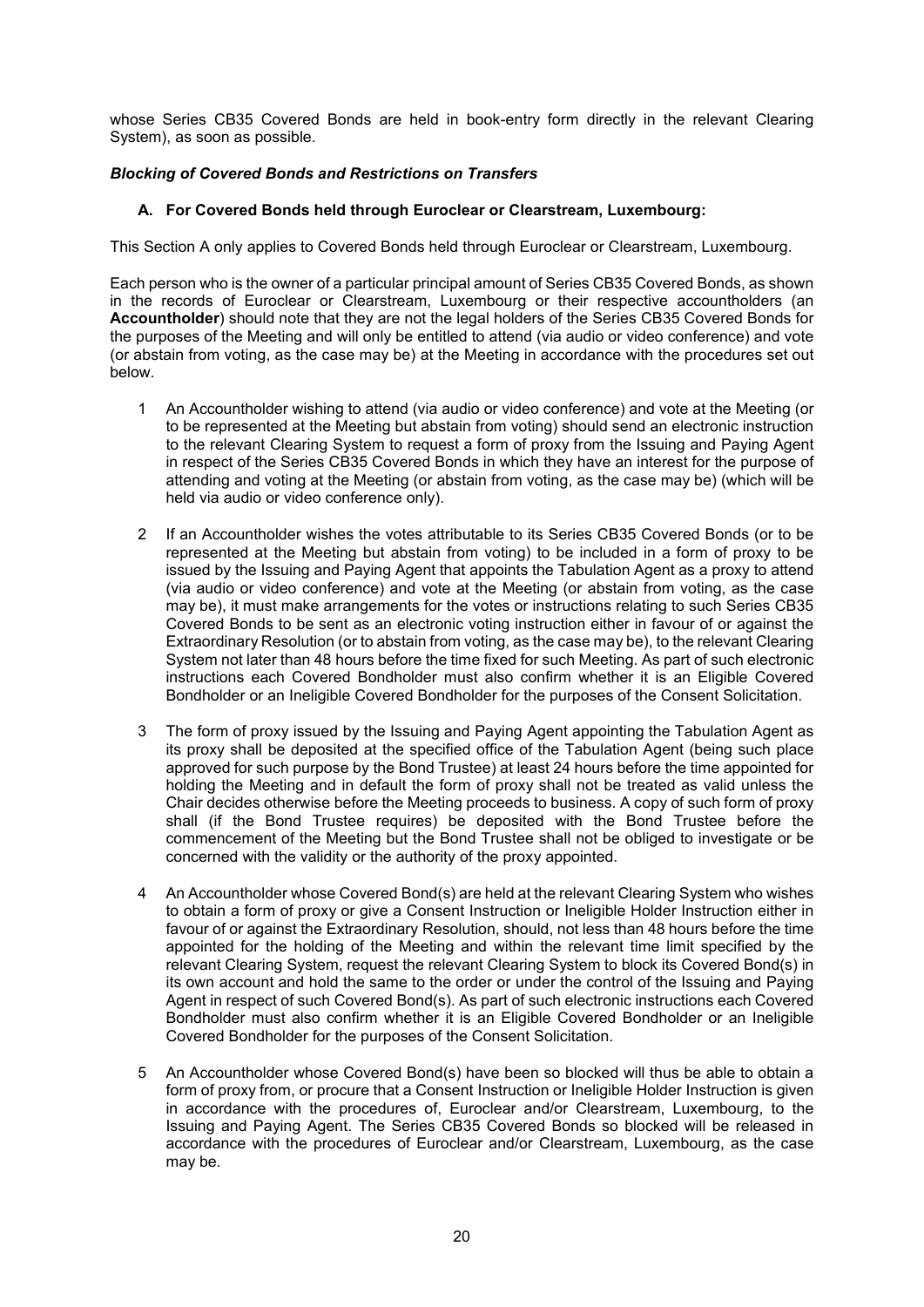whose Series CB35 Covered Bonds are held in book-entry form directly in the relevant Clearing System), as soon as possible.

***Blocking of Covered Bonds and Restrictions on Transfers***

**A. For Covered Bonds held through Euroclear or Clearstream, Luxembourg:**

This Section A only applies to Covered Bonds held through Euroclear or Clearstream, Luxembourg.

Each person who is the owner of a particular principal amount of Series CB35 Covered Bonds, as shown in the records of Euroclear or Clearstream, Luxembourg or their respective accountholders (an **Accountholder**) should note that they are not the legal holders of the Series CB35 Covered Bonds for the purposes of the Meeting and will only be entitled to attend (via audio or video conference) and vote (or abstain from voting, as the case may be) at the Meeting in accordance with the procedures set out below.

1. An Accountholder wishing to attend (via audio or video conference) and vote at the Meeting (or to be represented at the Meeting but abstain from voting) should send an electronic instruction to the relevant Clearing System to request a form of proxy from the Issuing and Paying Agent in respect of the Series CB35 Covered Bonds in which they have an interest for the purpose of attending and voting at the Meeting (or abstain from voting, as the case may be) (which will be held via audio or video conference only).

2. If an Accountholder wishes the votes attributable to its Series CB35 Covered Bonds (or to be represented at the Meeting but abstain from voting) to be included in a form of proxy to be issued by the Issuing and Paying Agent that appoints the Tabulation Agent as a proxy to attend (via audio or video conference) and vote at the Meeting (or abstain from voting, as the case may be), it must make arrangements for the votes or instructions relating to such Series CB35 Covered Bonds to be sent as an electronic voting instruction either in favour of or against the Extraordinary Resolution (or to abstain from voting, as the case may be), to the relevant Clearing System not later than 48 hours before the time fixed for such Meeting. As part of such electronic instructions each Covered Bondholder must also confirm whether it is an Eligible Covered Bondholder or an Ineligible Covered Bondholder for the purposes of the Consent Solicitation.

3. The form of proxy issued by the Issuing and Paying Agent appointing the Tabulation Agent as its proxy shall be deposited at the specified office of the Tabulation Agent (being such place approved for such purpose by the Bond Trustee) at least 24 hours before the time appointed for holding the Meeting and in default the form of proxy shall not be treated as valid unless the Chair decides otherwise before the Meeting proceeds to business. A copy of such form of proxy shall (if the Bond Trustee requires) be deposited with the Bond Trustee before the commencement of the Meeting but the Bond Trustee shall not be obliged to investigate or be concerned with the validity or the authority of the proxy appointed.

4. An Accountholder whose Covered Bond(s) are held at the relevant Clearing System who wishes to obtain a form of proxy or give a Consent Instruction or Ineligible Holder Instruction either in favour of or against the Extraordinary Resolution, should, not less than 48 hours before the time appointed for the holding of the Meeting and within the relevant time limit specified by the relevant Clearing System, request the relevant Clearing System to block its Covered Bond(s) in its own account and hold the same to the order or under the control of the Issuing and Paying Agent in respect of such Covered Bond(s). As part of such electronic instructions each Covered Bondholder must also confirm whether it is an Eligible Covered Bondholder or an Ineligible Covered Bondholder for the purposes of the Consent Solicitation.

5. An Accountholder whose Covered Bond(s) have been so blocked will thus be able to obtain a form of proxy from, or procure that a Consent Instruction or Ineligible Holder Instruction is given in accordance with the procedures of, Euroclear and/or Clearstream, Luxembourg, to the Issuing and Paying Agent. The Series CB35 Covered Bonds so blocked will be released in accordance with the procedures of Euroclear and/or Clearstream, Luxembourg, as the case may be.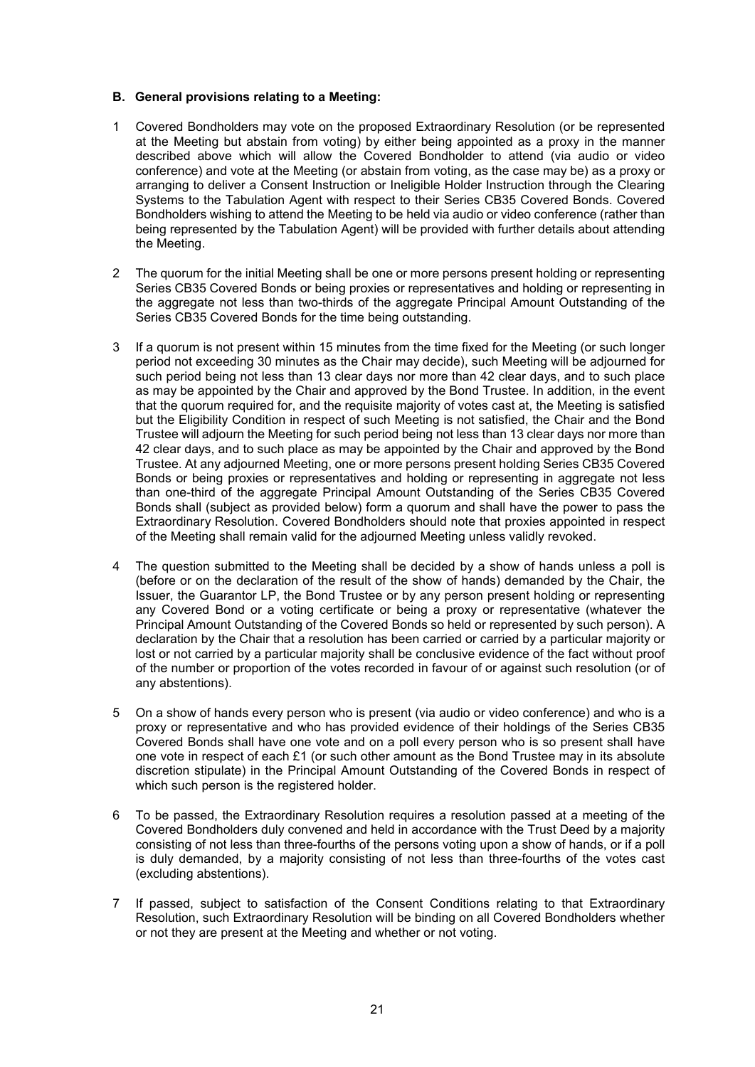### B. General provisions relating to a Meeting:

1. Covered Bondholders may vote on the proposed Extraordinary Resolution (or be represented at the Meeting but abstain from voting) by either being appointed as a proxy in the manner described above which will allow the Covered Bondholder to attend (via audio or video conference) and vote at the Meeting (or abstain from voting, as the case may be) as a proxy or arranging to deliver a Consent Instruction or Ineligible Holder Instruction through the Clearing Systems to the Tabulation Agent with respect to their Series CB35 Covered Bonds. Covered Bondholders wishing to attend the Meeting to be held via audio or video conference (rather than being represented by the Tabulation Agent) will be provided with further details about attending the Meeting.

2. The quorum for the initial Meeting shall be one or more persons present holding or representing Series CB35 Covered Bonds or being proxies or representatives and holding or representing in the aggregate not less than two-thirds of the aggregate Principal Amount Outstanding of the Series CB35 Covered Bonds for the time being outstanding.

3. If a quorum is not present within 15 minutes from the time fixed for the Meeting (or such longer period not exceeding 30 minutes as the Chair may decide), such Meeting will be adjourned for such period being not less than 13 clear days nor more than 42 clear days, and to such place as may be appointed by the Chair and approved by the Bond Trustee. In addition, in the event that the quorum required for, and the requisite majority of votes cast at, the Meeting is satisfied but the Eligibility Condition in respect of such Meeting is not satisfied, the Chair and the Bond Trustee will adjourn the Meeting for such period being not less than 13 clear days nor more than 42 clear days, and to such place as may be appointed by the Chair and approved by the Bond Trustee. At any adjourned Meeting, one or more persons present holding Series CB35 Covered Bonds or being proxies or representatives and holding or representing in aggregate not less than one-third of the aggregate Principal Amount Outstanding of the Series CB35 Covered Bonds shall (subject as provided below) form a quorum and shall have the power to pass the Extraordinary Resolution. Covered Bondholders should note that proxies appointed in respect of the Meeting shall remain valid for the adjourned Meeting unless validly revoked.

4. The question submitted to the Meeting shall be decided by a show of hands unless a poll is (before or on the declaration of the result of the show of hands) demanded by the Chair, the Issuer, the Guarantor LP, the Bond Trustee or by any person present holding or representing any Covered Bond or a voting certificate or being a proxy or representative (whatever the Principal Amount Outstanding of the Covered Bonds so held or represented by such person). A declaration by the Chair that a resolution has been carried or carried by a particular majority or lost or not carried by a particular majority shall be conclusive evidence of the fact without proof of the number or proportion of the votes recorded in favour of or against such resolution (or of any abstentions).

5. On a show of hands every person who is present (via audio or video conference) and who is a proxy or representative and who has provided evidence of their holdings of the Series CB35 Covered Bonds shall have one vote and on a poll every person who is so present shall have one vote in respect of each £1 (or such other amount as the Bond Trustee may in its absolute discretion stipulate) in the Principal Amount Outstanding of the Covered Bonds in respect of which such person is the registered holder.

6. To be passed, the Extraordinary Resolution requires a resolution passed at a meeting of the Covered Bondholders duly convened and held in accordance with the Trust Deed by a majority consisting of not less than three-fourths of the persons voting upon a show of hands, or if a poll is duly demanded, by a majority consisting of not less than three-fourths of the votes cast (excluding abstentions).

7. If passed, subject to satisfaction of the Consent Conditions relating to that Extraordinary Resolution, such Extraordinary Resolution will be binding on all Covered Bondholders whether or not they are present at the Meeting and whether or not voting.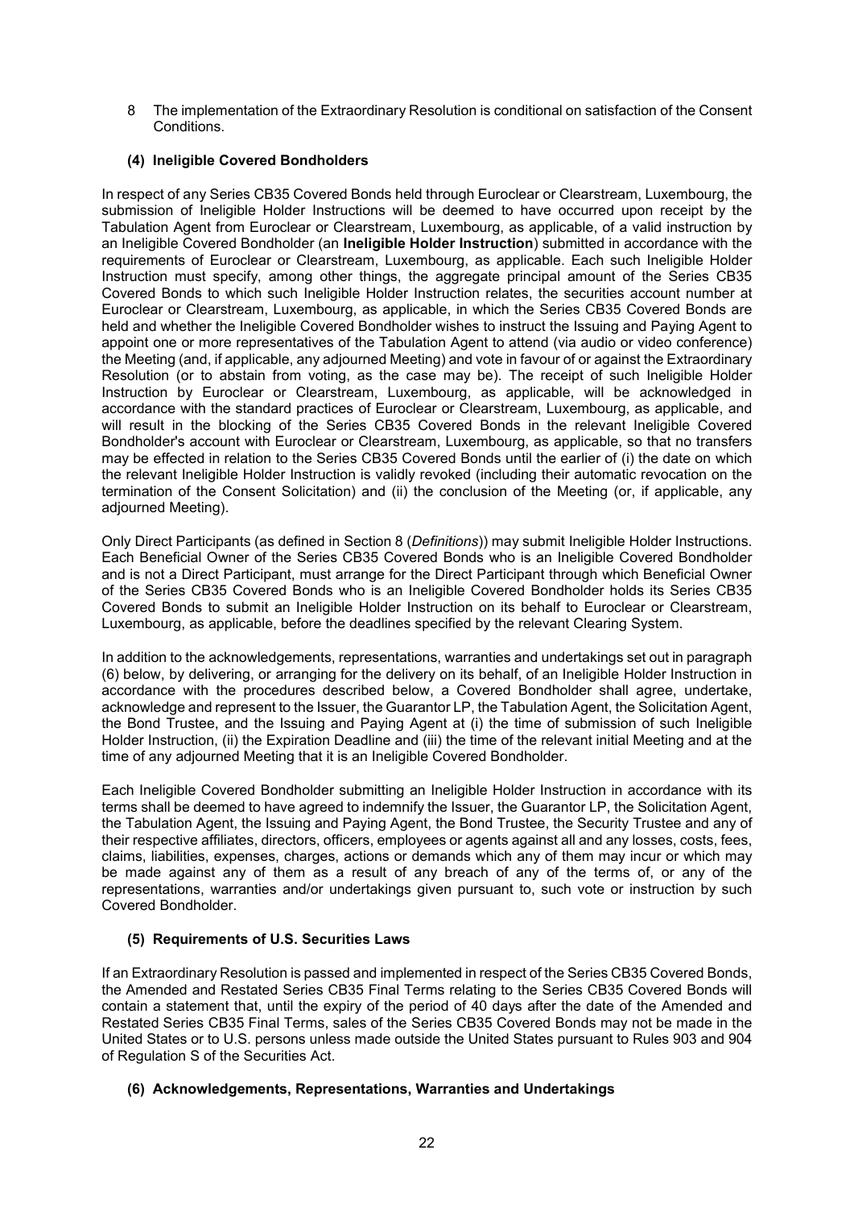8 The implementation of the Extraordinary Resolution is conditional on satisfaction of the Consent Conditions.

### (4) Ineligible Covered Bondholders

In respect of any Series CB35 Covered Bonds held through Euroclear or Clearstream, Luxembourg, the submission of Ineligible Holder Instructions will be deemed to have occurred upon receipt by the Tabulation Agent from Euroclear or Clearstream, Luxembourg, as applicable, of a valid instruction by an Ineligible Covered Bondholder (an **Ineligible Holder Instruction**) submitted in accordance with the requirements of Euroclear or Clearstream, Luxembourg, as applicable. Each such Ineligible Holder Instruction must specify, among other things, the aggregate principal amount of the Series CB35 Covered Bonds to which such Ineligible Holder Instruction relates, the securities account number at Euroclear or Clearstream, Luxembourg, as applicable, in which the Series CB35 Covered Bonds are held and whether the Ineligible Covered Bondholder wishes to instruct the Issuing and Paying Agent to appoint one or more representatives of the Tabulation Agent to attend (via audio or video conference) the Meeting (and, if applicable, any adjourned Meeting) and vote in favour of or against the Extraordinary Resolution (or to abstain from voting, as the case may be). The receipt of such Ineligible Holder Instruction by Euroclear or Clearstream, Luxembourg, as applicable, will be acknowledged in accordance with the standard practices of Euroclear or Clearstream, Luxembourg, as applicable, and will result in the blocking of the Series CB35 Covered Bonds in the relevant Ineligible Covered Bondholder's account with Euroclear or Clearstream, Luxembourg, as applicable, so that no transfers may be effected in relation to the Series CB35 Covered Bonds until the earlier of (i) the date on which the relevant Ineligible Holder Instruction is validly revoked (including their automatic revocation on the termination of the Consent Solicitation) and (ii) the conclusion of the Meeting (or, if applicable, any adjourned Meeting).

Only Direct Participants (as defined in Section 8 (*Definitions*)) may submit Ineligible Holder Instructions. Each Beneficial Owner of the Series CB35 Covered Bonds who is an Ineligible Covered Bondholder and is not a Direct Participant, must arrange for the Direct Participant through which Beneficial Owner of the Series CB35 Covered Bonds who is an Ineligible Covered Bondholder holds its Series CB35 Covered Bonds to submit an Ineligible Holder Instruction on its behalf to Euroclear or Clearstream, Luxembourg, as applicable, before the deadlines specified by the relevant Clearing System.

In addition to the acknowledgements, representations, warranties and undertakings set out in paragraph (6) below, by delivering, or arranging for the delivery on its behalf, of an Ineligible Holder Instruction in accordance with the procedures described below, a Covered Bondholder shall agree, undertake, acknowledge and represent to the Issuer, the Guarantor LP, the Tabulation Agent, the Solicitation Agent, the Bond Trustee, and the Issuing and Paying Agent at (i) the time of submission of such Ineligible Holder Instruction, (ii) the Expiration Deadline and (iii) the time of the relevant initial Meeting and at the time of any adjourned Meeting that it is an Ineligible Covered Bondholder.

Each Ineligible Covered Bondholder submitting an Ineligible Holder Instruction in accordance with its terms shall be deemed to have agreed to indemnify the Issuer, the Guarantor LP, the Solicitation Agent, the Tabulation Agent, the Issuing and Paying Agent, the Bond Trustee, the Security Trustee and any of their respective affiliates, directors, officers, employees or agents against all and any losses, costs, fees, claims, liabilities, expenses, charges, actions or demands which any of them may incur or which may be made against any of them as a result of any breach of any of the terms of, or any of the representations, warranties and/or undertakings given pursuant to, such vote or instruction by such Covered Bondholder.

### (5) Requirements of U.S. Securities Laws

If an Extraordinary Resolution is passed and implemented in respect of the Series CB35 Covered Bonds, the Amended and Restated Series CB35 Final Terms relating to the Series CB35 Covered Bonds will contain a statement that, until the expiry of the period of 40 days after the date of the Amended and Restated Series CB35 Final Terms, sales of the Series CB35 Covered Bonds may not be made in the United States or to U.S. persons unless made outside the United States pursuant to Rules 903 and 904 of Regulation S of the Securities Act.

### (6) Acknowledgements, Representations, Warranties and Undertakings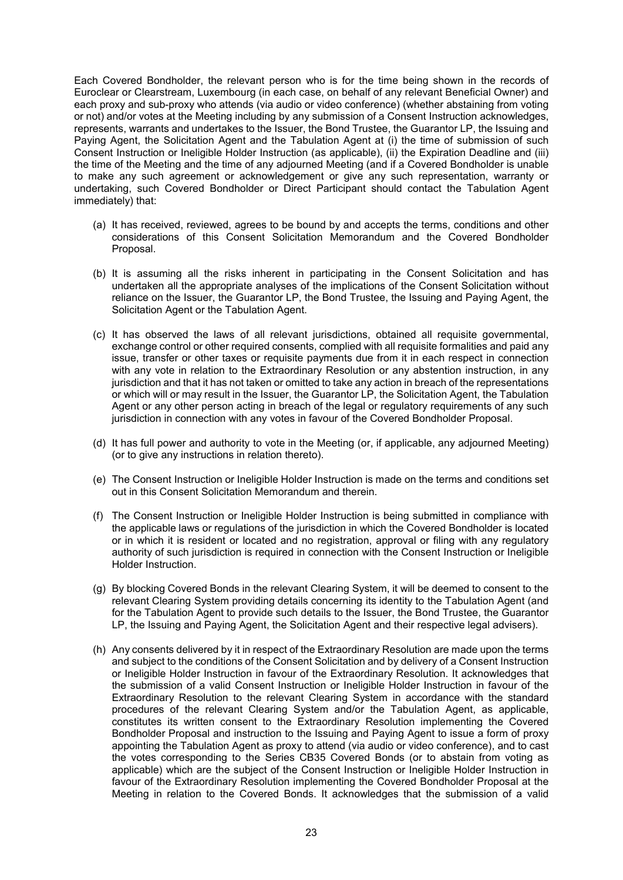Each Covered Bondholder, the relevant person who is for the time being shown in the records of Euroclear or Clearstream, Luxembourg (in each case, on behalf of any relevant Beneficial Owner) and each proxy and sub-proxy who attends (via audio or video conference) (whether abstaining from voting or not) and/or votes at the Meeting including by any submission of a Consent Instruction acknowledges, represents, warrants and undertakes to the Issuer, the Bond Trustee, the Guarantor LP, the Issuing and Paying Agent, the Solicitation Agent and the Tabulation Agent at (i) the time of submission of such Consent Instruction or Ineligible Holder Instruction (as applicable), (ii) the Expiration Deadline and (iii) the time of the Meeting and the time of any adjourned Meeting (and if a Covered Bondholder is unable to make any such agreement or acknowledgement or give any such representation, warranty or undertaking, such Covered Bondholder or Direct Participant should contact the Tabulation Agent immediately) that:

(a) It has received, reviewed, agrees to be bound by and accepts the terms, conditions and other considerations of this Consent Solicitation Memorandum and the Covered Bondholder Proposal.

(b) It is assuming all the risks inherent in participating in the Consent Solicitation and has undertaken all the appropriate analyses of the implications of the Consent Solicitation without reliance on the Issuer, the Guarantor LP, the Bond Trustee, the Issuing and Paying Agent, the Solicitation Agent or the Tabulation Agent.

(c) It has observed the laws of all relevant jurisdictions, obtained all requisite governmental, exchange control or other required consents, complied with all requisite formalities and paid any issue, transfer or other taxes or requisite payments due from it in each respect in connection with any vote in relation to the Extraordinary Resolution or any abstention instruction, in any jurisdiction and that it has not taken or omitted to take any action in breach of the representations or which will or may result in the Issuer, the Guarantor LP, the Solicitation Agent, the Tabulation Agent or any other person acting in breach of the legal or regulatory requirements of any such jurisdiction in connection with any votes in favour of the Covered Bondholder Proposal.

(d) It has full power and authority to vote in the Meeting (or, if applicable, any adjourned Meeting) (or to give any instructions in relation thereto).

(e) The Consent Instruction or Ineligible Holder Instruction is made on the terms and conditions set out in this Consent Solicitation Memorandum and therein.

(f) The Consent Instruction or Ineligible Holder Instruction is being submitted in compliance with the applicable laws or regulations of the jurisdiction in which the Covered Bondholder is located or in which it is resident or located and no registration, approval or filing with any regulatory authority of such jurisdiction is required in connection with the Consent Instruction or Ineligible Holder Instruction.

(g) By blocking Covered Bonds in the relevant Clearing System, it will be deemed to consent to the relevant Clearing System providing details concerning its identity to the Tabulation Agent (and for the Tabulation Agent to provide such details to the Issuer, the Bond Trustee, the Guarantor LP, the Issuing and Paying Agent, the Solicitation Agent and their respective legal advisers).

(h) Any consents delivered by it in respect of the Extraordinary Resolution are made upon the terms and subject to the conditions of the Consent Solicitation and by delivery of a Consent Instruction or Ineligible Holder Instruction in favour of the Extraordinary Resolution. It acknowledges that the submission of a valid Consent Instruction or Ineligible Holder Instruction in favour of the Extraordinary Resolution to the relevant Clearing System in accordance with the standard procedures of the relevant Clearing System and/or the Tabulation Agent, as applicable, constitutes its written consent to the Extraordinary Resolution implementing the Covered Bondholder Proposal and instruction to the Issuing and Paying Agent to issue a form of proxy appointing the Tabulation Agent as proxy to attend (via audio or video conference), and to cast the votes corresponding to the Series CB35 Covered Bonds (or to abstain from voting as applicable) which are the subject of the Consent Instruction or Ineligible Holder Instruction in favour of the Extraordinary Resolution implementing the Covered Bondholder Proposal at the Meeting in relation to the Covered Bonds. It acknowledges that the submission of a valid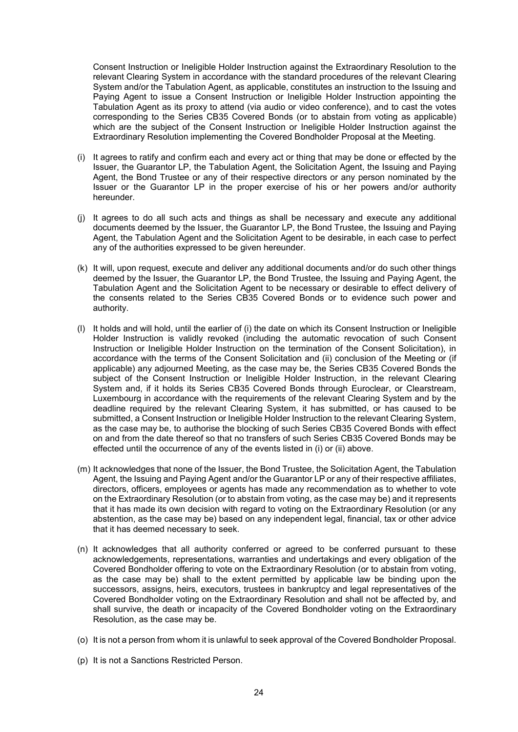Consent Instruction or Ineligible Holder Instruction against the Extraordinary Resolution to the relevant Clearing System in accordance with the standard procedures of the relevant Clearing System and/or the Tabulation Agent, as applicable, constitutes an instruction to the Issuing and Paying Agent to issue a Consent Instruction or Ineligible Holder Instruction appointing the Tabulation Agent as its proxy to attend (via audio or video conference), and to cast the votes corresponding to the Series CB35 Covered Bonds (or to abstain from voting as applicable) which are the subject of the Consent Instruction or Ineligible Holder Instruction against the Extraordinary Resolution implementing the Covered Bondholder Proposal at the Meeting.

(i) It agrees to ratify and confirm each and every act or thing that may be done or effected by the Issuer, the Guarantor LP, the Tabulation Agent, the Solicitation Agent, the Issuing and Paying Agent, the Bond Trustee or any of their respective directors or any person nominated by the Issuer or the Guarantor LP in the proper exercise of his or her powers and/or authority hereunder.

(j) It agrees to do all such acts and things as shall be necessary and execute any additional documents deemed by the Issuer, the Guarantor LP, the Bond Trustee, the Issuing and Paying Agent, the Tabulation Agent and the Solicitation Agent to be desirable, in each case to perfect any of the authorities expressed to be given hereunder.

(k) It will, upon request, execute and deliver any additional documents and/or do such other things deemed by the Issuer, the Guarantor LP, the Bond Trustee, the Issuing and Paying Agent, the Tabulation Agent and the Solicitation Agent to be necessary or desirable to effect delivery of the consents related to the Series CB35 Covered Bonds or to evidence such power and authority.

(l) It holds and will hold, until the earlier of (i) the date on which its Consent Instruction or Ineligible Holder Instruction is validly revoked (including the automatic revocation of such Consent Instruction or Ineligible Holder Instruction on the termination of the Consent Solicitation), in accordance with the terms of the Consent Solicitation and (ii) conclusion of the Meeting or (if applicable) any adjourned Meeting, as the case may be, the Series CB35 Covered Bonds the subject of the Consent Instruction or Ineligible Holder Instruction, in the relevant Clearing System and, if it holds its Series CB35 Covered Bonds through Euroclear, or Clearstream, Luxembourg in accordance with the requirements of the relevant Clearing System and by the deadline required by the relevant Clearing System, it has submitted, or has caused to be submitted, a Consent Instruction or Ineligible Holder Instruction to the relevant Clearing System, as the case may be, to authorise the blocking of such Series CB35 Covered Bonds with effect on and from the date thereof so that no transfers of such Series CB35 Covered Bonds may be effected until the occurrence of any of the events listed in (i) or (ii) above.

(m) It acknowledges that none of the Issuer, the Bond Trustee, the Solicitation Agent, the Tabulation Agent, the Issuing and Paying Agent and/or the Guarantor LP or any of their respective affiliates, directors, officers, employees or agents has made any recommendation as to whether to vote on the Extraordinary Resolution (or to abstain from voting, as the case may be) and it represents that it has made its own decision with regard to voting on the Extraordinary Resolution (or any abstention, as the case may be) based on any independent legal, financial, tax or other advice that it has deemed necessary to seek.

(n) It acknowledges that all authority conferred or agreed to be conferred pursuant to these acknowledgements, representations, warranties and undertakings and every obligation of the Covered Bondholder offering to vote on the Extraordinary Resolution (or to abstain from voting, as the case may be) shall to the extent permitted by applicable law be binding upon the successors, assigns, heirs, executors, trustees in bankruptcy and legal representatives of the Covered Bondholder voting on the Extraordinary Resolution and shall not be affected by, and shall survive, the death or incapacity of the Covered Bondholder voting on the Extraordinary Resolution, as the case may be.

(o) It is not a person from whom it is unlawful to seek approval of the Covered Bondholder Proposal.

(p) It is not a Sanctions Restricted Person.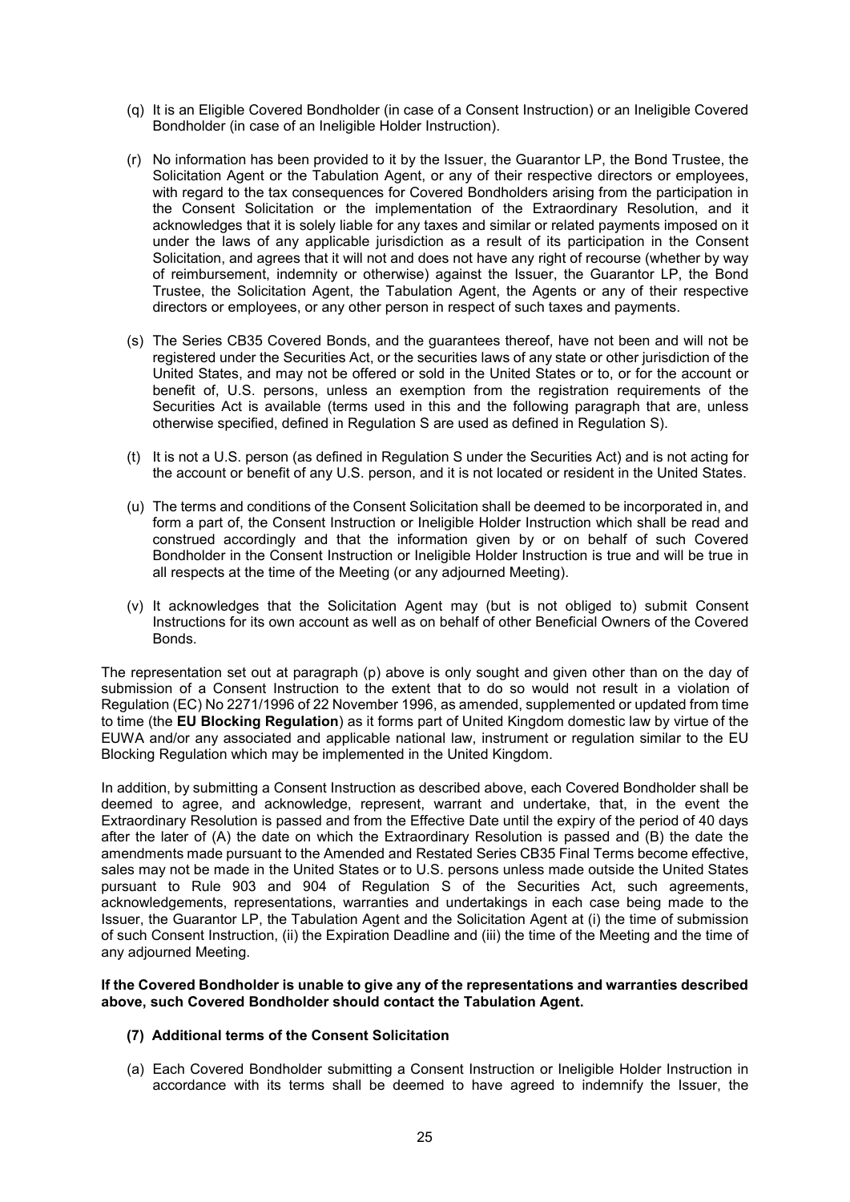(q) It is an Eligible Covered Bondholder (in case of a Consent Instruction) or an Ineligible Covered Bondholder (in case of an Ineligible Holder Instruction).

(r) No information has been provided to it by the Issuer, the Guarantor LP, the Bond Trustee, the Solicitation Agent or the Tabulation Agent, or any of their respective directors or employees, with regard to the tax consequences for Covered Bondholders arising from the participation in the Consent Solicitation or the implementation of the Extraordinary Resolution, and it acknowledges that it is solely liable for any taxes and similar or related payments imposed on it under the laws of any applicable jurisdiction as a result of its participation in the Consent Solicitation, and agrees that it will not and does not have any right of recourse (whether by way of reimbursement, indemnity or otherwise) against the Issuer, the Guarantor LP, the Bond Trustee, the Solicitation Agent, the Tabulation Agent, the Agents or any of their respective directors or employees, or any other person in respect of such taxes and payments.

(s) The Series CB35 Covered Bonds, and the guarantees thereof, have not been and will not be registered under the Securities Act, or the securities laws of any state or other jurisdiction of the United States, and may not be offered or sold in the United States or to, or for the account or benefit of, U.S. persons, unless an exemption from the registration requirements of the Securities Act is available (terms used in this and the following paragraph that are, unless otherwise specified, defined in Regulation S are used as defined in Regulation S).

(t) It is not a U.S. person (as defined in Regulation S under the Securities Act) and is not acting for the account or benefit of any U.S. person, and it is not located or resident in the United States.

(u) The terms and conditions of the Consent Solicitation shall be deemed to be incorporated in, and form a part of, the Consent Instruction or Ineligible Holder Instruction which shall be read and construed accordingly and that the information given by or on behalf of such Covered Bondholder in the Consent Instruction or Ineligible Holder Instruction is true and will be true in all respects at the time of the Meeting (or any adjourned Meeting).

(v) It acknowledges that the Solicitation Agent may (but is not obliged to) submit Consent Instructions for its own account as well as on behalf of other Beneficial Owners of the Covered Bonds.

The representation set out at paragraph (p) above is only sought and given other than on the day of submission of a Consent Instruction to the extent that to do so would not result in a violation of Regulation (EC) No 2271/1996 of 22 November 1996, as amended, supplemented or updated from time to time (the **EU Blocking Regulation**) as it forms part of United Kingdom domestic law by virtue of the EUWA and/or any associated and applicable national law, instrument or regulation similar to the EU Blocking Regulation which may be implemented in the United Kingdom.

In addition, by submitting a Consent Instruction as described above, each Covered Bondholder shall be deemed to agree, and acknowledge, represent, warrant and undertake, that, in the event the Extraordinary Resolution is passed and from the Effective Date until the expiry of the period of 40 days after the later of (A) the date on which the Extraordinary Resolution is passed and (B) the date the amendments made pursuant to the Amended and Restated Series CB35 Final Terms become effective, sales may not be made in the United States or to U.S. persons unless made outside the United States pursuant to Rule 903 and 904 of Regulation S of the Securities Act, such agreements, acknowledgements, representations, warranties and undertakings in each case being made to the Issuer, the Guarantor LP, the Tabulation Agent and the Solicitation Agent at (i) the time of submission of such Consent Instruction, (ii) the Expiration Deadline and (iii) the time of the Meeting and the time of any adjourned Meeting.

**If the Covered Bondholder is unable to give any of the representations and warranties described above, such Covered Bondholder should contact the Tabulation Agent.**

### (7) Additional terms of the Consent Solicitation

(a) Each Covered Bondholder submitting a Consent Instruction or Ineligible Holder Instruction in accordance with its terms shall be deemed to have agreed to indemnify the Issuer, the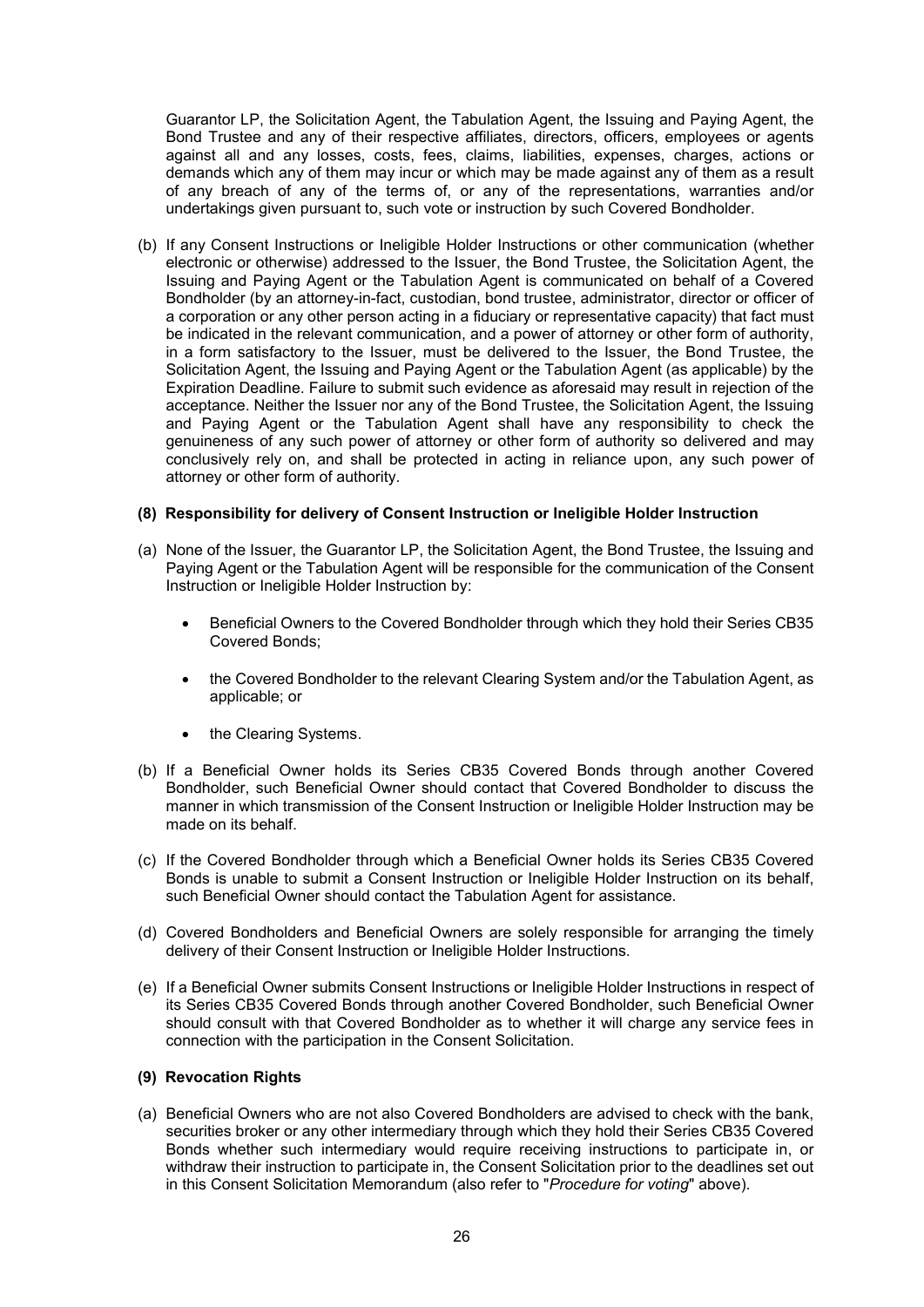Guarantor LP, the Solicitation Agent, the Tabulation Agent, the Issuing and Paying Agent, the Bond Trustee and any of their respective affiliates, directors, officers, employees or agents against all and any losses, costs, fees, claims, liabilities, expenses, charges, actions or demands which any of them may incur or which may be made against any of them as a result of any breach of any of the terms of, or any of the representations, warranties and/or undertakings given pursuant to, such vote or instruction by such Covered Bondholder.

(b) If any Consent Instructions or Ineligible Holder Instructions or other communication (whether electronic or otherwise) addressed to the Issuer, the Bond Trustee, the Solicitation Agent, the Issuing and Paying Agent or the Tabulation Agent is communicated on behalf of a Covered Bondholder (by an attorney-in-fact, custodian, bond trustee, administrator, director or officer of a corporation or any other person acting in a fiduciary or representative capacity) that fact must be indicated in the relevant communication, and a power of attorney or other form of authority, in a form satisfactory to the Issuer, must be delivered to the Issuer, the Bond Trustee, the Solicitation Agent, the Issuing and Paying Agent or the Tabulation Agent (as applicable) by the Expiration Deadline. Failure to submit such evidence as aforesaid may result in rejection of the acceptance. Neither the Issuer nor any of the Bond Trustee, the Solicitation Agent, the Issuing and Paying Agent or the Tabulation Agent shall have any responsibility to check the genuineness of any such power of attorney or other form of authority so delivered and may conclusively rely on, and shall be protected in acting in reliance upon, any such power of attorney or other form of authority.

**(8) Responsibility for delivery of Consent Instruction or Ineligible Holder Instruction**

(a) None of the Issuer, the Guarantor LP, the Solicitation Agent, the Bond Trustee, the Issuing and Paying Agent or the Tabulation Agent will be responsible for the communication of the Consent Instruction or Ineligible Holder Instruction by:

- Beneficial Owners to the Covered Bondholder through which they hold their Series CB35 Covered Bonds;
- the Covered Bondholder to the relevant Clearing System and/or the Tabulation Agent, as applicable; or
- the Clearing Systems.

(b) If a Beneficial Owner holds its Series CB35 Covered Bonds through another Covered Bondholder, such Beneficial Owner should contact that Covered Bondholder to discuss the manner in which transmission of the Consent Instruction or Ineligible Holder Instruction may be made on its behalf.

(c) If the Covered Bondholder through which a Beneficial Owner holds its Series CB35 Covered Bonds is unable to submit a Consent Instruction or Ineligible Holder Instruction on its behalf, such Beneficial Owner should contact the Tabulation Agent for assistance.

(d) Covered Bondholders and Beneficial Owners are solely responsible for arranging the timely delivery of their Consent Instruction or Ineligible Holder Instructions.

(e) If a Beneficial Owner submits Consent Instructions or Ineligible Holder Instructions in respect of its Series CB35 Covered Bonds through another Covered Bondholder, such Beneficial Owner should consult with that Covered Bondholder as to whether it will charge any service fees in connection with the participation in the Consent Solicitation.

**(9) Revocation Rights**

(a) Beneficial Owners who are not also Covered Bondholders are advised to check with the bank, securities broker or any other intermediary through which they hold their Series CB35 Covered Bonds whether such intermediary would require receiving instructions to participate in, or withdraw their instruction to participate in, the Consent Solicitation prior to the deadlines set out in this Consent Solicitation Memorandum (also refer to "*Procedure for voting*" above).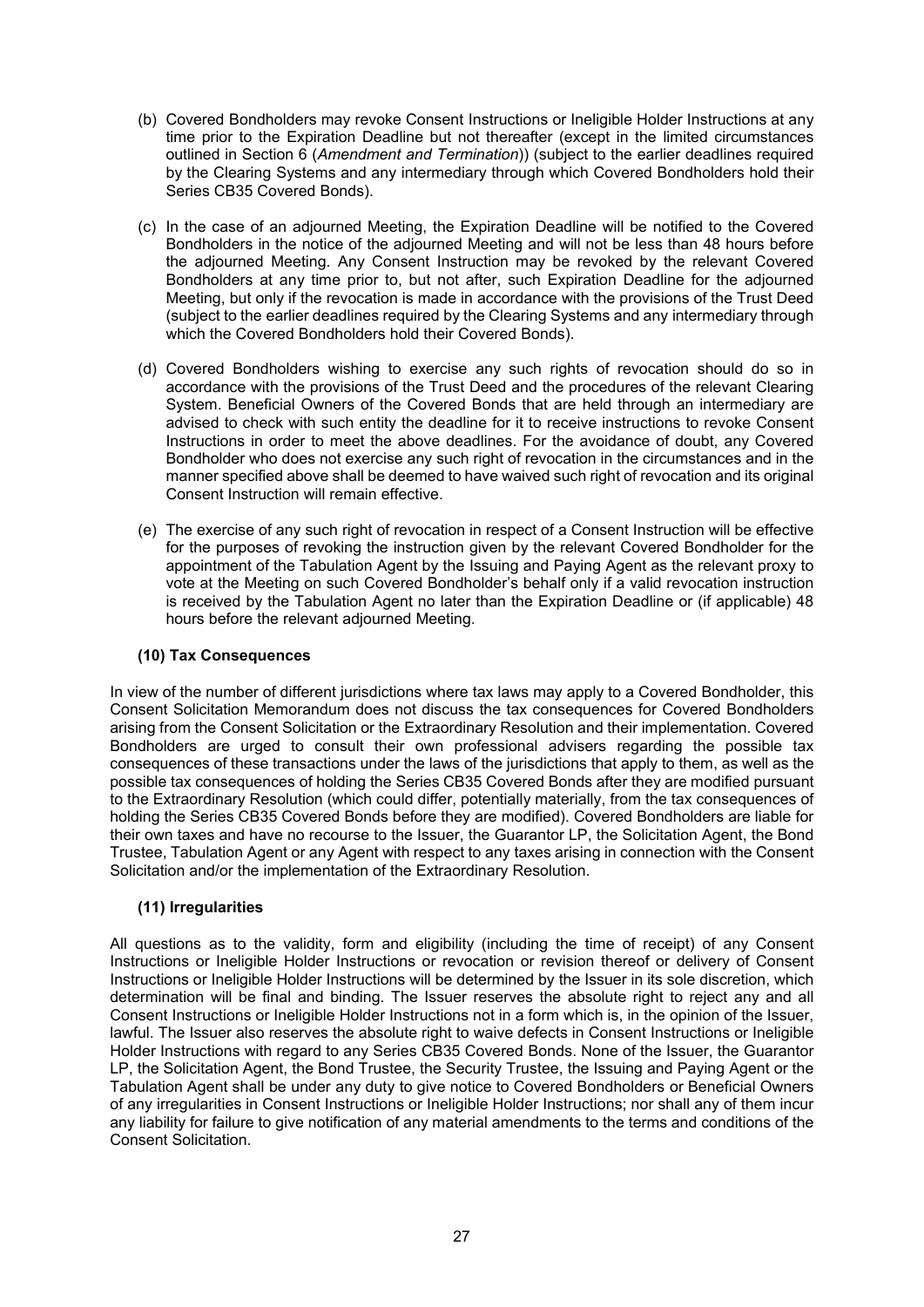(b) Covered Bondholders may revoke Consent Instructions or Ineligible Holder Instructions at any time prior to the Expiration Deadline but not thereafter (except in the limited circumstances outlined in Section 6 (*Amendment and Termination*)) (subject to the earlier deadlines required by the Clearing Systems and any intermediary through which Covered Bondholders hold their Series CB35 Covered Bonds).

(c) In the case of an adjourned Meeting, the Expiration Deadline will be notified to the Covered Bondholders in the notice of the adjourned Meeting and will not be less than 48 hours before the adjourned Meeting. Any Consent Instruction may be revoked by the relevant Covered Bondholders at any time prior to, but not after, such Expiration Deadline for the adjourned Meeting, but only if the revocation is made in accordance with the provisions of the Trust Deed (subject to the earlier deadlines required by the Clearing Systems and any intermediary through which the Covered Bondholders hold their Covered Bonds).

(d) Covered Bondholders wishing to exercise any such rights of revocation should do so in accordance with the provisions of the Trust Deed and the procedures of the relevant Clearing System. Beneficial Owners of the Covered Bonds that are held through an intermediary are advised to check with such entity the deadline for it to receive instructions to revoke Consent Instructions in order to meet the above deadlines. For the avoidance of doubt, any Covered Bondholder who does not exercise any such right of revocation in the circumstances and in the manner specified above shall be deemed to have waived such right of revocation and its original Consent Instruction will remain effective.

(e) The exercise of any such right of revocation in respect of a Consent Instruction will be effective for the purposes of revoking the instruction given by the relevant Covered Bondholder for the appointment of the Tabulation Agent by the Issuing and Paying Agent as the relevant proxy to vote at the Meeting on such Covered Bondholder's behalf only if a valid revocation instruction is received by the Tabulation Agent no later than the Expiration Deadline or (if applicable) 48 hours before the relevant adjourned Meeting.

**(10) Tax Consequences**

In view of the number of different jurisdictions where tax laws may apply to a Covered Bondholder, this Consent Solicitation Memorandum does not discuss the tax consequences for Covered Bondholders arising from the Consent Solicitation or the Extraordinary Resolution and their implementation. Covered Bondholders are urged to consult their own professional advisers regarding the possible tax consequences of these transactions under the laws of the jurisdictions that apply to them, as well as the possible tax consequences of holding the Series CB35 Covered Bonds after they are modified pursuant to the Extraordinary Resolution (which could differ, potentially materially, from the tax consequences of holding the Series CB35 Covered Bonds before they are modified). Covered Bondholders are liable for their own taxes and have no recourse to the Issuer, the Guarantor LP, the Solicitation Agent, the Bond Trustee, Tabulation Agent or any Agent with respect to any taxes arising in connection with the Consent Solicitation and/or the implementation of the Extraordinary Resolution.

**(11) Irregularities**

All questions as to the validity, form and eligibility (including the time of receipt) of any Consent Instructions or Ineligible Holder Instructions or revocation or revision thereof or delivery of Consent Instructions or Ineligible Holder Instructions will be determined by the Issuer in its sole discretion, which determination will be final and binding. The Issuer reserves the absolute right to reject any and all Consent Instructions or Ineligible Holder Instructions not in a form which is, in the opinion of the Issuer, lawful. The Issuer also reserves the absolute right to waive defects in Consent Instructions or Ineligible Holder Instructions with regard to any Series CB35 Covered Bonds. None of the Issuer, the Guarantor LP, the Solicitation Agent, the Bond Trustee, the Security Trustee, the Issuing and Paying Agent or the Tabulation Agent shall be under any duty to give notice to Covered Bondholders or Beneficial Owners of any irregularities in Consent Instructions or Ineligible Holder Instructions; nor shall any of them incur any liability for failure to give notification of any material amendments to the terms and conditions of the Consent Solicitation.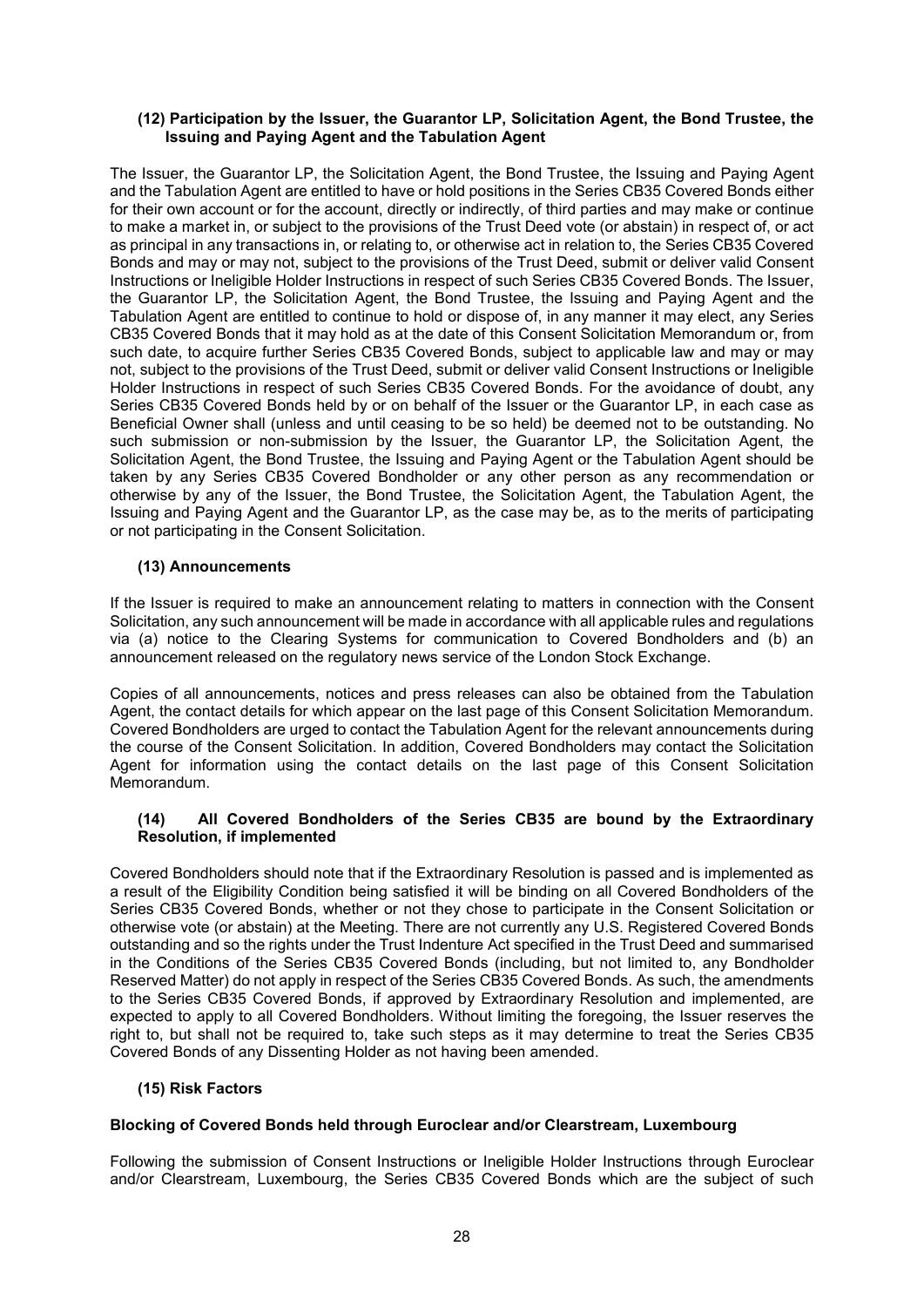#### (12) Participation by the Issuer, the Guarantor LP, Solicitation Agent, the Bond Trustee, the Issuing and Paying Agent and the Tabulation Agent

The Issuer, the Guarantor LP, the Solicitation Agent, the Bond Trustee, the Issuing and Paying Agent and the Tabulation Agent are entitled to have or hold positions in the Series CB35 Covered Bonds either for their own account or for the account, directly or indirectly, of third parties and may make or continue to make a market in, or subject to the provisions of the Trust Deed vote (or abstain) in respect of, or act as principal in any transactions in, or relating to, or otherwise act in relation to, the Series CB35 Covered Bonds and may or may not, subject to the provisions of the Trust Deed, submit or deliver valid Consent Instructions or Ineligible Holder Instructions in respect of such Series CB35 Covered Bonds. The Issuer, the Guarantor LP, the Solicitation Agent, the Bond Trustee, the Issuing and Paying Agent and the Tabulation Agent are entitled to continue to hold or dispose of, in any manner it may elect, any Series CB35 Covered Bonds that it may hold as at the date of this Consent Solicitation Memorandum or, from such date, to acquire further Series CB35 Covered Bonds, subject to applicable law and may or may not, subject to the provisions of the Trust Deed, submit or deliver valid Consent Instructions or Ineligible Holder Instructions in respect of such Series CB35 Covered Bonds. For the avoidance of doubt, any Series CB35 Covered Bonds held by or on behalf of the Issuer or the Guarantor LP, in each case as Beneficial Owner shall (unless and until ceasing to be so held) be deemed not to be outstanding. No such submission or non-submission by the Issuer, the Guarantor LP, the Solicitation Agent, the Solicitation Agent, the Bond Trustee, the Issuing and Paying Agent or the Tabulation Agent should be taken by any Series CB35 Covered Bondholder or any other person as any recommendation or otherwise by any of the Issuer, the Bond Trustee, the Solicitation Agent, the Tabulation Agent, the Issuing and Paying Agent and the Guarantor LP, as the case may be, as to the merits of participating or not participating in the Consent Solicitation.

#### (13) Announcements

If the Issuer is required to make an announcement relating to matters in connection with the Consent Solicitation, any such announcement will be made in accordance with all applicable rules and regulations via (a) notice to the Clearing Systems for communication to Covered Bondholders and (b) an announcement released on the regulatory news service of the London Stock Exchange.

Copies of all announcements, notices and press releases can also be obtained from the Tabulation Agent, the contact details for which appear on the last page of this Consent Solicitation Memorandum. Covered Bondholders are urged to contact the Tabulation Agent for the relevant announcements during the course of the Consent Solicitation. In addition, Covered Bondholders may contact the Solicitation Agent for information using the contact details on the last page of this Consent Solicitation Memorandum.

#### (14) All Covered Bondholders of the Series CB35 are bound by the Extraordinary Resolution, if implemented

Covered Bondholders should note that if the Extraordinary Resolution is passed and is implemented as a result of the Eligibility Condition being satisfied it will be binding on all Covered Bondholders of the Series CB35 Covered Bonds, whether or not they chose to participate in the Consent Solicitation or otherwise vote (or abstain) at the Meeting. There are not currently any U.S. Registered Covered Bonds outstanding and so the rights under the Trust Indenture Act specified in the Trust Deed and summarised in the Conditions of the Series CB35 Covered Bonds (including, but not limited to, any Bondholder Reserved Matter) do not apply in respect of the Series CB35 Covered Bonds. As such, the amendments to the Series CB35 Covered Bonds, if approved by Extraordinary Resolution and implemented, are expected to apply to all Covered Bondholders. Without limiting the foregoing, the Issuer reserves the right to, but shall not be required to, take such steps as it may determine to treat the Series CB35 Covered Bonds of any Dissenting Holder as not having been amended.

#### (15) Risk Factors

**Blocking of Covered Bonds held through Euroclear and/or Clearstream, Luxembourg**

Following the submission of Consent Instructions or Ineligible Holder Instructions through Euroclear and/or Clearstream, Luxembourg, the Series CB35 Covered Bonds which are the subject of such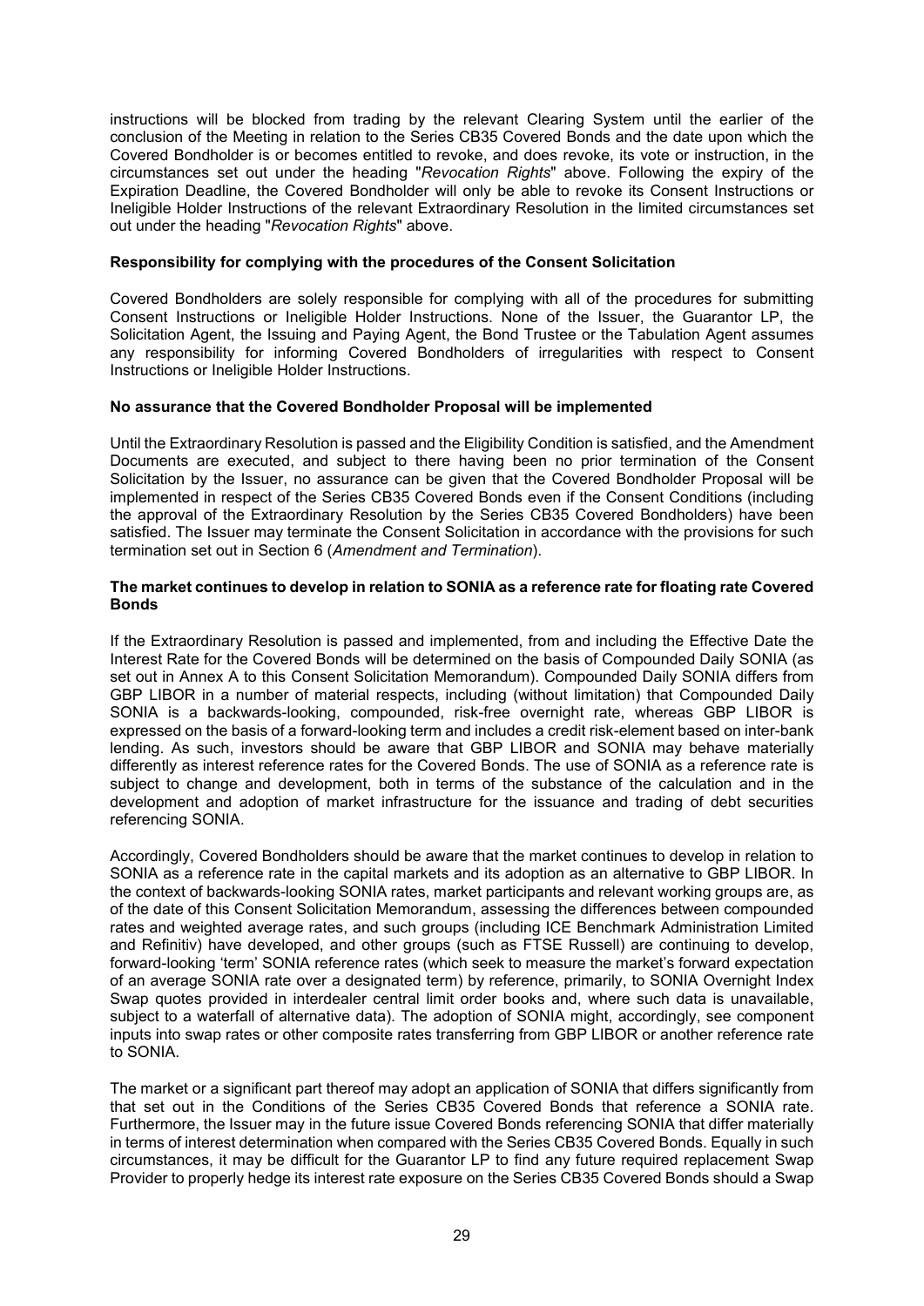instructions will be blocked from trading by the relevant Clearing System until the earlier of the conclusion of the Meeting in relation to the Series CB35 Covered Bonds and the date upon which the Covered Bondholder is or becomes entitled to revoke, and does revoke, its vote or instruction, in the circumstances set out under the heading "*Revocation Rights*" above. Following the expiry of the Expiration Deadline, the Covered Bondholder will only be able to revoke its Consent Instructions or Ineligible Holder Instructions of the relevant Extraordinary Resolution in the limited circumstances set out under the heading "*Revocation Rights*" above.

**Responsibility for complying with the procedures of the Consent Solicitation**

Covered Bondholders are solely responsible for complying with all of the procedures for submitting Consent Instructions or Ineligible Holder Instructions. None of the Issuer, the Guarantor LP, the Solicitation Agent, the Issuing and Paying Agent, the Bond Trustee or the Tabulation Agent assumes any responsibility for informing Covered Bondholders of irregularities with respect to Consent Instructions or Ineligible Holder Instructions.

**No assurance that the Covered Bondholder Proposal will be implemented**

Until the Extraordinary Resolution is passed and the Eligibility Condition is satisfied, and the Amendment Documents are executed, and subject to there having been no prior termination of the Consent Solicitation by the Issuer, no assurance can be given that the Covered Bondholder Proposal will be implemented in respect of the Series CB35 Covered Bonds even if the Consent Conditions (including the approval of the Extraordinary Resolution by the Series CB35 Covered Bondholders) have been satisfied. The Issuer may terminate the Consent Solicitation in accordance with the provisions for such termination set out in Section 6 (*Amendment and Termination*).

**The market continues to develop in relation to SONIA as a reference rate for floating rate Covered Bonds**

If the Extraordinary Resolution is passed and implemented, from and including the Effective Date the Interest Rate for the Covered Bonds will be determined on the basis of Compounded Daily SONIA (as set out in Annex A to this Consent Solicitation Memorandum). Compounded Daily SONIA differs from GBP LIBOR in a number of material respects, including (without limitation) that Compounded Daily SONIA is a backwards-looking, compounded, risk-free overnight rate, whereas GBP LIBOR is expressed on the basis of a forward-looking term and includes a credit risk-element based on inter-bank lending. As such, investors should be aware that GBP LIBOR and SONIA may behave materially differently as interest reference rates for the Covered Bonds. The use of SONIA as a reference rate is subject to change and development, both in terms of the substance of the calculation and in the development and adoption of market infrastructure for the issuance and trading of debt securities referencing SONIA.

Accordingly, Covered Bondholders should be aware that the market continues to develop in relation to SONIA as a reference rate in the capital markets and its adoption as an alternative to GBP LIBOR. In the context of backwards-looking SONIA rates, market participants and relevant working groups are, as of the date of this Consent Solicitation Memorandum, assessing the differences between compounded rates and weighted average rates, and such groups (including ICE Benchmark Administration Limited and Refinitiv) have developed, and other groups (such as FTSE Russell) are continuing to develop, forward-looking 'term' SONIA reference rates (which seek to measure the market's forward expectation of an average SONIA rate over a designated term) by reference, primarily, to SONIA Overnight Index Swap quotes provided in interdealer central limit order books and, where such data is unavailable, subject to a waterfall of alternative data). The adoption of SONIA might, accordingly, see component inputs into swap rates or other composite rates transferring from GBP LIBOR or another reference rate to SONIA.

The market or a significant part thereof may adopt an application of SONIA that differs significantly from that set out in the Conditions of the Series CB35 Covered Bonds that reference a SONIA rate. Furthermore, the Issuer may in the future issue Covered Bonds referencing SONIA that differ materially in terms of interest determination when compared with the Series CB35 Covered Bonds. Equally in such circumstances, it may be difficult for the Guarantor LP to find any future required replacement Swap Provider to properly hedge its interest rate exposure on the Series CB35 Covered Bonds should a Swap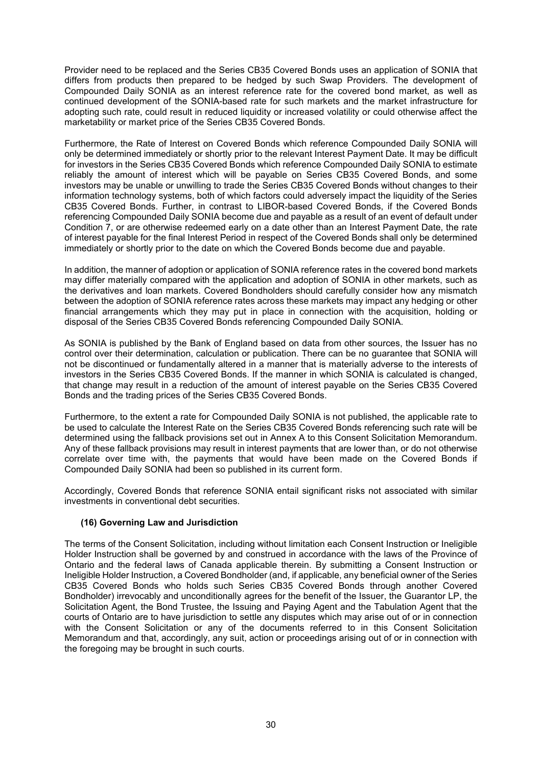Provider need to be replaced and the Series CB35 Covered Bonds uses an application of SONIA that differs from products then prepared to be hedged by such Swap Providers. The development of Compounded Daily SONIA as an interest reference rate for the covered bond market, as well as continued development of the SONIA-based rate for such markets and the market infrastructure for adopting such rate, could result in reduced liquidity or increased volatility or could otherwise affect the marketability or market price of the Series CB35 Covered Bonds.

Furthermore, the Rate of Interest on Covered Bonds which reference Compounded Daily SONIA will only be determined immediately or shortly prior to the relevant Interest Payment Date. It may be difficult for investors in the Series CB35 Covered Bonds which reference Compounded Daily SONIA to estimate reliably the amount of interest which will be payable on Series CB35 Covered Bonds, and some investors may be unable or unwilling to trade the Series CB35 Covered Bonds without changes to their information technology systems, both of which factors could adversely impact the liquidity of the Series CB35 Covered Bonds. Further, in contrast to LIBOR-based Covered Bonds, if the Covered Bonds referencing Compounded Daily SONIA become due and payable as a result of an event of default under Condition 7, or are otherwise redeemed early on a date other than an Interest Payment Date, the rate of interest payable for the final Interest Period in respect of the Covered Bonds shall only be determined immediately or shortly prior to the date on which the Covered Bonds become due and payable.

In addition, the manner of adoption or application of SONIA reference rates in the covered bond markets may differ materially compared with the application and adoption of SONIA in other markets, such as the derivatives and loan markets. Covered Bondholders should carefully consider how any mismatch between the adoption of SONIA reference rates across these markets may impact any hedging or other financial arrangements which they may put in place in connection with the acquisition, holding or disposal of the Series CB35 Covered Bonds referencing Compounded Daily SONIA.

As SONIA is published by the Bank of England based on data from other sources, the Issuer has no control over their determination, calculation or publication. There can be no guarantee that SONIA will not be discontinued or fundamentally altered in a manner that is materially adverse to the interests of investors in the Series CB35 Covered Bonds. If the manner in which SONIA is calculated is changed, that change may result in a reduction of the amount of interest payable on the Series CB35 Covered Bonds and the trading prices of the Series CB35 Covered Bonds.

Furthermore, to the extent a rate for Compounded Daily SONIA is not published, the applicable rate to be used to calculate the Interest Rate on the Series CB35 Covered Bonds referencing such rate will be determined using the fallback provisions set out in Annex A to this Consent Solicitation Memorandum. Any of these fallback provisions may result in interest payments that are lower than, or do not otherwise correlate over time with, the payments that would have been made on the Covered Bonds if Compounded Daily SONIA had been so published in its current form.

Accordingly, Covered Bonds that reference SONIA entail significant risks not associated with similar investments in conventional debt securities.

**(16) Governing Law and Jurisdiction**

The terms of the Consent Solicitation, including without limitation each Consent Instruction or Ineligible Holder Instruction shall be governed by and construed in accordance with the laws of the Province of Ontario and the federal laws of Canada applicable therein. By submitting a Consent Instruction or Ineligible Holder Instruction, a Covered Bondholder (and, if applicable, any beneficial owner of the Series CB35 Covered Bonds who holds such Series CB35 Covered Bonds through another Covered Bondholder) irrevocably and unconditionally agrees for the benefit of the Issuer, the Guarantor LP, the Solicitation Agent, the Bond Trustee, the Issuing and Paying Agent and the Tabulation Agent that the courts of Ontario are to have jurisdiction to settle any disputes which may arise out of or in connection with the Consent Solicitation or any of the documents referred to in this Consent Solicitation Memorandum and that, accordingly, any suit, action or proceedings arising out of or in connection with the foregoing may be brought in such courts.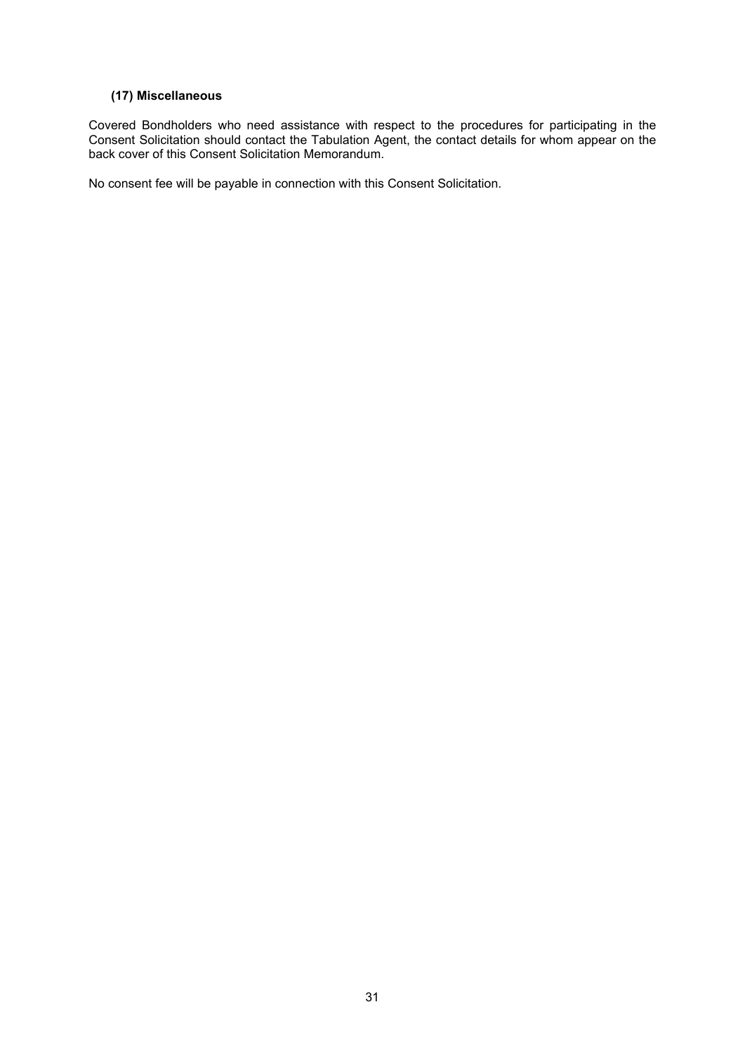### (17) Miscellaneous

Covered Bondholders who need assistance with respect to the procedures for participating in the Consent Solicitation should contact the Tabulation Agent, the contact details for whom appear on the back cover of this Consent Solicitation Memorandum.

No consent fee will be payable in connection with this Consent Solicitation.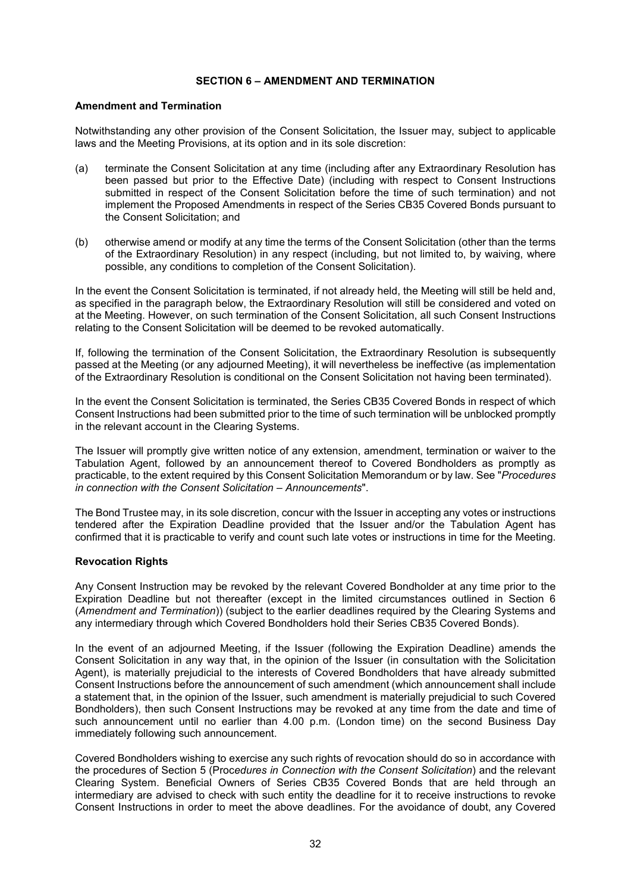## SECTION 6 – AMENDMENT AND TERMINATION

### Amendment and Termination

Notwithstanding any other provision of the Consent Solicitation, the Issuer may, subject to applicable laws and the Meeting Provisions, at its option and in its sole discretion:

(a) terminate the Consent Solicitation at any time (including after any Extraordinary Resolution has been passed but prior to the Effective Date) (including with respect to Consent Instructions submitted in respect of the Consent Solicitation before the time of such termination) and not implement the Proposed Amendments in respect of the Series CB35 Covered Bonds pursuant to the Consent Solicitation; and

(b) otherwise amend or modify at any time the terms of the Consent Solicitation (other than the terms of the Extraordinary Resolution) in any respect (including, but not limited to, by waiving, where possible, any conditions to completion of the Consent Solicitation).

In the event the Consent Solicitation is terminated, if not already held, the Meeting will still be held and, as specified in the paragraph below, the Extraordinary Resolution will still be considered and voted on at the Meeting. However, on such termination of the Consent Solicitation, all such Consent Instructions relating to the Consent Solicitation will be deemed to be revoked automatically.

If, following the termination of the Consent Solicitation, the Extraordinary Resolution is subsequently passed at the Meeting (or any adjourned Meeting), it will nevertheless be ineffective (as implementation of the Extraordinary Resolution is conditional on the Consent Solicitation not having been terminated).

In the event the Consent Solicitation is terminated, the Series CB35 Covered Bonds in respect of which Consent Instructions had been submitted prior to the time of such termination will be unblocked promptly in the relevant account in the Clearing Systems.

The Issuer will promptly give written notice of any extension, amendment, termination or waiver to the Tabulation Agent, followed by an announcement thereof to Covered Bondholders as promptly as practicable, to the extent required by this Consent Solicitation Memorandum or by law. See "*Procedures in connection with the Consent Solicitation – Announcements*".

The Bond Trustee may, in its sole discretion, concur with the Issuer in accepting any votes or instructions tendered after the Expiration Deadline provided that the Issuer and/or the Tabulation Agent has confirmed that it is practicable to verify and count such late votes or instructions in time for the Meeting.

### Revocation Rights

Any Consent Instruction may be revoked by the relevant Covered Bondholder at any time prior to the Expiration Deadline but not thereafter (except in the limited circumstances outlined in Section 6 (*Amendment and Termination*)) (subject to the earlier deadlines required by the Clearing Systems and any intermediary through which Covered Bondholders hold their Series CB35 Covered Bonds).

In the event of an adjourned Meeting, if the Issuer (following the Expiration Deadline) amends the Consent Solicitation in any way that, in the opinion of the Issuer (in consultation with the Solicitation Agent), is materially prejudicial to the interests of Covered Bondholders that have already submitted Consent Instructions before the announcement of such amendment (which announcement shall include a statement that, in the opinion of the Issuer, such amendment is materially prejudicial to such Covered Bondholders), then such Consent Instructions may be revoked at any time from the date and time of such announcement until no earlier than 4.00 p.m. (London time) on the second Business Day immediately following such announcement.

Covered Bondholders wishing to exercise any such rights of revocation should do so in accordance with the procedures of Section 5 (*Procedures in Connection with the Consent Solicitation*) and the relevant Clearing System. Beneficial Owners of Series CB35 Covered Bonds that are held through an intermediary are advised to check with such entity the deadline for it to receive instructions to revoke Consent Instructions in order to meet the above deadlines. For the avoidance of doubt, any Covered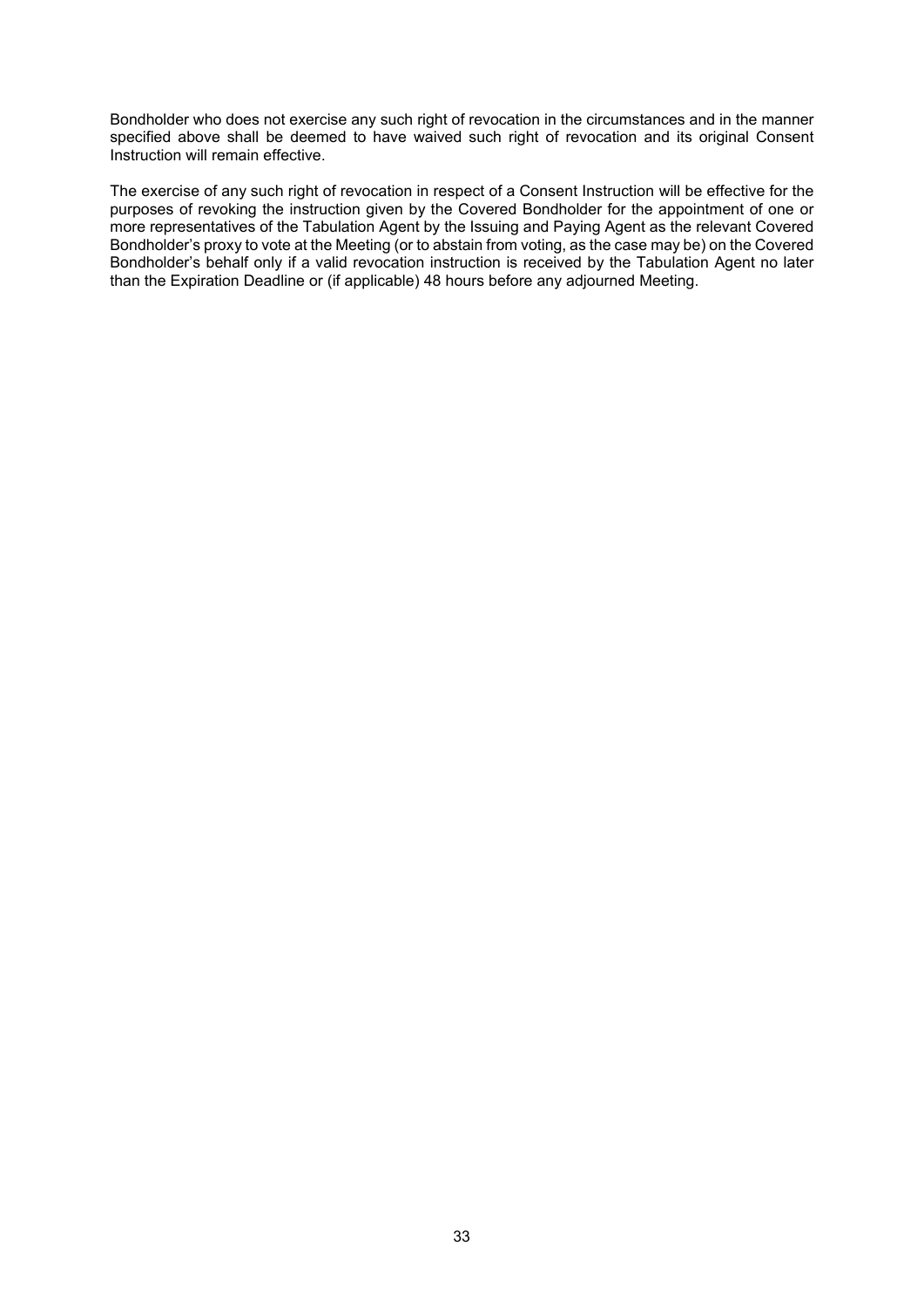Bondholder who does not exercise any such right of revocation in the circumstances and in the manner specified above shall be deemed to have waived such right of revocation and its original Consent Instruction will remain effective.

The exercise of any such right of revocation in respect of a Consent Instruction will be effective for the purposes of revoking the instruction given by the Covered Bondholder for the appointment of one or more representatives of the Tabulation Agent by the Issuing and Paying Agent as the relevant Covered Bondholder's proxy to vote at the Meeting (or to abstain from voting, as the case may be) on the Covered Bondholder's behalf only if a valid revocation instruction is received by the Tabulation Agent no later than the Expiration Deadline or (if applicable) 48 hours before any adjourned Meeting.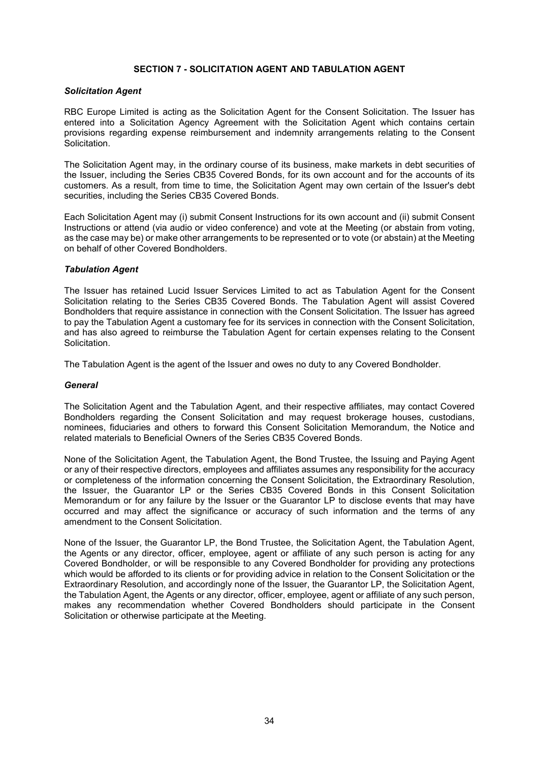## SECTION 7 - SOLICITATION AGENT AND TABULATION AGENT

### *Solicitation Agent*

RBC Europe Limited is acting as the Solicitation Agent for the Consent Solicitation. The Issuer has entered into a Solicitation Agency Agreement with the Solicitation Agent which contains certain provisions regarding expense reimbursement and indemnity arrangements relating to the Consent Solicitation.

The Solicitation Agent may, in the ordinary course of its business, make markets in debt securities of the Issuer, including the Series CB35 Covered Bonds, for its own account and for the accounts of its customers. As a result, from time to time, the Solicitation Agent may own certain of the Issuer's debt securities, including the Series CB35 Covered Bonds.

Each Solicitation Agent may (i) submit Consent Instructions for its own account and (ii) submit Consent Instructions or attend (via audio or video conference) and vote at the Meeting (or abstain from voting, as the case may be) or make other arrangements to be represented or to vote (or abstain) at the Meeting on behalf of other Covered Bondholders.

### *Tabulation Agent*

The Issuer has retained Lucid Issuer Services Limited to act as Tabulation Agent for the Consent Solicitation relating to the Series CB35 Covered Bonds. The Tabulation Agent will assist Covered Bondholders that require assistance in connection with the Consent Solicitation. The Issuer has agreed to pay the Tabulation Agent a customary fee for its services in connection with the Consent Solicitation, and has also agreed to reimburse the Tabulation Agent for certain expenses relating to the Consent Solicitation.

The Tabulation Agent is the agent of the Issuer and owes no duty to any Covered Bondholder.

### *General*

The Solicitation Agent and the Tabulation Agent, and their respective affiliates, may contact Covered Bondholders regarding the Consent Solicitation and may request brokerage houses, custodians, nominees, fiduciaries and others to forward this Consent Solicitation Memorandum, the Notice and related materials to Beneficial Owners of the Series CB35 Covered Bonds.

None of the Solicitation Agent, the Tabulation Agent, the Bond Trustee, the Issuing and Paying Agent or any of their respective directors, employees and affiliates assumes any responsibility for the accuracy or completeness of the information concerning the Consent Solicitation, the Extraordinary Resolution, the Issuer, the Guarantor LP or the Series CB35 Covered Bonds in this Consent Solicitation Memorandum or for any failure by the Issuer or the Guarantor LP to disclose events that may have occurred and may affect the significance or accuracy of such information and the terms of any amendment to the Consent Solicitation.

None of the Issuer, the Guarantor LP, the Bond Trustee, the Solicitation Agent, the Tabulation Agent, the Agents or any director, officer, employee, agent or affiliate of any such person is acting for any Covered Bondholder, or will be responsible to any Covered Bondholder for providing any protections which would be afforded to its clients or for providing advice in relation to the Consent Solicitation or the Extraordinary Resolution, and accordingly none of the Issuer, the Guarantor LP, the Solicitation Agent, the Tabulation Agent, the Agents or any director, officer, employee, agent or affiliate of any such person, makes any recommendation whether Covered Bondholders should participate in the Consent Solicitation or otherwise participate at the Meeting.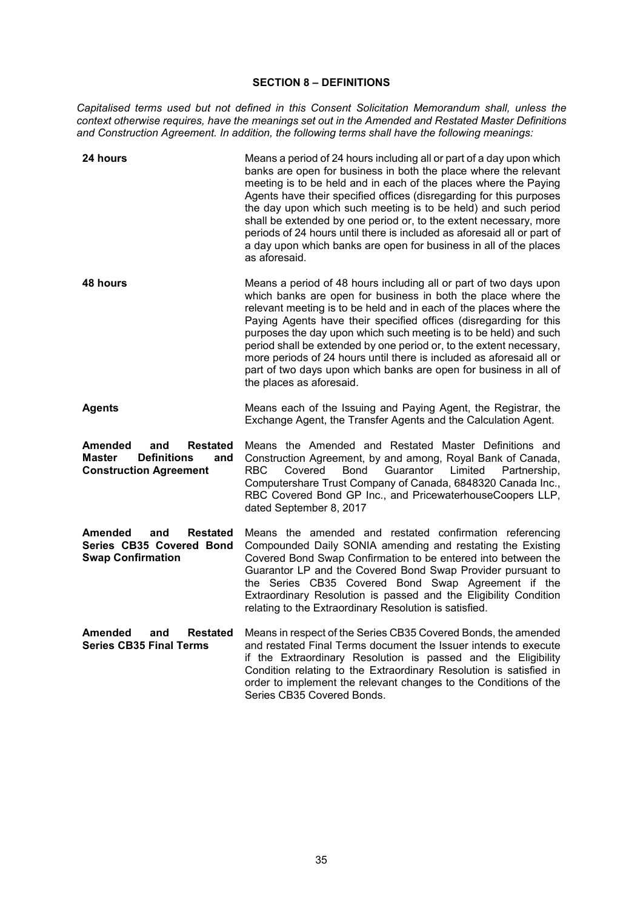## SECTION 8 – DEFINITIONS

*Capitalised terms used but not defined in this Consent Solicitation Memorandum shall, unless the context otherwise requires, have the meanings set out in the Amended and Restated Master Definitions and Construction Agreement. In addition, the following terms shall have the following meanings:*

| | |
|---|---|
| **24 hours** | Means a period of 24 hours including all or part of a day upon which banks are open for business in both the place where the relevant meeting is to be held and in each of the places where the Paying Agents have their specified offices (disregarding for this purposes the day upon which such meeting is to be held) and such period shall be extended by one period or, to the extent necessary, more periods of 24 hours until there is included as aforesaid all or part of a day upon which banks are open for business in all of the places as aforesaid. |
| **48 hours** | Means a period of 48 hours including all or part of two days upon which banks are open for business in both the place where the relevant meeting is to be held and in each of the places where the Paying Agents have their specified offices (disregarding for this purposes the day upon which such meeting is to be held) and such period shall be extended by one period or, to the extent necessary, more periods of 24 hours until there is included as aforesaid all or part of two days upon which banks are open for business in all of the places as aforesaid. |
| **Agents** | Means each of the Issuing and Paying Agent, the Registrar, the Exchange Agent, the Transfer Agents and the Calculation Agent. |
| **Amended and Restated Master Definitions and Construction Agreement** | Means the Amended and Restated Master Definitions and Construction Agreement, by and among, Royal Bank of Canada, RBC Covered Bond Guarantor Limited Partnership, Computershare Trust Company of Canada, 6848320 Canada Inc., RBC Covered Bond GP Inc., and PricewaterhouseCoopers LLP, dated September 8, 2017 |
| **Amended and Restated Series CB35 Covered Bond Swap Confirmation** | Means the amended and restated confirmation referencing Compounded Daily SONIA amending and restating the Existing Covered Bond Swap Confirmation to be entered into between the Guarantor LP and the Covered Bond Swap Provider pursuant to the Series CB35 Covered Bond Swap Agreement if the Extraordinary Resolution is passed and the Eligibility Condition relating to the Extraordinary Resolution is satisfied. |
| **Amended and Restated Series CB35 Final Terms** | Means in respect of the Series CB35 Covered Bonds, the amended and restated Final Terms document the Issuer intends to execute if the Extraordinary Resolution is passed and the Eligibility Condition relating to the Extraordinary Resolution is satisfied in order to implement the relevant changes to the Conditions of the Series CB35 Covered Bonds. |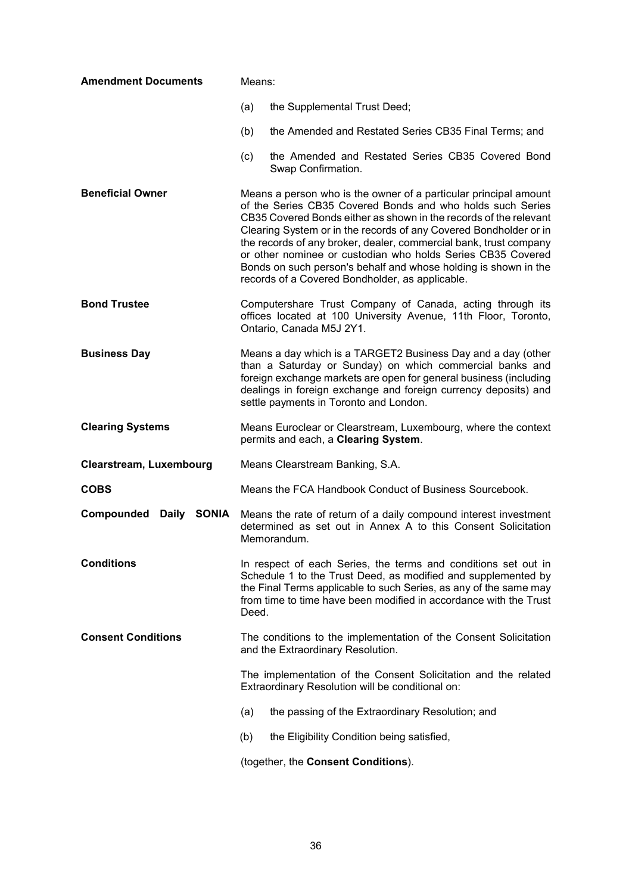**Amendment Documents**

Means:

(a) the Supplemental Trust Deed;

(b) the Amended and Restated Series CB35 Final Terms; and

(c) the Amended and Restated Series CB35 Covered Bond Swap Confirmation.

**Beneficial Owner**

Means a person who is the owner of a particular principal amount of the Series CB35 Covered Bonds and who holds such Series CB35 Covered Bonds either as shown in the records of the relevant Clearing System or in the records of any Covered Bondholder or in the records of any broker, dealer, commercial bank, trust company or other nominee or custodian who holds Series CB35 Covered Bonds on such person's behalf and whose holding is shown in the records of a Covered Bondholder, as applicable.

**Bond Trustee**

Computershare Trust Company of Canada, acting through its offices located at 100 University Avenue, 11th Floor, Toronto, Ontario, Canada M5J 2Y1.

**Business Day**

Means a day which is a TARGET2 Business Day and a day (other than a Saturday or Sunday) on which commercial banks and foreign exchange markets are open for general business (including dealings in foreign exchange and foreign currency deposits) and settle payments in Toronto and London.

**Clearing Systems**

Means Euroclear or Clearstream, Luxembourg, where the context permits and each, a **Clearing System**.

**Clearstream, Luxembourg**

Means Clearstream Banking, S.A.

**COBS**

Means the FCA Handbook Conduct of Business Sourcebook.

**Compounded Daily SONIA**

Means the rate of return of a daily compound interest investment determined as set out in Annex A to this Consent Solicitation Memorandum.

**Conditions**

In respect of each Series, the terms and conditions set out in Schedule 1 to the Trust Deed, as modified and supplemented by the Final Terms applicable to such Series, as any of the same may from time to time have been modified in accordance with the Trust Deed.

**Consent Conditions**

The conditions to the implementation of the Consent Solicitation and the Extraordinary Resolution.

The implementation of the Consent Solicitation and the related Extraordinary Resolution will be conditional on:

(a) the passing of the Extraordinary Resolution; and

(b) the Eligibility Condition being satisfied,

(together, the **Consent Conditions**).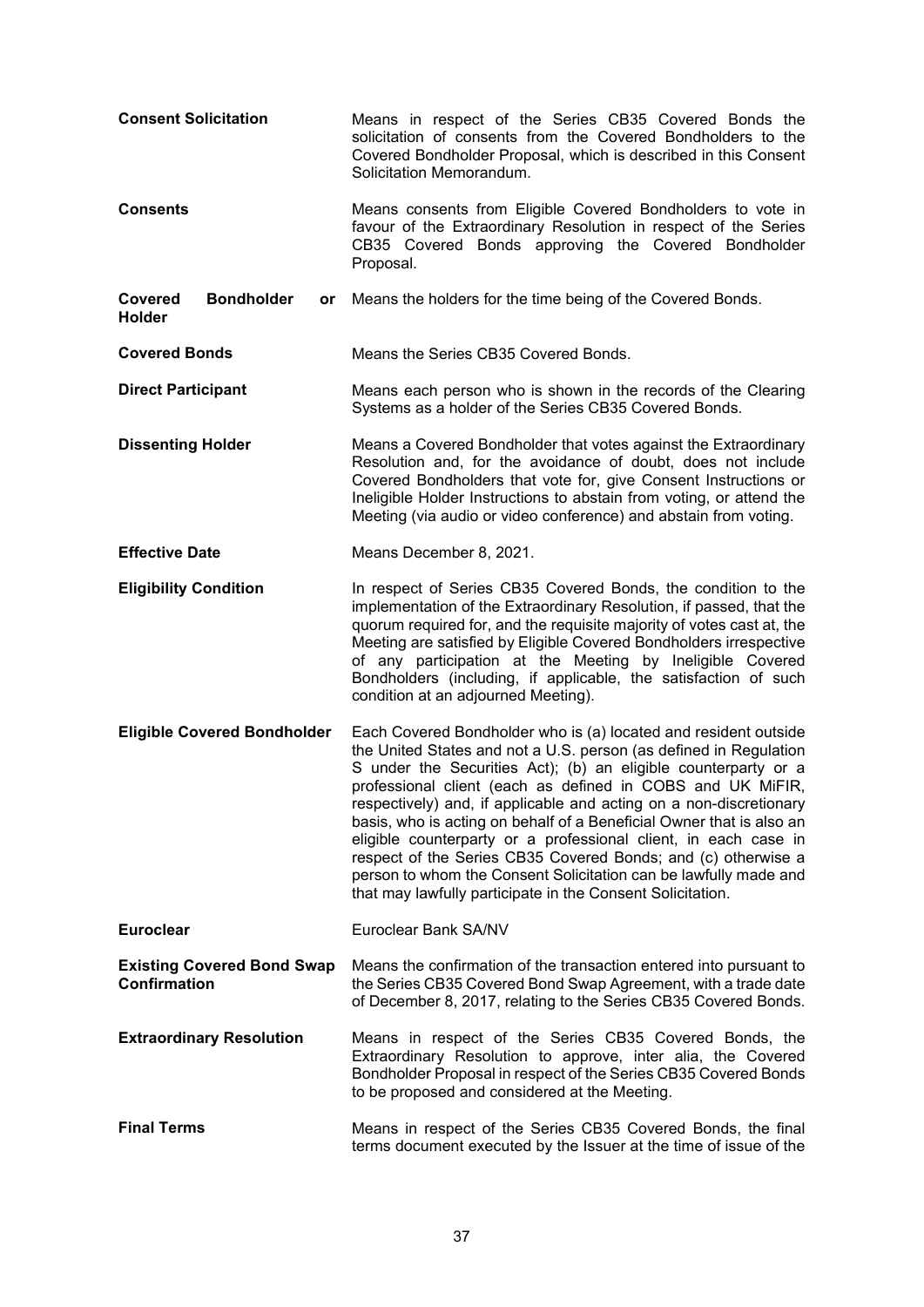**Consent Solicitation** Means in respect of the Series CB35 Covered Bonds the solicitation of consents from the Covered Bondholders to the Covered Bondholder Proposal, which is described in this Consent Solicitation Memorandum.

**Consents** Means consents from Eligible Covered Bondholders to vote in favour of the Extraordinary Resolution in respect of the Series CB35 Covered Bonds approving the Covered Bondholder Proposal.

**Covered Bondholder or Holder** Means the holders for the time being of the Covered Bonds.

**Covered Bonds** Means the Series CB35 Covered Bonds.

**Direct Participant** Means each person who is shown in the records of the Clearing Systems as a holder of the Series CB35 Covered Bonds.

**Dissenting Holder** Means a Covered Bondholder that votes against the Extraordinary Resolution and, for the avoidance of doubt, does not include Covered Bondholders that vote for, give Consent Instructions or Ineligible Holder Instructions to abstain from voting, or attend the Meeting (via audio or video conference) and abstain from voting.

**Effective Date** Means December 8, 2021.

**Eligibility Condition** In respect of Series CB35 Covered Bonds, the condition to the implementation of the Extraordinary Resolution, if passed, that the quorum required for, and the requisite majority of votes cast at, the Meeting are satisfied by Eligible Covered Bondholders irrespective of any participation at the Meeting by Ineligible Covered Bondholders (including, if applicable, the satisfaction of such condition at an adjourned Meeting).

**Eligible Covered Bondholder** Each Covered Bondholder who is (a) located and resident outside the United States and not a U.S. person (as defined in Regulation S under the Securities Act); (b) an eligible counterparty or a professional client (each as defined in COBS and UK MiFIR, respectively) and, if applicable and acting on a non-discretionary basis, who is acting on behalf of a Beneficial Owner that is also an eligible counterparty or a professional client, in each case in respect of the Series CB35 Covered Bonds; and (c) otherwise a person to whom the Consent Solicitation can be lawfully made and that may lawfully participate in the Consent Solicitation.

**Euroclear** Euroclear Bank SA/NV

**Existing Covered Bond Swap Confirmation** Means the confirmation of the transaction entered into pursuant to the Series CB35 Covered Bond Swap Agreement, with a trade date of December 8, 2017, relating to the Series CB35 Covered Bonds.

**Extraordinary Resolution** Means in respect of the Series CB35 Covered Bonds, the Extraordinary Resolution to approve, inter alia, the Covered Bondholder Proposal in respect of the Series CB35 Covered Bonds to be proposed and considered at the Meeting.

**Final Terms** Means in respect of the Series CB35 Covered Bonds, the final terms document executed by the Issuer at the time of issue of the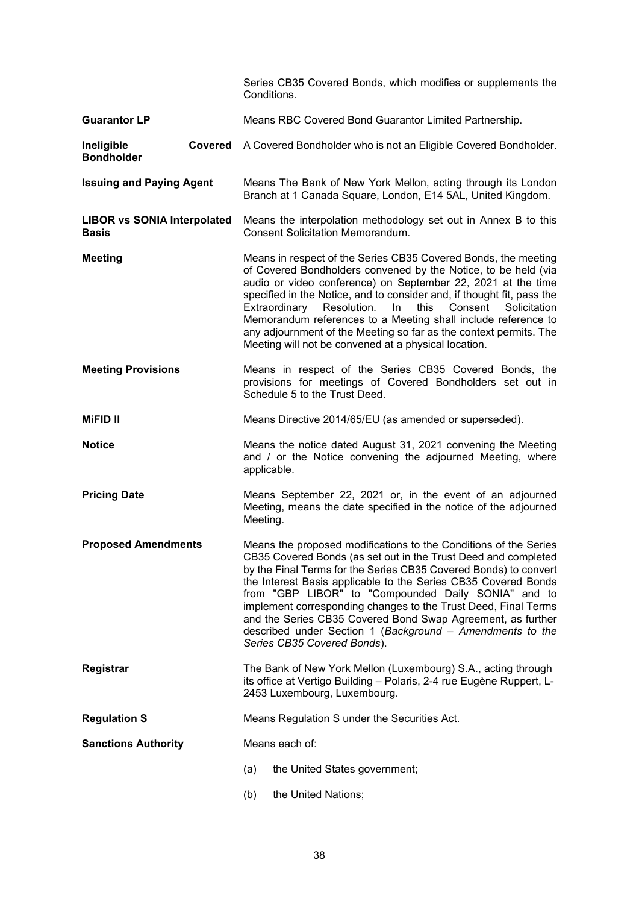| | |
|---|---|
| | Series CB35 Covered Bonds, which modifies or supplements the Conditions. |
| **Guarantor LP** | Means RBC Covered Bond Guarantor Limited Partnership. |
| **Ineligible Covered Bondholder** | A Covered Bondholder who is not an Eligible Covered Bondholder. |
| **Issuing and Paying Agent** | Means The Bank of New York Mellon, acting through its London Branch at 1 Canada Square, London, E14 5AL, United Kingdom. |
| **LIBOR vs SONIA Interpolated Basis** | Means the interpolation methodology set out in Annex B to this Consent Solicitation Memorandum. |
| **Meeting** | Means in respect of the Series CB35 Covered Bonds, the meeting of Covered Bondholders convened by the Notice, to be held (via audio or video conference) on September 22, 2021 at the time specified in the Notice, and to consider and, if thought fit, pass the Extraordinary Resolution. In this Consent Solicitation Memorandum references to a Meeting shall include reference to any adjournment of the Meeting so far as the context permits. The Meeting will not be convened at a physical location. |
| **Meeting Provisions** | Means in respect of the Series CB35 Covered Bonds, the provisions for meetings of Covered Bondholders set out in Schedule 5 to the Trust Deed. |
| **MiFID II** | Means Directive 2014/65/EU (as amended or superseded). |
| **Notice** | Means the notice dated August 31, 2021 convening the Meeting and / or the Notice convening the adjourned Meeting, where applicable. |
| **Pricing Date** | Means September 22, 2021 or, in the event of an adjourned Meeting, means the date specified in the notice of the adjourned Meeting. |
| **Proposed Amendments** | Means the proposed modifications to the Conditions of the Series CB35 Covered Bonds (as set out in the Trust Deed and completed by the Final Terms for the Series CB35 Covered Bonds) to convert the Interest Basis applicable to the Series CB35 Covered Bonds from "GBP LIBOR" to "Compounded Daily SONIA" and to implement corresponding changes to the Trust Deed, Final Terms and the Series CB35 Covered Bond Swap Agreement, as further described under Section 1 (*Background – Amendments to the Series CB35 Covered Bonds*). |
| **Registrar** | The Bank of New York Mellon (Luxembourg) S.A., acting through its office at Vertigo Building – Polaris, 2-4 rue Eugène Ruppert, L-2453 Luxembourg, Luxembourg. |
| **Regulation S** | Means Regulation S under the Securities Act. |
| **Sanctions Authority** | Means each of:<br>(a) the United States government;<br>(b) the United Nations; |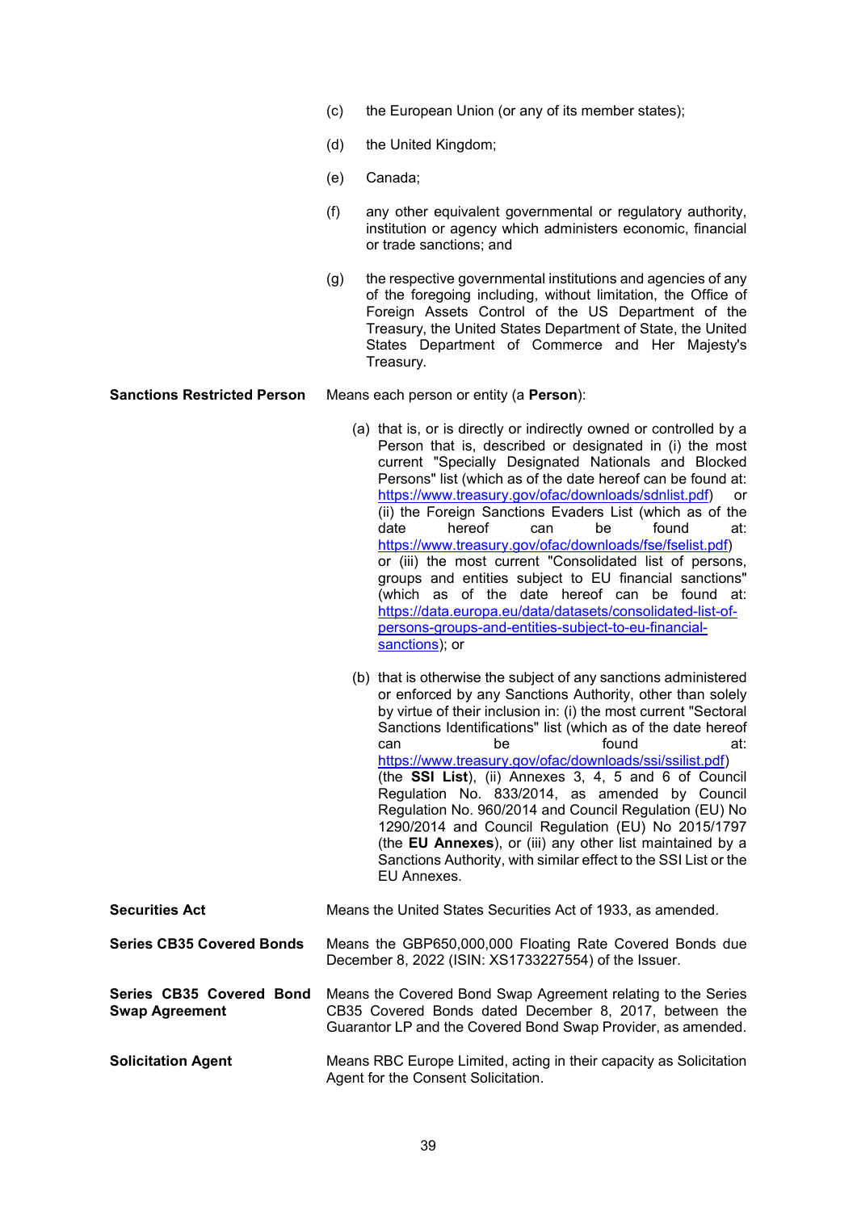(c) the European Union (or any of its member states);

(d) the United Kingdom;

(e) Canada;

(f) any other equivalent governmental or regulatory authority, institution or agency which administers economic, financial or trade sanctions; and

(g) the respective governmental institutions and agencies of any of the foregoing including, without limitation, the Office of Foreign Assets Control of the US Department of the Treasury, the United States Department of State, the United States Department of Commerce and Her Majesty's Treasury.

**Sanctions Restricted Person** Means each person or entity (a **Person**):

(a) that is, or is directly or indirectly owned or controlled by a Person that is, described or designated in (i) the most current "Specially Designated Nationals and Blocked Persons" list (which as of the date hereof can be found at: https://www.treasury.gov/ofac/downloads/sdnlist.pdf) or (ii) the Foreign Sanctions Evaders List (which as of the date hereof can be found at: https://www.treasury.gov/ofac/downloads/fse/fselist.pdf) or (iii) the most current "Consolidated list of persons, groups and entities subject to EU financial sanctions" (which as of the date hereof can be found at: https://data.europa.eu/data/datasets/consolidated-list-of-persons-groups-and-entities-subject-to-eu-financial-sanctions); or

(b) that is otherwise the subject of any sanctions administered or enforced by any Sanctions Authority, other than solely by virtue of their inclusion in: (i) the most current "Sectoral Sanctions Identifications" list (which as of the date hereof can be found at: https://www.treasury.gov/ofac/downloads/ssi/ssilist.pdf) (the **SSI List**), (ii) Annexes 3, 4, 5 and 6 of Council Regulation No. 833/2014, as amended by Council Regulation No. 960/2014 and Council Regulation (EU) No 1290/2014 and Council Regulation (EU) No 2015/1797 (the **EU Annexes**), or (iii) any other list maintained by a Sanctions Authority, with similar effect to the SSI List or the EU Annexes.

**Securities Act** Means the United States Securities Act of 1933, as amended.

**Series CB35 Covered Bonds** Means the GBP650,000,000 Floating Rate Covered Bonds due December 8, 2022 (ISIN: XS1733227554) of the Issuer.

**Series CB35 Covered Bond Swap Agreement** Means the Covered Bond Swap Agreement relating to the Series CB35 Covered Bonds dated December 8, 2017, between the Guarantor LP and the Covered Bond Swap Provider, as amended.

**Solicitation Agent** Means RBC Europe Limited, acting in their capacity as Solicitation Agent for the Consent Solicitation.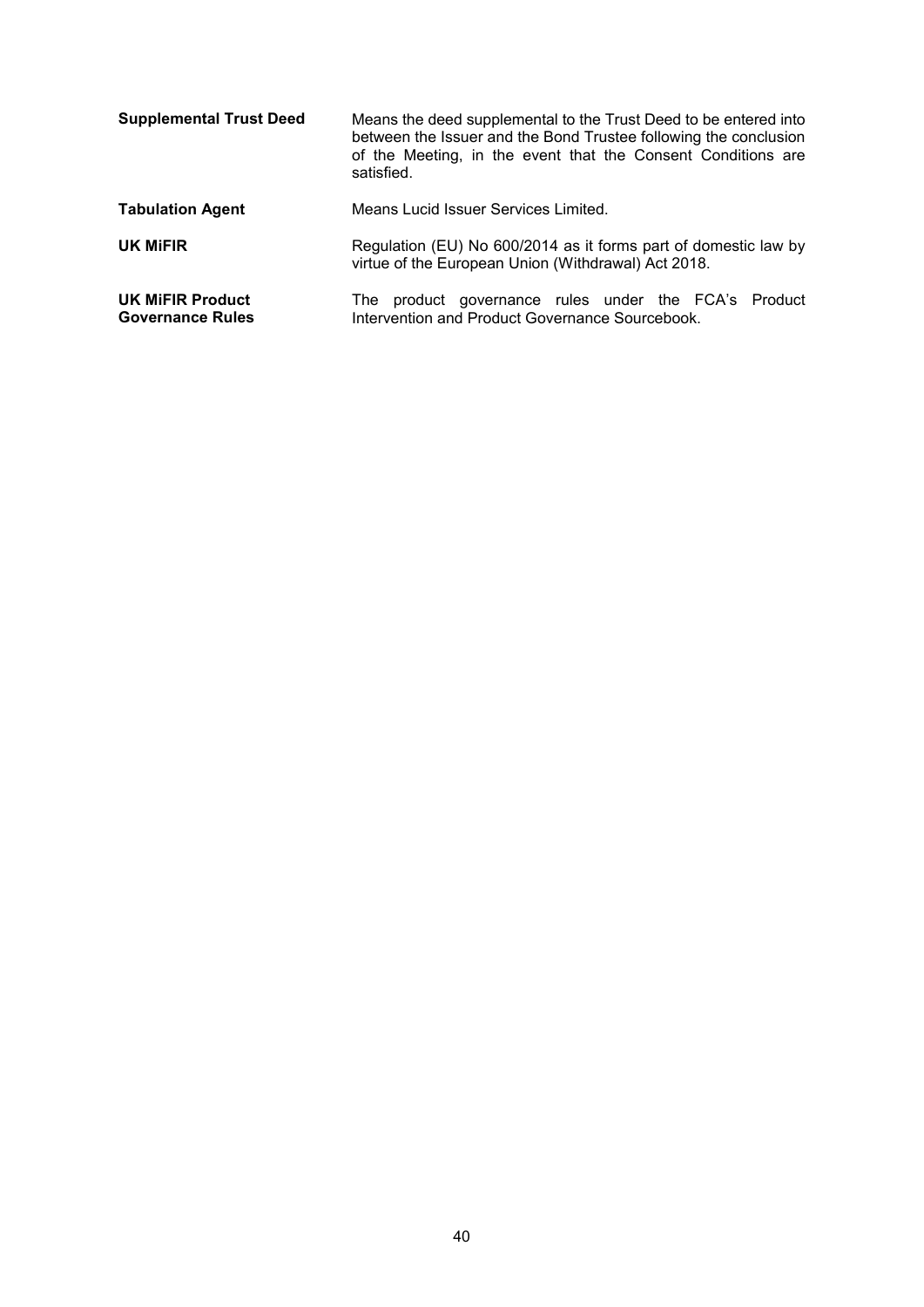| | |
|---|---|
| **Supplemental Trust Deed** | Means the deed supplemental to the Trust Deed to be entered into between the Issuer and the Bond Trustee following the conclusion of the Meeting, in the event that the Consent Conditions are satisfied. |
| **Tabulation Agent** | Means Lucid Issuer Services Limited. |
| **UK MiFIR** | Regulation (EU) No 600/2014 as it forms part of domestic law by virtue of the European Union (Withdrawal) Act 2018. |
| **UK MiFIR Product Governance Rules** | The product governance rules under the FCA's Product Intervention and Product Governance Sourcebook. |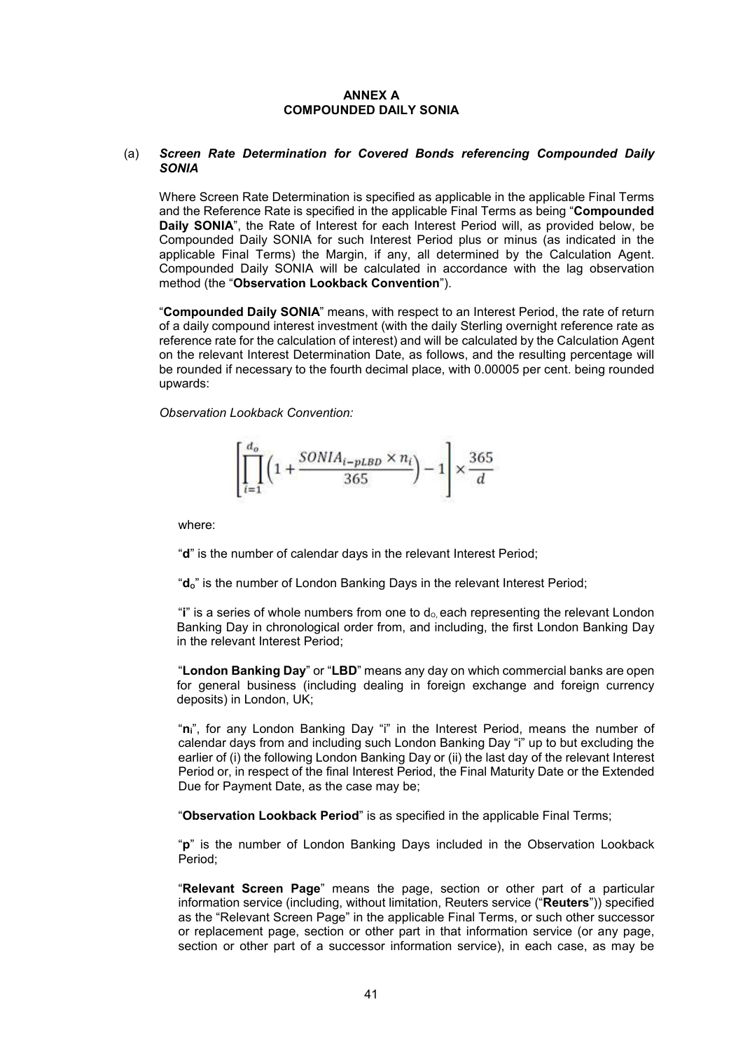## ANNEX A
## COMPOUNDED DAILY SONIA

(a) ***Screen Rate Determination for Covered Bonds referencing Compounded Daily SONIA***

Where Screen Rate Determination is specified as applicable in the applicable Final Terms and the Reference Rate is specified in the applicable Final Terms as being "**Compounded Daily SONIA**", the Rate of Interest for each Interest Period will, as provided below, be Compounded Daily SONIA for such Interest Period plus or minus (as indicated in the applicable Final Terms) the Margin, if any, all determined by the Calculation Agent. Compounded Daily SONIA will be calculated in accordance with the lag observation method (the "**Observation Lookback Convention**").

"**Compounded Daily SONIA**" means, with respect to an Interest Period, the rate of return of a daily compound interest investment (with the daily Sterling overnight reference rate as reference rate for the calculation of interest) and will be calculated by the Calculation Agent on the relevant Interest Determination Date, as follows, and the resulting percentage will be rounded if necessary to the fourth decimal place, with 0.00005 per cent. being rounded upwards:

*Observation Lookback Convention:*

$$\left[\prod_{i=1}^{d_o}\left(1+\frac{SONIA_{i-pLBD}\times n_i}{365}\right)-1\right]\times\frac{365}{d}$$

where:

"**d**" is the number of calendar days in the relevant Interest Period;

"$\mathbf{d_o}$" is the number of London Banking Days in the relevant Interest Period;

"**i**" is a series of whole numbers from one to $d_o$, each representing the relevant London Banking Day in chronological order from, and including, the first London Banking Day in the relevant Interest Period;

"**London Banking Day**" or "**LBD**" means any day on which commercial banks are open for general business (including dealing in foreign exchange and foreign currency deposits) in London, UK;

"$\mathbf{n_i}$", for any London Banking Day "i" in the Interest Period, means the number of calendar days from and including such London Banking Day "i" up to but excluding the earlier of (i) the following London Banking Day or (ii) the last day of the relevant Interest Period or, in respect of the final Interest Period, the Final Maturity Date or the Extended Due for Payment Date, as the case may be;

"**Observation Lookback Period**" is as specified in the applicable Final Terms;

"**p**" is the number of London Banking Days included in the Observation Lookback Period;

"**Relevant Screen Page**" means the page, section or other part of a particular information service (including, without limitation, Reuters service ("**Reuters**")) specified as the "Relevant Screen Page" in the applicable Final Terms, or such other successor or replacement page, section or other part in that information service (or any page, section or other part of a successor information service), in each case, as may be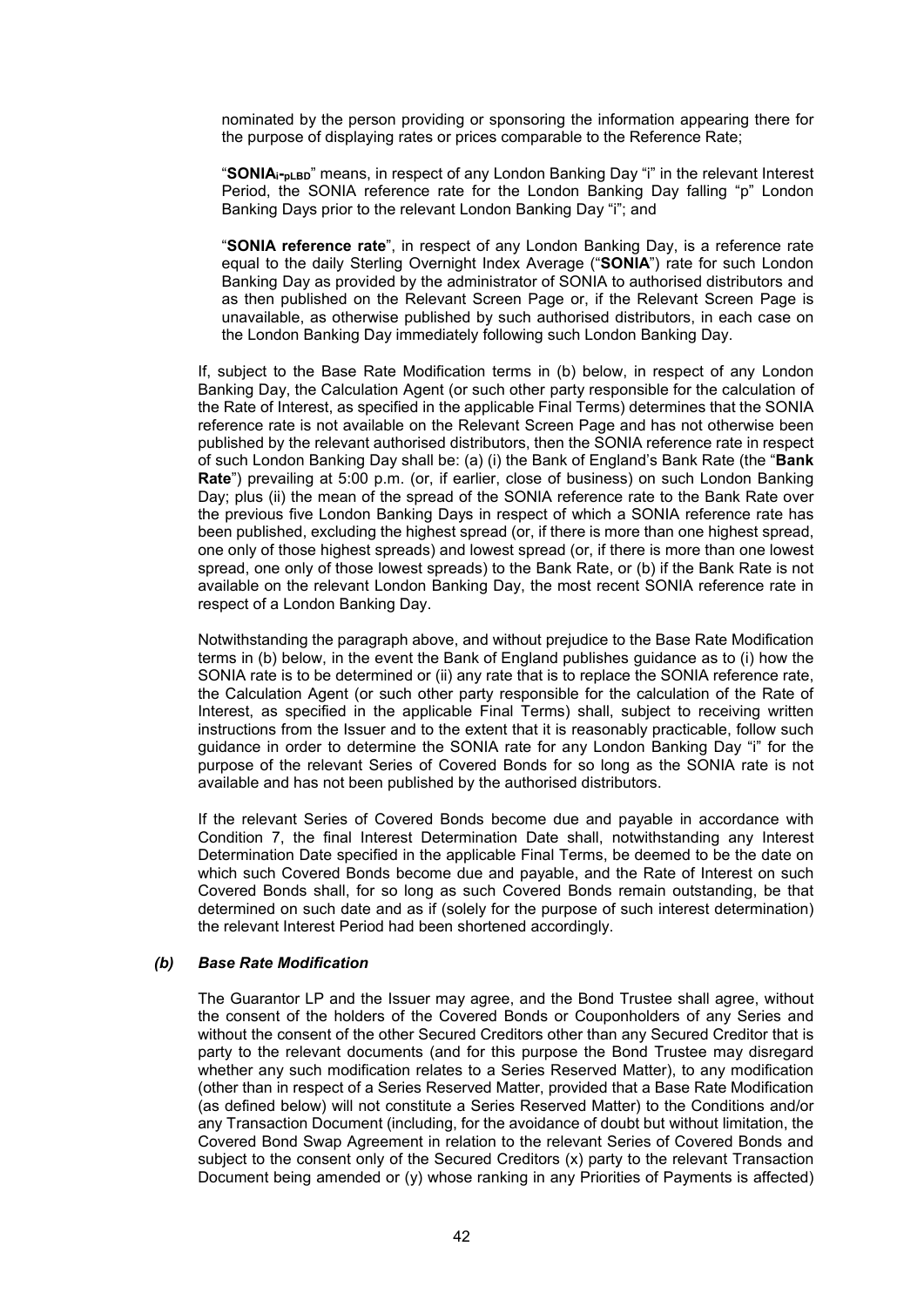nominated by the person providing or sponsoring the information appearing there for the purpose of displaying rates or prices comparable to the Reference Rate;

"**$SONIA_{i\text{-}pLBD}$**" means, in respect of any London Banking Day "i" in the relevant Interest Period, the SONIA reference rate for the London Banking Day falling "p" London Banking Days prior to the relevant London Banking Day "i"; and

"**SONIA reference rate**", in respect of any London Banking Day, is a reference rate equal to the daily Sterling Overnight Index Average ("**SONIA**") rate for such London Banking Day as provided by the administrator of SONIA to authorised distributors and as then published on the Relevant Screen Page or, if the Relevant Screen Page is unavailable, as otherwise published by such authorised distributors, in each case on the London Banking Day immediately following such London Banking Day.

If, subject to the Base Rate Modification terms in (b) below, in respect of any London Banking Day, the Calculation Agent (or such other party responsible for the calculation of the Rate of Interest, as specified in the applicable Final Terms) determines that the SONIA reference rate is not available on the Relevant Screen Page and has not otherwise been published by the relevant authorised distributors, then the SONIA reference rate in respect of such London Banking Day shall be: (a) (i) the Bank of England's Bank Rate (the "**Bank Rate**") prevailing at 5:00 p.m. (or, if earlier, close of business) on such London Banking Day; plus (ii) the mean of the spread of the SONIA reference rate to the Bank Rate over the previous five London Banking Days in respect of which a SONIA reference rate has been published, excluding the highest spread (or, if there is more than one highest spread, one only of those highest spreads) and lowest spread (or, if there is more than one lowest spread, one only of those lowest spreads) to the Bank Rate, or (b) if the Bank Rate is not available on the relevant London Banking Day, the most recent SONIA reference rate in respect of a London Banking Day.

Notwithstanding the paragraph above, and without prejudice to the Base Rate Modification terms in (b) below, in the event the Bank of England publishes guidance as to (i) how the SONIA rate is to be determined or (ii) any rate that is to replace the SONIA reference rate, the Calculation Agent (or such other party responsible for the calculation of the Rate of Interest, as specified in the applicable Final Terms) shall, subject to receiving written instructions from the Issuer and to the extent that it is reasonably practicable, follow such guidance in order to determine the SONIA rate for any London Banking Day "i" for the purpose of the relevant Series of Covered Bonds for so long as the SONIA rate is not available and has not been published by the authorised distributors.

If the relevant Series of Covered Bonds become due and payable in accordance with Condition 7, the final Interest Determination Date shall, notwithstanding any Interest Determination Date specified in the applicable Final Terms, be deemed to be the date on which such Covered Bonds become due and payable, and the Rate of Interest on such Covered Bonds shall, for so long as such Covered Bonds remain outstanding, be that determined on such date and as if (solely for the purpose of such interest determination) the relevant Interest Period had been shortened accordingly.

### *(b) Base Rate Modification*

The Guarantor LP and the Issuer may agree, and the Bond Trustee shall agree, without the consent of the holders of the Covered Bonds or Couponholders of any Series and without the consent of the other Secured Creditors other than any Secured Creditor that is party to the relevant documents (and for this purpose the Bond Trustee may disregard whether any such modification relates to a Series Reserved Matter), to any modification (other than in respect of a Series Reserved Matter, provided that a Base Rate Modification (as defined below) will not constitute a Series Reserved Matter) to the Conditions and/or any Transaction Document (including, for the avoidance of doubt but without limitation, the Covered Bond Swap Agreement in relation to the relevant Series of Covered Bonds and subject to the consent only of the Secured Creditors (x) party to the relevant Transaction Document being amended or (y) whose ranking in any Priorities of Payments is affected)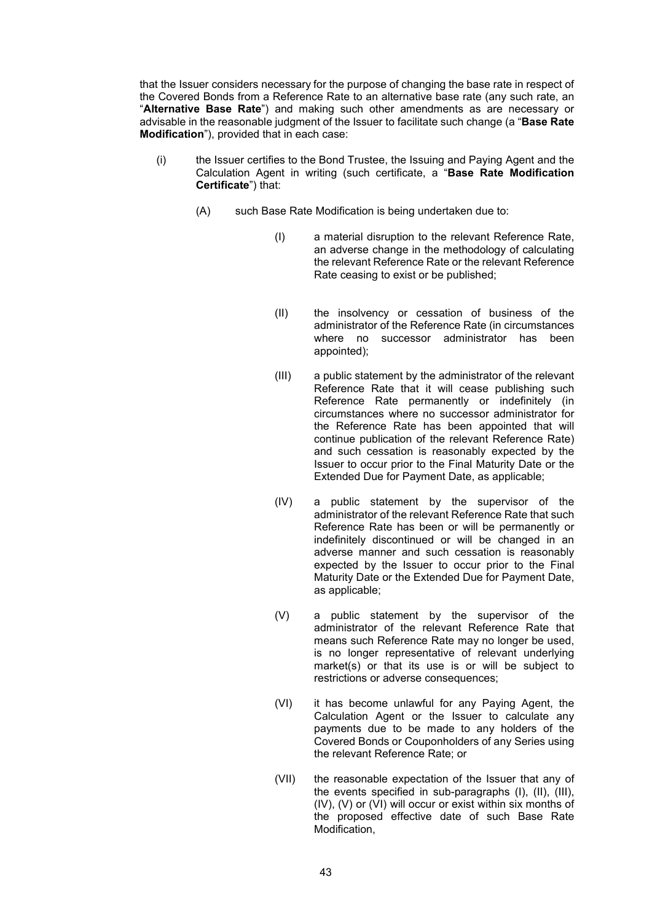that the Issuer considers necessary for the purpose of changing the base rate in respect of the Covered Bonds from a Reference Rate to an alternative base rate (any such rate, an "**Alternative Base Rate**") and making such other amendments as are necessary or advisable in the reasonable judgment of the Issuer to facilitate such change (a "**Base Rate Modification**"), provided that in each case:

(i) the Issuer certifies to the Bond Trustee, the Issuing and Paying Agent and the Calculation Agent in writing (such certificate, a "**Base Rate Modification Certificate**") that:

(A) such Base Rate Modification is being undertaken due to:

(I) a material disruption to the relevant Reference Rate, an adverse change in the methodology of calculating the relevant Reference Rate or the relevant Reference Rate ceasing to exist or be published;

(II) the insolvency or cessation of business of the administrator of the Reference Rate (in circumstances where no successor administrator has been appointed);

(III) a public statement by the administrator of the relevant Reference Rate that it will cease publishing such Reference Rate permanently or indefinitely (in circumstances where no successor administrator for the Reference Rate has been appointed that will continue publication of the relevant Reference Rate) and such cessation is reasonably expected by the Issuer to occur prior to the Final Maturity Date or the Extended Due for Payment Date, as applicable;

(IV) a public statement by the supervisor of the administrator of the relevant Reference Rate that such Reference Rate has been or will be permanently or indefinitely discontinued or will be changed in an adverse manner and such cessation is reasonably expected by the Issuer to occur prior to the Final Maturity Date or the Extended Due for Payment Date, as applicable;

(V) a public statement by the supervisor of the administrator of the relevant Reference Rate that means such Reference Rate may no longer be used, is no longer representative of relevant underlying market(s) or that its use is or will be subject to restrictions or adverse consequences;

(VI) it has become unlawful for any Paying Agent, the Calculation Agent or the Issuer to calculate any payments due to be made to any holders of the Covered Bonds or Couponholders of any Series using the relevant Reference Rate; or

(VII) the reasonable expectation of the Issuer that any of the events specified in sub-paragraphs (I), (II), (III), (IV), (V) or (VI) will occur or exist within six months of the proposed effective date of such Base Rate Modification,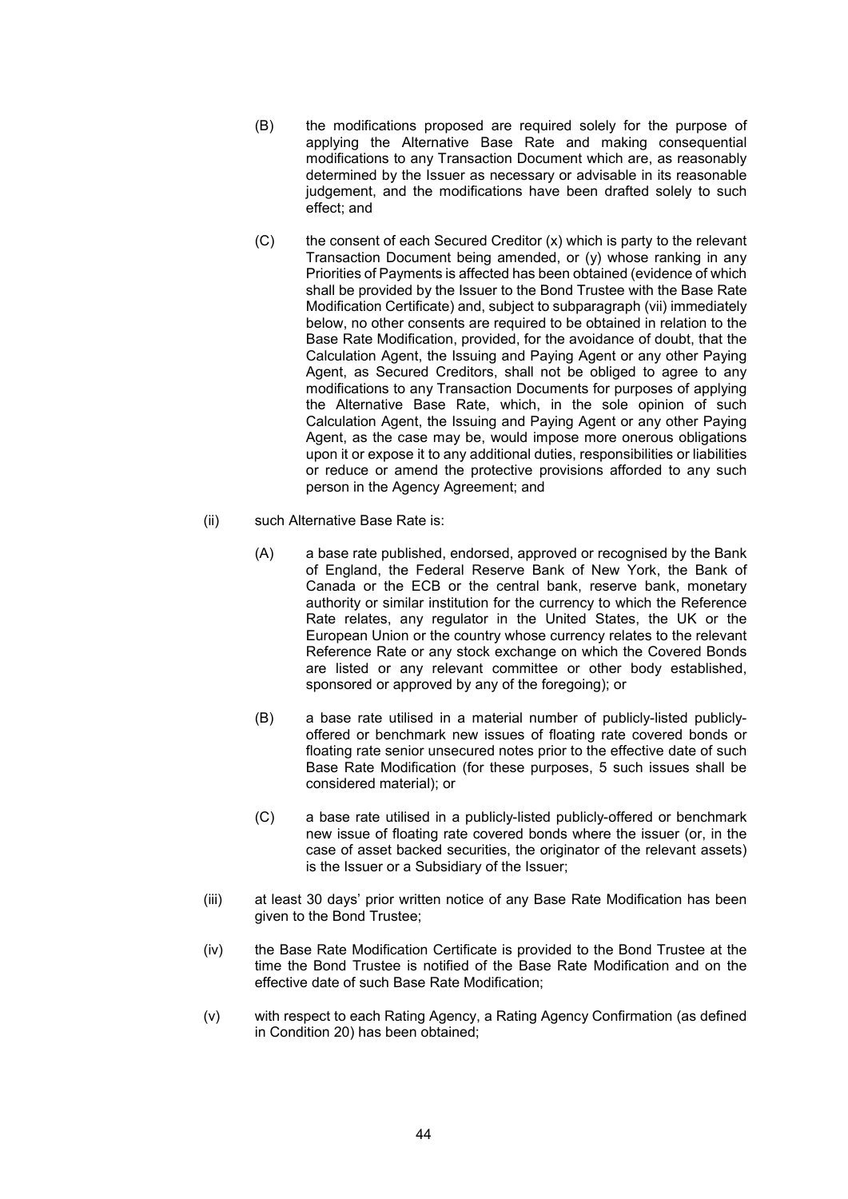(B) the modifications proposed are required solely for the purpose of applying the Alternative Base Rate and making consequential modifications to any Transaction Document which are, as reasonably determined by the Issuer as necessary or advisable in its reasonable judgement, and the modifications have been drafted solely to such effect; and

(C) the consent of each Secured Creditor (x) which is party to the relevant Transaction Document being amended, or (y) whose ranking in any Priorities of Payments is affected has been obtained (evidence of which shall be provided by the Issuer to the Bond Trustee with the Base Rate Modification Certificate) and, subject to subparagraph (vii) immediately below, no other consents are required to be obtained in relation to the Base Rate Modification, provided, for the avoidance of doubt, that the Calculation Agent, the Issuing and Paying Agent or any other Paying Agent, as Secured Creditors, shall not be obliged to agree to any modifications to any Transaction Documents for purposes of applying the Alternative Base Rate, which, in the sole opinion of such Calculation Agent, the Issuing and Paying Agent or any other Paying Agent, as the case may be, would impose more onerous obligations upon it or expose it to any additional duties, responsibilities or liabilities or reduce or amend the protective provisions afforded to any such person in the Agency Agreement; and

(ii) such Alternative Base Rate is:

(A) a base rate published, endorsed, approved or recognised by the Bank of England, the Federal Reserve Bank of New York, the Bank of Canada or the ECB or the central bank, reserve bank, monetary authority or similar institution for the currency to which the Reference Rate relates, any regulator in the United States, the UK or the European Union or the country whose currency relates to the relevant Reference Rate or any stock exchange on which the Covered Bonds are listed or any relevant committee or other body established, sponsored or approved by any of the foregoing); or

(B) a base rate utilised in a material number of publicly-listed publicly-offered or benchmark new issues of floating rate covered bonds or floating rate senior unsecured notes prior to the effective date of such Base Rate Modification (for these purposes, 5 such issues shall be considered material); or

(C) a base rate utilised in a publicly-listed publicly-offered or benchmark new issue of floating rate covered bonds where the issuer (or, in the case of asset backed securities, the originator of the relevant assets) is the Issuer or a Subsidiary of the Issuer;

(iii) at least 30 days' prior written notice of any Base Rate Modification has been given to the Bond Trustee;

(iv) the Base Rate Modification Certificate is provided to the Bond Trustee at the time the Bond Trustee is notified of the Base Rate Modification and on the effective date of such Base Rate Modification;

(v) with respect to each Rating Agency, a Rating Agency Confirmation (as defined in Condition 20) has been obtained;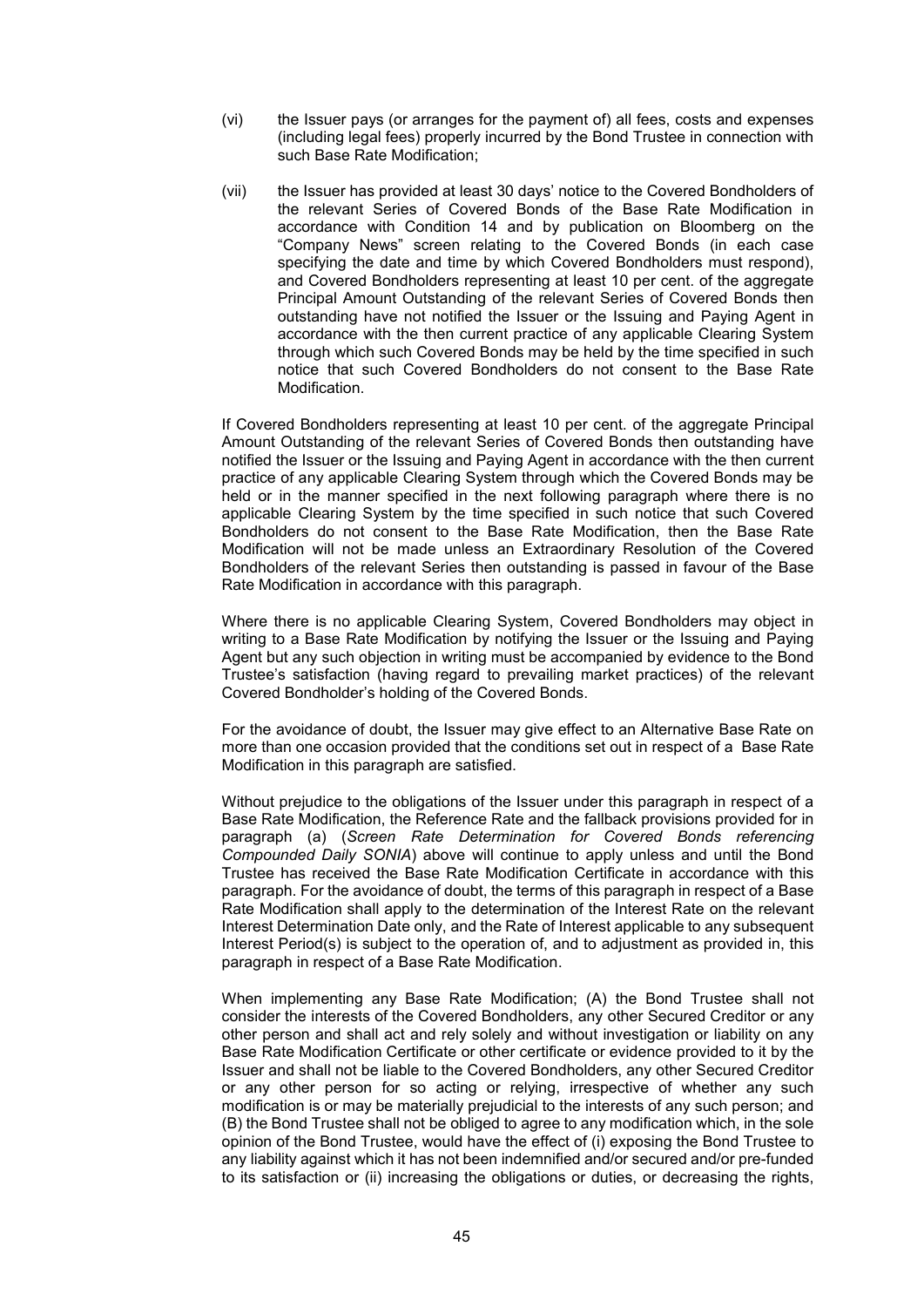(vi) the Issuer pays (or arranges for the payment of) all fees, costs and expenses (including legal fees) properly incurred by the Bond Trustee in connection with such Base Rate Modification;

(vii) the Issuer has provided at least 30 days' notice to the Covered Bondholders of the relevant Series of Covered Bonds of the Base Rate Modification in accordance with Condition 14 and by publication on Bloomberg on the "Company News" screen relating to the Covered Bonds (in each case specifying the date and time by which Covered Bondholders must respond), and Covered Bondholders representing at least 10 per cent. of the aggregate Principal Amount Outstanding of the relevant Series of Covered Bonds then outstanding have not notified the Issuer or the Issuing and Paying Agent in accordance with the then current practice of any applicable Clearing System through which such Covered Bonds may be held by the time specified in such notice that such Covered Bondholders do not consent to the Base Rate Modification.

If Covered Bondholders representing at least 10 per cent. of the aggregate Principal Amount Outstanding of the relevant Series of Covered Bonds then outstanding have notified the Issuer or the Issuing and Paying Agent in accordance with the then current practice of any applicable Clearing System through which the Covered Bonds may be held or in the manner specified in the next following paragraph where there is no applicable Clearing System by the time specified in such notice that such Covered Bondholders do not consent to the Base Rate Modification, then the Base Rate Modification will not be made unless an Extraordinary Resolution of the Covered Bondholders of the relevant Series then outstanding is passed in favour of the Base Rate Modification in accordance with this paragraph.

Where there is no applicable Clearing System, Covered Bondholders may object in writing to a Base Rate Modification by notifying the Issuer or the Issuing and Paying Agent but any such objection in writing must be accompanied by evidence to the Bond Trustee's satisfaction (having regard to prevailing market practices) of the relevant Covered Bondholder's holding of the Covered Bonds.

For the avoidance of doubt, the Issuer may give effect to an Alternative Base Rate on more than one occasion provided that the conditions set out in respect of a Base Rate Modification in this paragraph are satisfied.

Without prejudice to the obligations of the Issuer under this paragraph in respect of a Base Rate Modification, the Reference Rate and the fallback provisions provided for in paragraph (a) (*Screen Rate Determination for Covered Bonds referencing Compounded Daily SONIA*) above will continue to apply unless and until the Bond Trustee has received the Base Rate Modification Certificate in accordance with this paragraph. For the avoidance of doubt, the terms of this paragraph in respect of a Base Rate Modification shall apply to the determination of the Interest Rate on the relevant Interest Determination Date only, and the Rate of Interest applicable to any subsequent Interest Period(s) is subject to the operation of, and to adjustment as provided in, this paragraph in respect of a Base Rate Modification.

When implementing any Base Rate Modification; (A) the Bond Trustee shall not consider the interests of the Covered Bondholders, any other Secured Creditor or any other person and shall act and rely solely and without investigation or liability on any Base Rate Modification Certificate or other certificate or evidence provided to it by the Issuer and shall not be liable to the Covered Bondholders, any other Secured Creditor or any other person for so acting or relying, irrespective of whether any such modification is or may be materially prejudicial to the interests of any such person; and (B) the Bond Trustee shall not be obliged to agree to any modification which, in the sole opinion of the Bond Trustee, would have the effect of (i) exposing the Bond Trustee to any liability against which it has not been indemnified and/or secured and/or pre-funded to its satisfaction or (ii) increasing the obligations or duties, or decreasing the rights,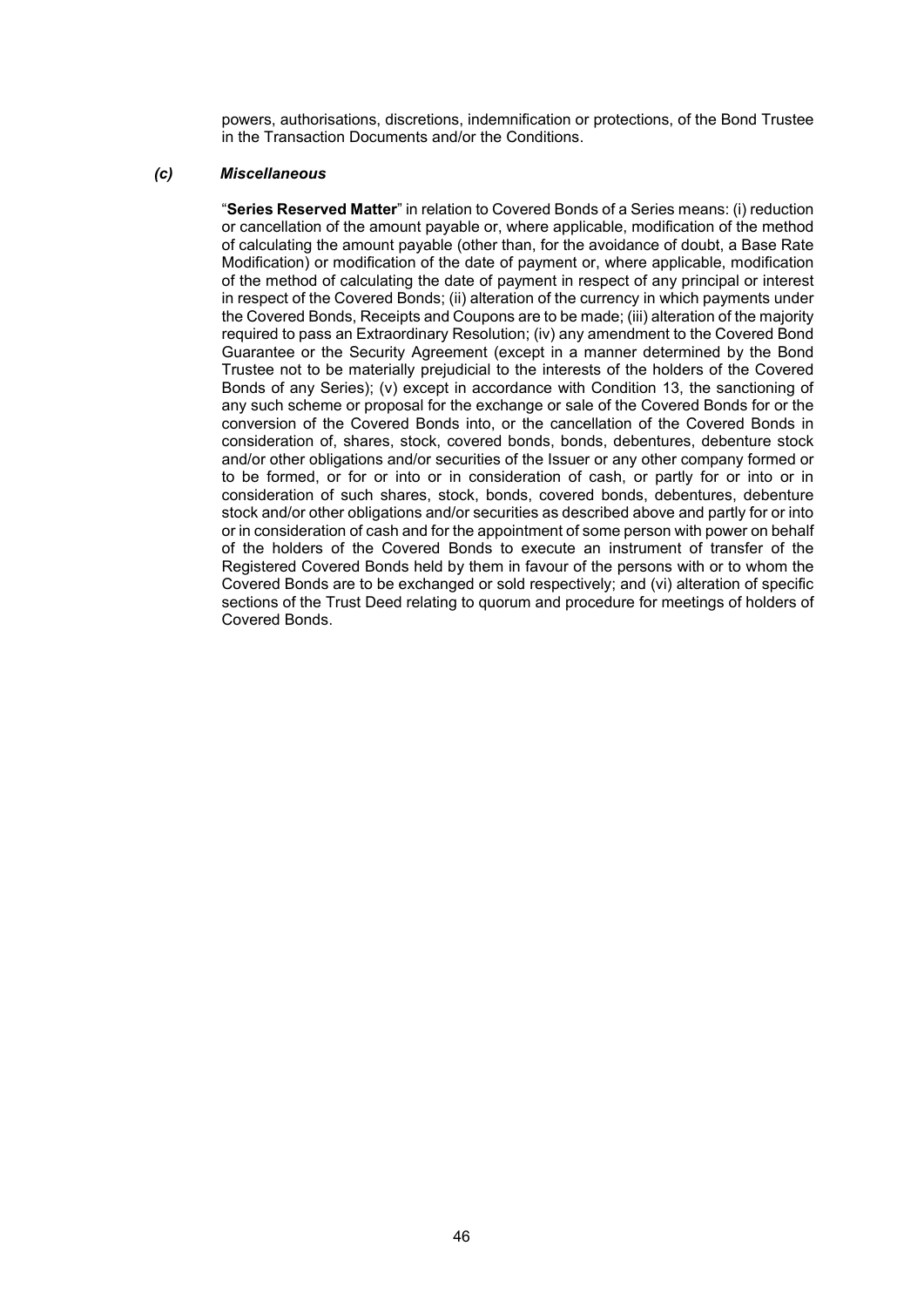powers, authorisations, discretions, indemnification or protections, of the Bond Trustee in the Transaction Documents and/or the Conditions.

#### *(c) Miscellaneous*

"**Series Reserved Matter**" in relation to Covered Bonds of a Series means: (i) reduction or cancellation of the amount payable or, where applicable, modification of the method of calculating the amount payable (other than, for the avoidance of doubt, a Base Rate Modification) or modification of the date of payment or, where applicable, modification of the method of calculating the date of payment in respect of any principal or interest in respect of the Covered Bonds; (ii) alteration of the currency in which payments under the Covered Bonds, Receipts and Coupons are to be made; (iii) alteration of the majority required to pass an Extraordinary Resolution; (iv) any amendment to the Covered Bond Guarantee or the Security Agreement (except in a manner determined by the Bond Trustee not to be materially prejudicial to the interests of the holders of the Covered Bonds of any Series); (v) except in accordance with Condition 13, the sanctioning of any such scheme or proposal for the exchange or sale of the Covered Bonds for or the conversion of the Covered Bonds into, or the cancellation of the Covered Bonds in consideration of, shares, stock, covered bonds, bonds, debentures, debenture stock and/or other obligations and/or securities of the Issuer or any other company formed or to be formed, or for or into or in consideration of cash, or partly for or into or in consideration of such shares, stock, bonds, covered bonds, debentures, debenture stock and/or other obligations and/or securities as described above and partly for or into or in consideration of cash and for the appointment of some person with power on behalf of the holders of the Covered Bonds to execute an instrument of transfer of the Registered Covered Bonds held by them in favour of the persons with or to whom the Covered Bonds are to be exchanged or sold respectively; and (vi) alteration of specific sections of the Trust Deed relating to quorum and procedure for meetings of holders of Covered Bonds.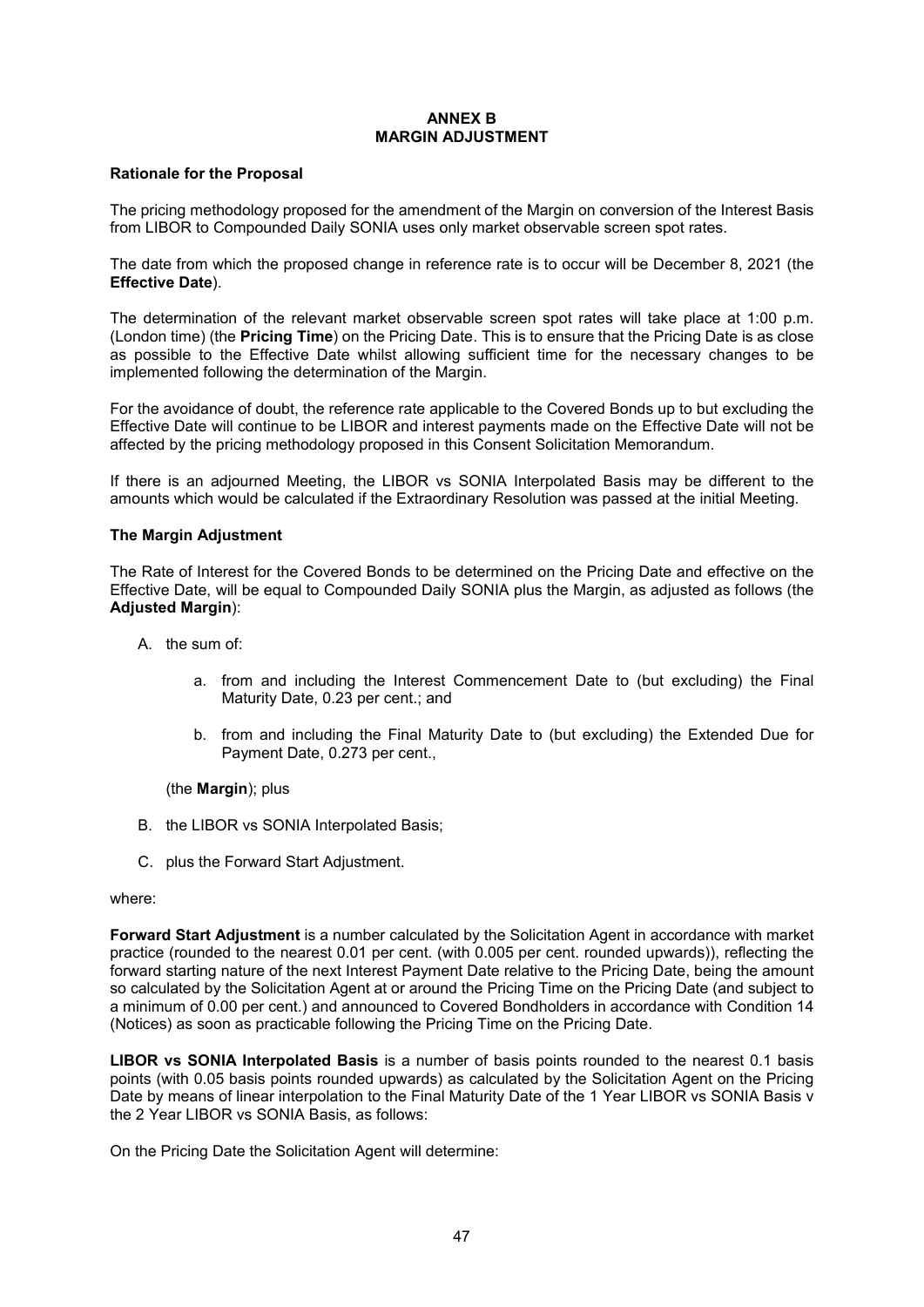# ANNEX B
## MARGIN ADJUSTMENT

**Rationale for the Proposal**

The pricing methodology proposed for the amendment of the Margin on conversion of the Interest Basis from LIBOR to Compounded Daily SONIA uses only market observable screen spot rates.

The date from which the proposed change in reference rate is to occur will be December 8, 2021 (the **Effective Date**).

The determination of the relevant market observable screen spot rates will take place at 1:00 p.m. (London time) (the **Pricing Time**) on the Pricing Date. This is to ensure that the Pricing Date is as close as possible to the Effective Date whilst allowing sufficient time for the necessary changes to be implemented following the determination of the Margin.

For the avoidance of doubt, the reference rate applicable to the Covered Bonds up to but excluding the Effective Date will continue to be LIBOR and interest payments made on the Effective Date will not be affected by the pricing methodology proposed in this Consent Solicitation Memorandum.

If there is an adjourned Meeting, the LIBOR vs SONIA Interpolated Basis may be different to the amounts which would be calculated if the Extraordinary Resolution was passed at the initial Meeting.

**The Margin Adjustment**

The Rate of Interest for the Covered Bonds to be determined on the Pricing Date and effective on the Effective Date, will be equal to Compounded Daily SONIA plus the Margin, as adjusted as follows (the **Adjusted Margin**):

A. the sum of:

   a. from and including the Interest Commencement Date to (but excluding) the Final Maturity Date, 0.23 per cent.; and

   b. from and including the Final Maturity Date to (but excluding) the Extended Due for Payment Date, 0.273 per cent.,

   (the **Margin**); plus

B. the LIBOR vs SONIA Interpolated Basis;

C. plus the Forward Start Adjustment.

where:

**Forward Start Adjustment** is a number calculated by the Solicitation Agent in accordance with market practice (rounded to the nearest 0.01 per cent. (with 0.005 per cent. rounded upwards)), reflecting the forward starting nature of the next Interest Payment Date relative to the Pricing Date, being the amount so calculated by the Solicitation Agent at or around the Pricing Time on the Pricing Date (and subject to a minimum of 0.00 per cent.) and announced to Covered Bondholders in accordance with Condition 14 (Notices) as soon as practicable following the Pricing Time on the Pricing Date.

**LIBOR vs SONIA Interpolated Basis** is a number of basis points rounded to the nearest 0.1 basis points (with 0.05 basis points rounded upwards) as calculated by the Solicitation Agent on the Pricing Date by means of linear interpolation to the Final Maturity Date of the 1 Year LIBOR vs SONIA Basis v the 2 Year LIBOR vs SONIA Basis, as follows:

On the Pricing Date the Solicitation Agent will determine: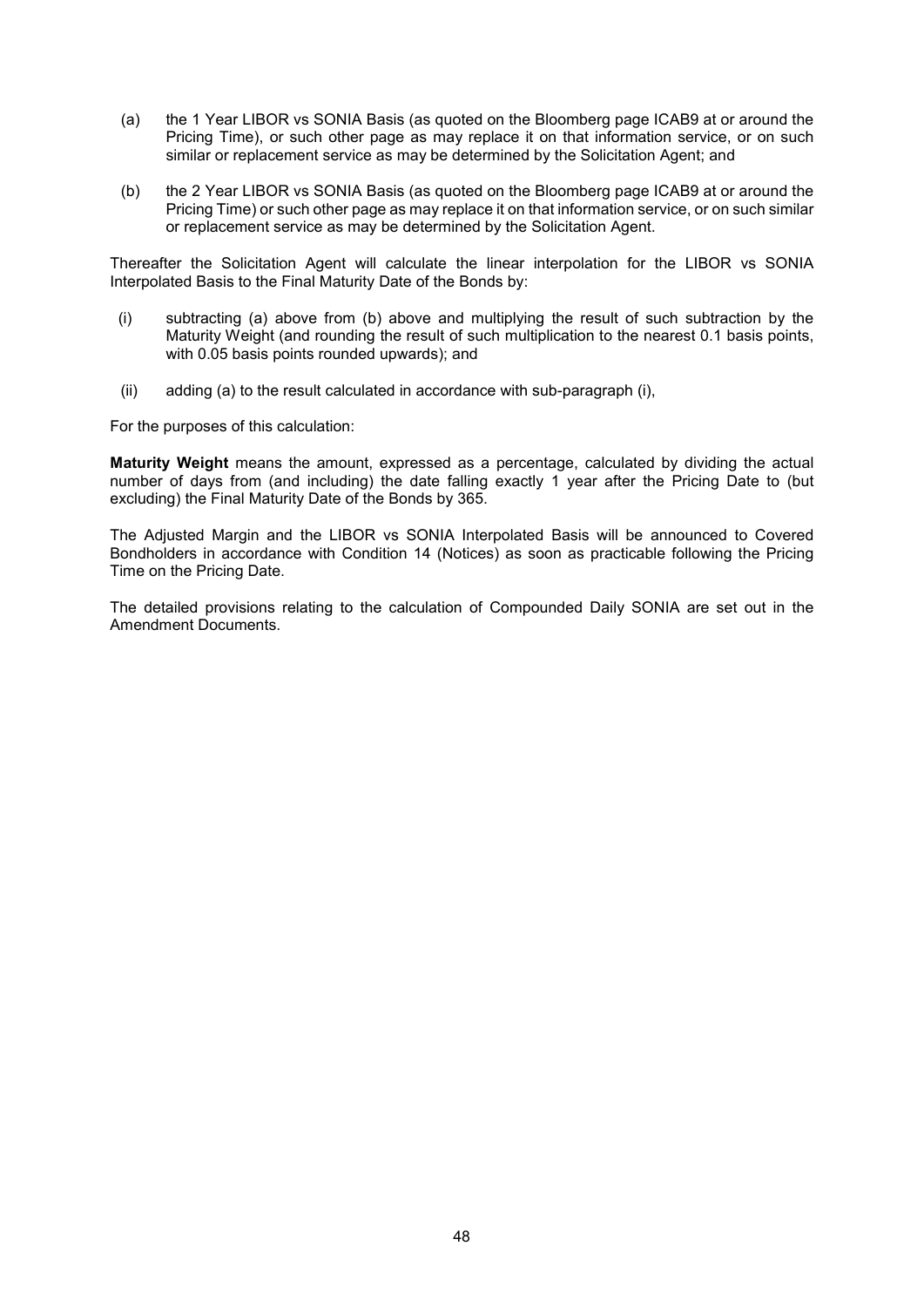(a) the 1 Year LIBOR vs SONIA Basis (as quoted on the Bloomberg page ICAB9 at or around the Pricing Time), or such other page as may replace it on that information service, or on such similar or replacement service as may be determined by the Solicitation Agent; and

(b) the 2 Year LIBOR vs SONIA Basis (as quoted on the Bloomberg page ICAB9 at or around the Pricing Time) or such other page as may replace it on that information service, or on such similar or replacement service as may be determined by the Solicitation Agent.

Thereafter the Solicitation Agent will calculate the linear interpolation for the LIBOR vs SONIA Interpolated Basis to the Final Maturity Date of the Bonds by:

(i) subtracting (a) above from (b) above and multiplying the result of such subtraction by the Maturity Weight (and rounding the result of such multiplication to the nearest 0.1 basis points, with 0.05 basis points rounded upwards); and

(ii) adding (a) to the result calculated in accordance with sub-paragraph (i),

For the purposes of this calculation:

**Maturity Weight** means the amount, expressed as a percentage, calculated by dividing the actual number of days from (and including) the date falling exactly 1 year after the Pricing Date to (but excluding) the Final Maturity Date of the Bonds by 365.

The Adjusted Margin and the LIBOR vs SONIA Interpolated Basis will be announced to Covered Bondholders in accordance with Condition 14 (Notices) as soon as practicable following the Pricing Time on the Pricing Date.

The detailed provisions relating to the calculation of Compounded Daily SONIA are set out in the Amendment Documents.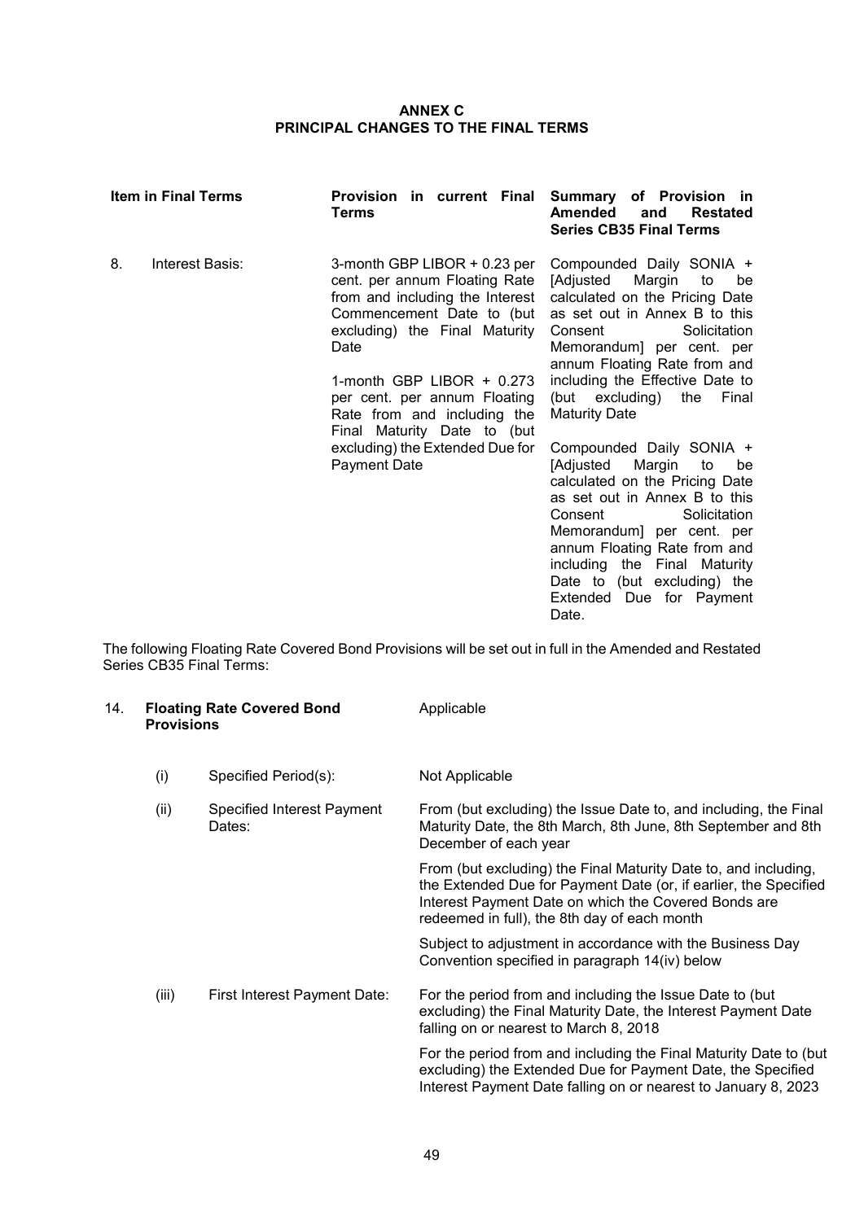# ANNEX C
## PRINCIPAL CHANGES TO THE FINAL TERMS

| Item in Final Terms | Provision in current Final Terms | Summary of Provision in Amended and Restated Series CB35 Final Terms |
|---|---|---|
| 8. Interest Basis: | 3-month GBP LIBOR + 0.23 per cent. per annum Floating Rate from and including the Interest Commencement Date to (but excluding) the Final Maturity Date<br><br>1-month GBP LIBOR + 0.273 per cent. per annum Floating Rate from and including the Final Maturity Date to (but excluding) the Extended Due for Payment Date | Compounded Daily SONIA + [Adjusted Margin to be calculated on the Pricing Date as set out in Annex B to this Consent Solicitation Memorandum] per cent. per annum Floating Rate from and including the Effective Date to (but excluding) the Final Maturity Date<br><br>Compounded Daily SONIA + [Adjusted Margin to be calculated on the Pricing Date as set out in Annex B to this Consent Solicitation Memorandum] per cent. per annum Floating Rate from and including the Final Maturity Date to (but excluding) the Extended Due for Payment Date. |

The following Floating Rate Covered Bond Provisions will be set out in full in the Amended and Restated Series CB35 Final Terms:

| | | |
|---|---|---|
| 14. | **Floating Rate Covered Bond Provisions** | Applicable |
| (i) | Specified Period(s): | Not Applicable |
| (ii) | Specified Interest Payment Dates: | From (but excluding) the Issue Date to, and including, the Final Maturity Date, the 8th March, 8th June, 8th September and 8th December of each year<br><br>From (but excluding) the Final Maturity Date to, and including, the Extended Due for Payment Date (or, if earlier, the Specified Interest Payment Date on which the Covered Bonds are redeemed in full), the 8th day of each month<br><br>Subject to adjustment in accordance with the Business Day Convention specified in paragraph 14(iv) below |
| (iii) | First Interest Payment Date: | For the period from and including the Issue Date to (but excluding) the Final Maturity Date, the Interest Payment Date falling on or nearest to March 8, 2018<br><br>For the period from and including the Final Maturity Date to (but excluding) the Extended Due for Payment Date, the Specified Interest Payment Date falling on or nearest to January 8, 2023 |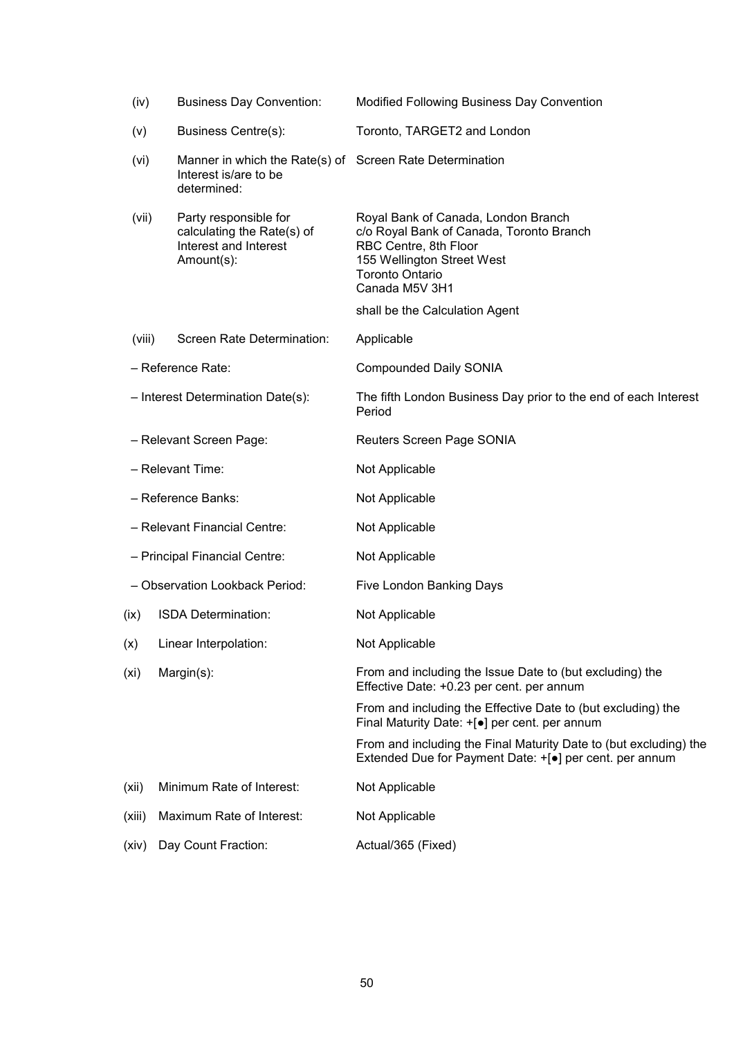| | | |
|---|---|---|
| (iv) | Business Day Convention: | Modified Following Business Day Convention |
| (v) | Business Centre(s): | Toronto, TARGET2 and London |
| (vi) | Manner in which the Rate(s) of Interest is/are to be determined: | Screen Rate Determination |
| (vii) | Party responsible for calculating the Rate(s) of Interest and Interest Amount(s): | Royal Bank of Canada, London Branch<br>c/o Royal Bank of Canada, Toronto Branch<br>RBC Centre, 8th Floor<br>155 Wellington Street West<br>Toronto Ontario<br>Canada M5V 3H1<br><br>shall be the Calculation Agent |
| (viii) | Screen Rate Determination: | Applicable |
| | – Reference Rate: | Compounded Daily SONIA |
| | – Interest Determination Date(s): | The fifth London Business Day prior to the end of each Interest Period |
| | – Relevant Screen Page: | Reuters Screen Page SONIA |
| | – Relevant Time: | Not Applicable |
| | – Reference Banks: | Not Applicable |
| | – Relevant Financial Centre: | Not Applicable |
| | – Principal Financial Centre: | Not Applicable |
| | – Observation Lookback Period: | Five London Banking Days |
| (ix) | ISDA Determination: | Not Applicable |
| (x) | Linear Interpolation: | Not Applicable |
| (xi) | Margin(s): | From and including the Issue Date to (but excluding) the Effective Date: +0.23 per cent. per annum<br><br>From and including the Effective Date to (but excluding) the Final Maturity Date: +[●] per cent. per annum<br><br>From and including the Final Maturity Date to (but excluding) the Extended Due for Payment Date: +[●] per cent. per annum |
| (xii) | Minimum Rate of Interest: | Not Applicable |
| (xiii) | Maximum Rate of Interest: | Not Applicable |
| (xiv) | Day Count Fraction: | Actual/365 (Fixed) |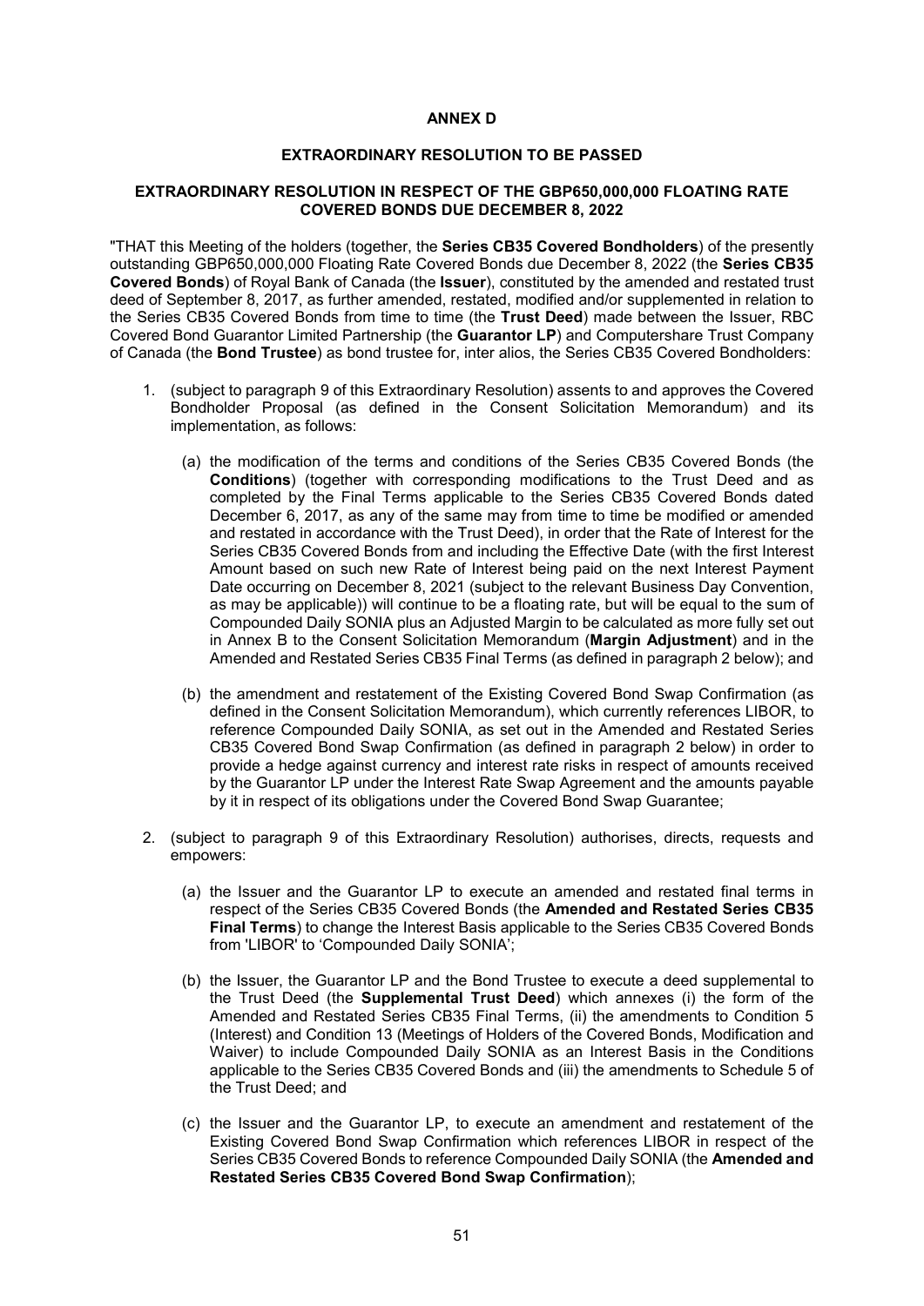## ANNEX D

## EXTRAORDINARY RESOLUTION TO BE PASSED

### EXTRAORDINARY RESOLUTION IN RESPECT OF THE GBP650,000,000 FLOATING RATE COVERED BONDS DUE DECEMBER 8, 2022

"THAT this Meeting of the holders (together, the **Series CB35 Covered Bondholders**) of the presently outstanding GBP650,000,000 Floating Rate Covered Bonds due December 8, 2022 (the **Series CB35 Covered Bonds**) of Royal Bank of Canada (the **Issuer**), constituted by the amended and restated trust deed of September 8, 2017, as further amended, restated, modified and/or supplemented in relation to the Series CB35 Covered Bonds from time to time (the **Trust Deed**) made between the Issuer, RBC Covered Bond Guarantor Limited Partnership (the **Guarantor LP**) and Computershare Trust Company of Canada (the **Bond Trustee**) as bond trustee for, inter alios, the Series CB35 Covered Bondholders:

1. (subject to paragraph 9 of this Extraordinary Resolution) assents to and approves the Covered Bondholder Proposal (as defined in the Consent Solicitation Memorandum) and its implementation, as follows:

   (a) the modification of the terms and conditions of the Series CB35 Covered Bonds (the **Conditions**) (together with corresponding modifications to the Trust Deed and as completed by the Final Terms applicable to the Series CB35 Covered Bonds dated December 6, 2017, as any of the same may from time to time be modified or amended and restated in accordance with the Trust Deed), in order that the Rate of Interest for the Series CB35 Covered Bonds from and including the Effective Date (with the first Interest Amount based on such new Rate of Interest being paid on the next Interest Payment Date occurring on December 8, 2021 (subject to the relevant Business Day Convention, as may be applicable)) will continue to be a floating rate, but will be equal to the sum of Compounded Daily SONIA plus an Adjusted Margin to be calculated as more fully set out in Annex B to the Consent Solicitation Memorandum (**Margin Adjustment**) and in the Amended and Restated Series CB35 Final Terms (as defined in paragraph 2 below); and

   (b) the amendment and restatement of the Existing Covered Bond Swap Confirmation (as defined in the Consent Solicitation Memorandum), which currently references LIBOR, to reference Compounded Daily SONIA, as set out in the Amended and Restated Series CB35 Covered Bond Swap Confirmation (as defined in paragraph 2 below) in order to provide a hedge against currency and interest rate risks in respect of amounts received by the Guarantor LP under the Interest Rate Swap Agreement and the amounts payable by it in respect of its obligations under the Covered Bond Swap Guarantee;

2. (subject to paragraph 9 of this Extraordinary Resolution) authorises, directs, requests and empowers:

   (a) the Issuer and the Guarantor LP to execute an amended and restated final terms in respect of the Series CB35 Covered Bonds (the **Amended and Restated Series CB35 Final Terms**) to change the Interest Basis applicable to the Series CB35 Covered Bonds from 'LIBOR' to 'Compounded Daily SONIA';

   (b) the Issuer, the Guarantor LP and the Bond Trustee to execute a deed supplemental to the Trust Deed (the **Supplemental Trust Deed**) which annexes (i) the form of the Amended and Restated Series CB35 Final Terms, (ii) the amendments to Condition 5 (Interest) and Condition 13 (Meetings of Holders of the Covered Bonds, Modification and Waiver) to include Compounded Daily SONIA as an Interest Basis in the Conditions applicable to the Series CB35 Covered Bonds and (iii) the amendments to Schedule 5 of the Trust Deed; and

   (c) the Issuer and the Guarantor LP, to execute an amendment and restatement of the Existing Covered Bond Swap Confirmation which references LIBOR in respect of the Series CB35 Covered Bonds to reference Compounded Daily SONIA (the **Amended and Restated Series CB35 Covered Bond Swap Confirmation**);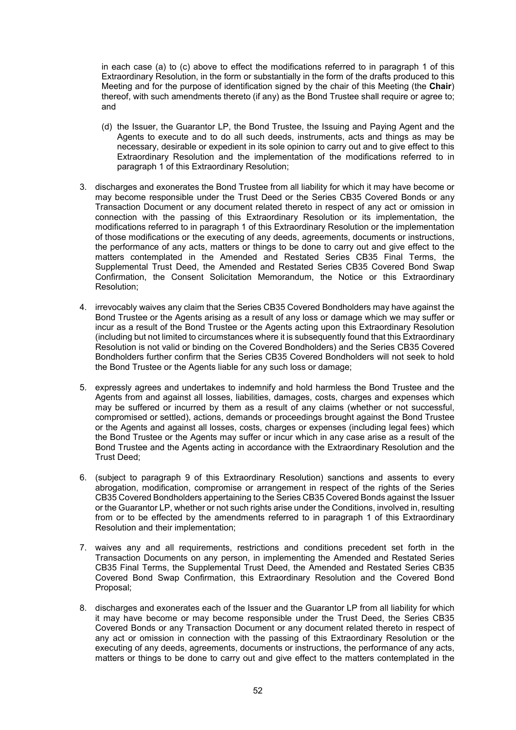in each case (a) to (c) above to effect the modifications referred to in paragraph 1 of this Extraordinary Resolution, in the form or substantially in the form of the drafts produced to this Meeting and for the purpose of identification signed by the chair of this Meeting (the **Chair**) thereof, with such amendments thereto (if any) as the Bond Trustee shall require or agree to; and

(d) the Issuer, the Guarantor LP, the Bond Trustee, the Issuing and Paying Agent and the Agents to execute and to do all such deeds, instruments, acts and things as may be necessary, desirable or expedient in its sole opinion to carry out and to give effect to this Extraordinary Resolution and the implementation of the modifications referred to in paragraph 1 of this Extraordinary Resolution;

3. discharges and exonerates the Bond Trustee from all liability for which it may have become or may become responsible under the Trust Deed or the Series CB35 Covered Bonds or any Transaction Document or any document related thereto in respect of any act or omission in connection with the passing of this Extraordinary Resolution or its implementation, the modifications referred to in paragraph 1 of this Extraordinary Resolution or the implementation of those modifications or the executing of any deeds, agreements, documents or instructions, the performance of any acts, matters or things to be done to carry out and give effect to the matters contemplated in the Amended and Restated Series CB35 Final Terms, the Supplemental Trust Deed, the Amended and Restated Series CB35 Covered Bond Swap Confirmation, the Consent Solicitation Memorandum, the Notice or this Extraordinary Resolution;

4. irrevocably waives any claim that the Series CB35 Covered Bondholders may have against the Bond Trustee or the Agents arising as a result of any loss or damage which we may suffer or incur as a result of the Bond Trustee or the Agents acting upon this Extraordinary Resolution (including but not limited to circumstances where it is subsequently found that this Extraordinary Resolution is not valid or binding on the Covered Bondholders) and the Series CB35 Covered Bondholders further confirm that the Series CB35 Covered Bondholders will not seek to hold the Bond Trustee or the Agents liable for any such loss or damage;

5. expressly agrees and undertakes to indemnify and hold harmless the Bond Trustee and the Agents from and against all losses, liabilities, damages, costs, charges and expenses which may be suffered or incurred by them as a result of any claims (whether or not successful, compromised or settled), actions, demands or proceedings brought against the Bond Trustee or the Agents and against all losses, costs, charges or expenses (including legal fees) which the Bond Trustee or the Agents may suffer or incur which in any case arise as a result of the Bond Trustee and the Agents acting in accordance with the Extraordinary Resolution and the Trust Deed;

6. (subject to paragraph 9 of this Extraordinary Resolution) sanctions and assents to every abrogation, modification, compromise or arrangement in respect of the rights of the Series CB35 Covered Bondholders appertaining to the Series CB35 Covered Bonds against the Issuer or the Guarantor LP, whether or not such rights arise under the Conditions, involved in, resulting from or to be effected by the amendments referred to in paragraph 1 of this Extraordinary Resolution and their implementation;

7. waives any and all requirements, restrictions and conditions precedent set forth in the Transaction Documents on any person, in implementing the Amended and Restated Series CB35 Final Terms, the Supplemental Trust Deed, the Amended and Restated Series CB35 Covered Bond Swap Confirmation, this Extraordinary Resolution and the Covered Bond Proposal;

8. discharges and exonerates each of the Issuer and the Guarantor LP from all liability for which it may have become or may become responsible under the Trust Deed, the Series CB35 Covered Bonds or any Transaction Document or any document related thereto in respect of any act or omission in connection with the passing of this Extraordinary Resolution or the executing of any deeds, agreements, documents or instructions, the performance of any acts, matters or things to be done to carry out and give effect to the matters contemplated in the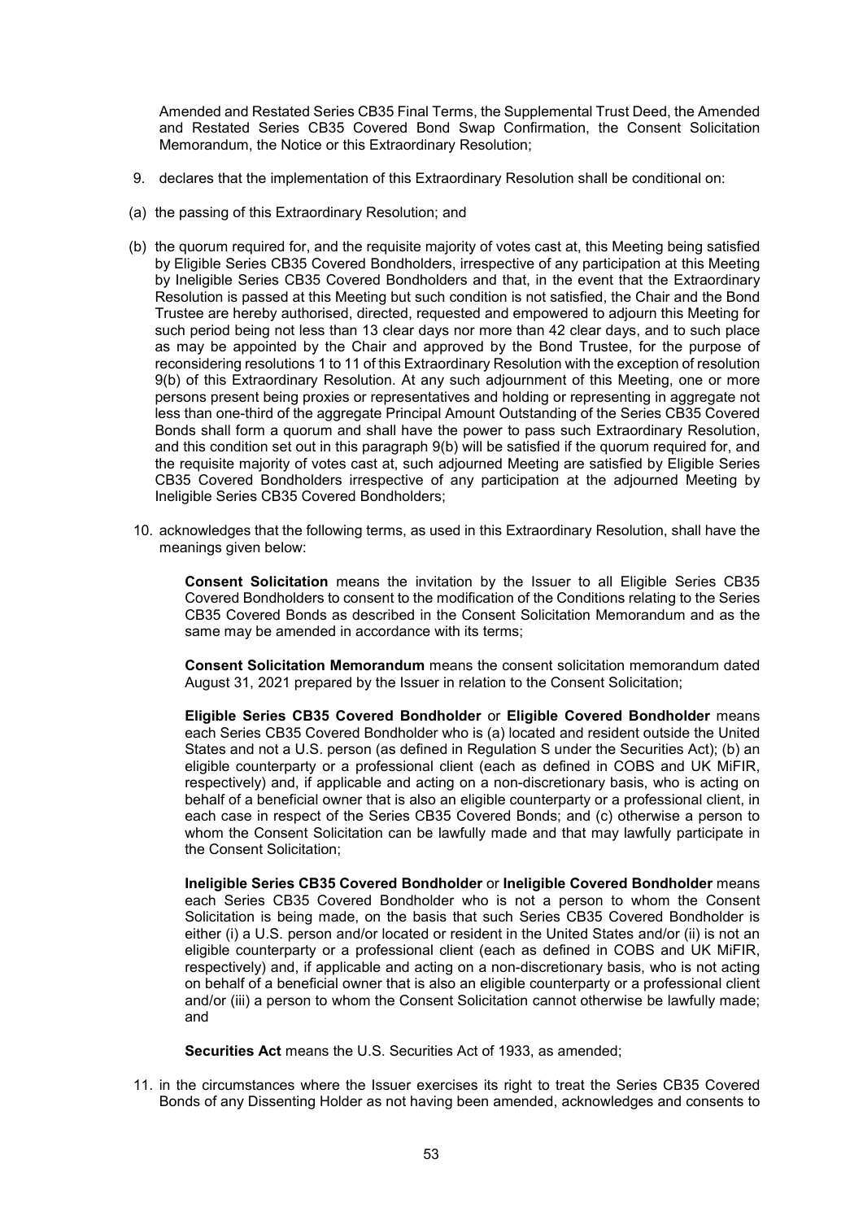Amended and Restated Series CB35 Final Terms, the Supplemental Trust Deed, the Amended and Restated Series CB35 Covered Bond Swap Confirmation, the Consent Solicitation Memorandum, the Notice or this Extraordinary Resolution;

9. declares that the implementation of this Extraordinary Resolution shall be conditional on:

(a) the passing of this Extraordinary Resolution; and

(b) the quorum required for, and the requisite majority of votes cast at, this Meeting being satisfied by Eligible Series CB35 Covered Bondholders, irrespective of any participation at this Meeting by Ineligible Series CB35 Covered Bondholders and that, in the event that the Extraordinary Resolution is passed at this Meeting but such condition is not satisfied, the Chair and the Bond Trustee are hereby authorised, directed, requested and empowered to adjourn this Meeting for such period being not less than 13 clear days nor more than 42 clear days, and to such place as may be appointed by the Chair and approved by the Bond Trustee, for the purpose of reconsidering resolutions 1 to 11 of this Extraordinary Resolution with the exception of resolution 9(b) of this Extraordinary Resolution. At any such adjournment of this Meeting, one or more persons present being proxies or representatives and holding or representing in aggregate not less than one-third of the aggregate Principal Amount Outstanding of the Series CB35 Covered Bonds shall form a quorum and shall have the power to pass such Extraordinary Resolution, and this condition set out in this paragraph 9(b) will be satisfied if the quorum required for, and the requisite majority of votes cast at, such adjourned Meeting are satisfied by Eligible Series CB35 Covered Bondholders irrespective of any participation at the adjourned Meeting by Ineligible Series CB35 Covered Bondholders;

10. acknowledges that the following terms, as used in this Extraordinary Resolution, shall have the meanings given below:

    **Consent Solicitation** means the invitation by the Issuer to all Eligible Series CB35 Covered Bondholders to consent to the modification of the Conditions relating to the Series CB35 Covered Bonds as described in the Consent Solicitation Memorandum and as the same may be amended in accordance with its terms;

    **Consent Solicitation Memorandum** means the consent solicitation memorandum dated August 31, 2021 prepared by the Issuer in relation to the Consent Solicitation;

    **Eligible Series CB35 Covered Bondholder** or **Eligible Covered Bondholder** means each Series CB35 Covered Bondholder who is (a) located and resident outside the United States and not a U.S. person (as defined in Regulation S under the Securities Act); (b) an eligible counterparty or a professional client (each as defined in COBS and UK MiFIR, respectively) and, if applicable and acting on a non-discretionary basis, who is acting on behalf of a beneficial owner that is also an eligible counterparty or a professional client, in each case in respect of the Series CB35 Covered Bonds; and (c) otherwise a person to whom the Consent Solicitation can be lawfully made and that may lawfully participate in the Consent Solicitation;

    **Ineligible Series CB35 Covered Bondholder** or **Ineligible Covered Bondholder** means each Series CB35 Covered Bondholder who is not a person to whom the Consent Solicitation is being made, on the basis that such Series CB35 Covered Bondholder is either (i) a U.S. person and/or located or resident in the United States and/or (ii) is not an eligible counterparty or a professional client (each as defined in COBS and UK MiFIR, respectively) and, if applicable and acting on a non-discretionary basis, who is not acting on behalf of a beneficial owner that is also an eligible counterparty or a professional client and/or (iii) a person to whom the Consent Solicitation cannot otherwise be lawfully made; and

    **Securities Act** means the U.S. Securities Act of 1933, as amended;

11. in the circumstances where the Issuer exercises its right to treat the Series CB35 Covered Bonds of any Dissenting Holder as not having been amended, acknowledges and consents to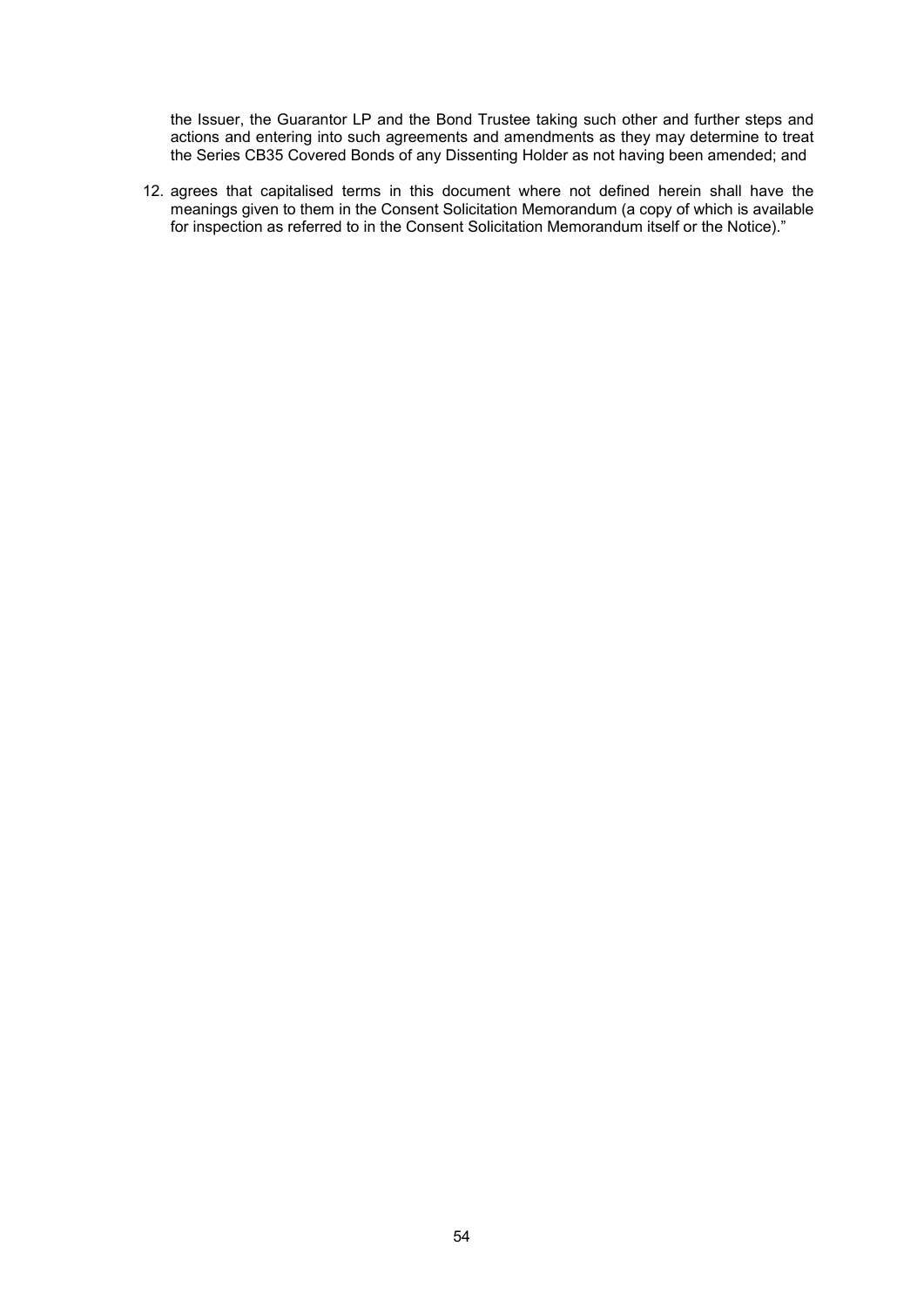the Issuer, the Guarantor LP and the Bond Trustee taking such other and further steps and actions and entering into such agreements and amendments as they may determine to treat the Series CB35 Covered Bonds of any Dissenting Holder as not having been amended; and

12. agrees that capitalised terms in this document where not defined herein shall have the meanings given to them in the Consent Solicitation Memorandum (a copy of which is available for inspection as referred to in the Consent Solicitation Memorandum itself or the Notice)."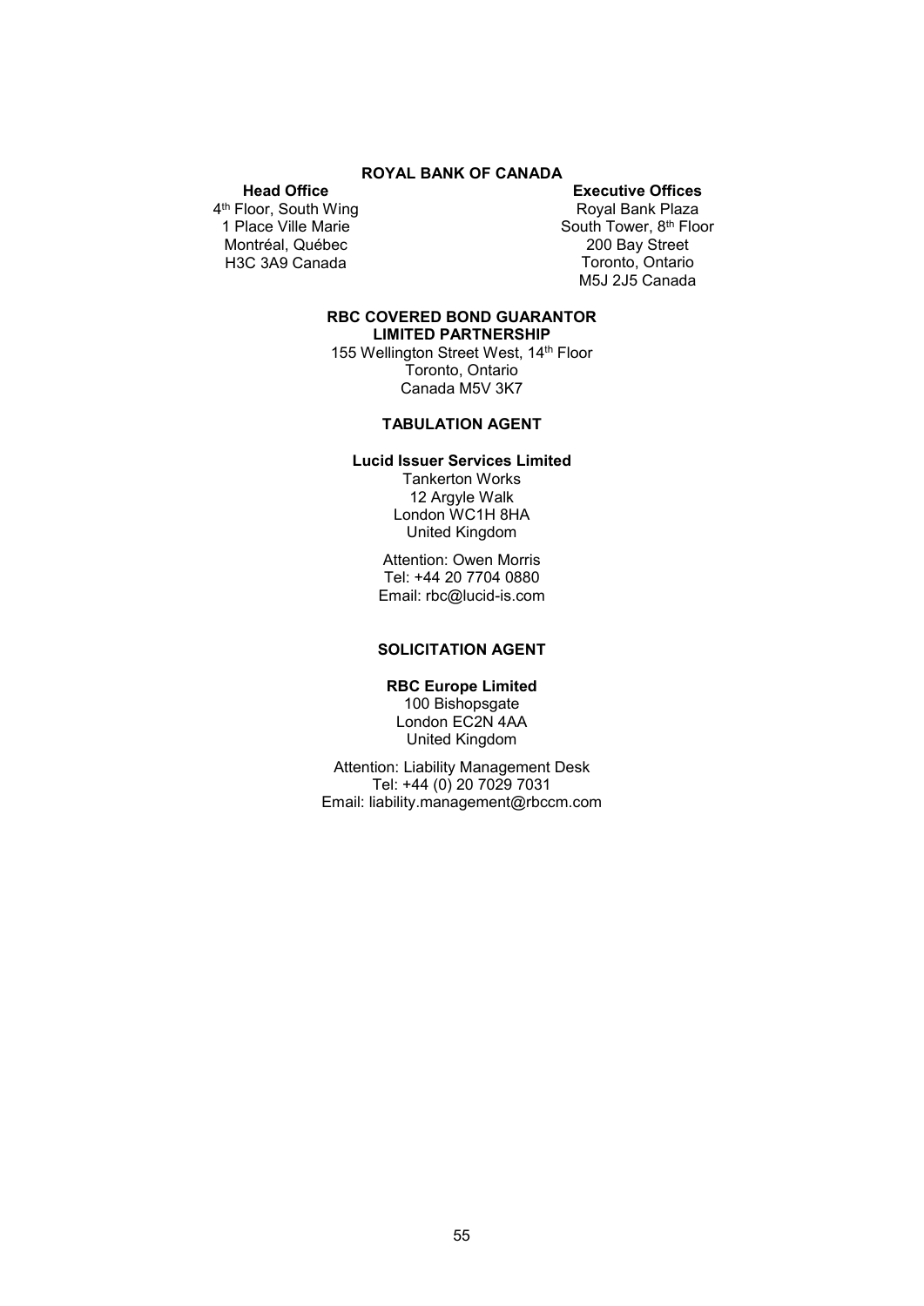**ROYAL BANK OF CANADA**

**Head Office**
4th Floor, South Wing
1 Place Ville Marie
Montréal, Québec
H3C 3A9 Canada

**Executive Offices**
Royal Bank Plaza
South Tower, 8th Floor
200 Bay Street
Toronto, Ontario
M5J 2J5 Canada

**RBC COVERED BOND GUARANTOR LIMITED PARTNERSHIP**
155 Wellington Street West, 14th Floor
Toronto, Ontario
Canada M5V 3K7

**TABULATION AGENT**

**Lucid Issuer Services Limited**
Tankerton Works
12 Argyle Walk
London WC1H 8HA
United Kingdom

Attention: Owen Morris
Tel: +44 20 7704 0880
Email: rbc@lucid-is.com

**SOLICITATION AGENT**

**RBC Europe Limited**
100 Bishopsgate
London EC2N 4AA
United Kingdom

Attention: Liability Management Desk
Tel: +44 (0) 20 7029 7031
Email: liability.management@rbccm.com